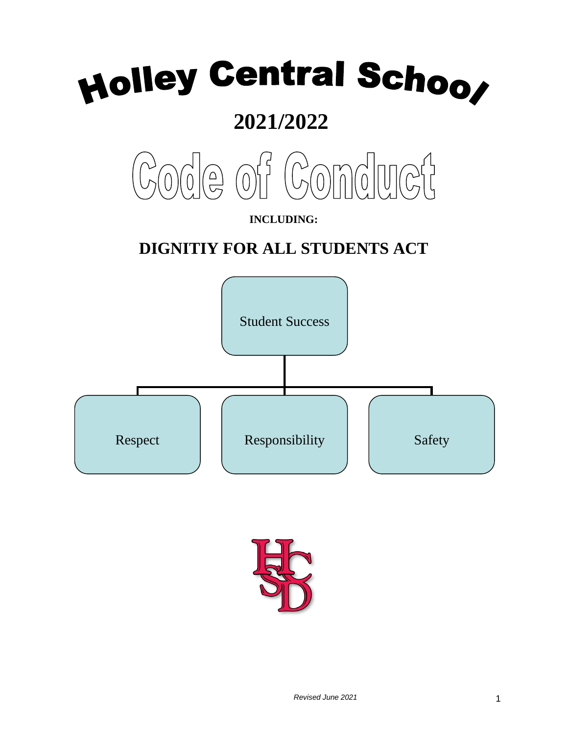# Holley Central School

## 2021/2022

# Code of Conduct

**INCLUDING:**

## DIGNITIY FOR ALL STUDENTS ACT

Student Success

Respect

Responsibility

Safety

*Revised June 2021*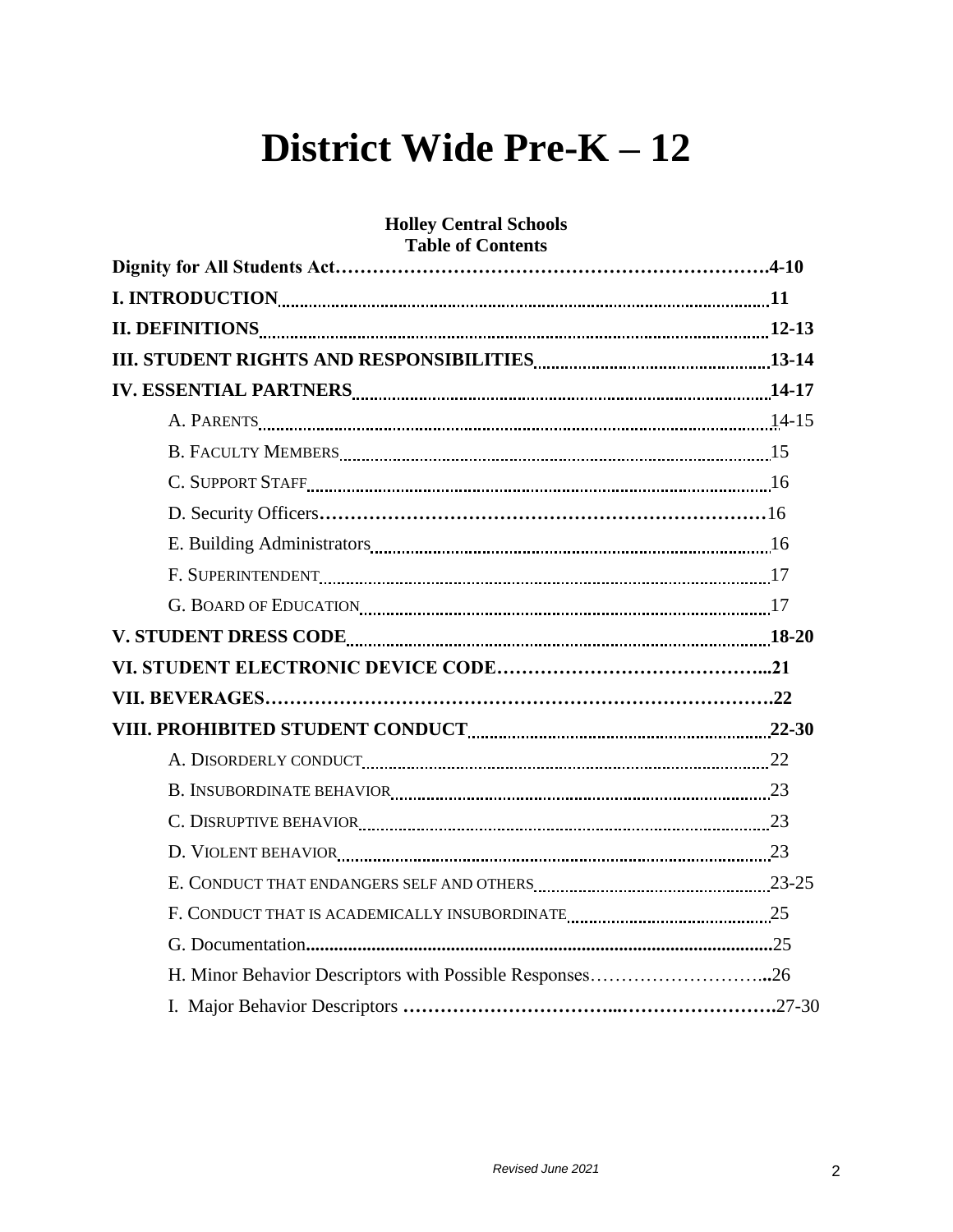# District Wide Pre-K – 12

**Holley Central Schools**
**Table of Contents**

**Dignity for All Students Act……………………………………………………………4-10**

**I. INTRODUCTION .......................................................................................... 11**

**II. DEFINITIONS ............................................................................................ 12-13**

**III. STUDENT RIGHTS AND RESPONSIBILITIES ................................................ 13-14**

**IV. ESSENTIAL PARTNERS .............................................................................. 14-17**

- A. PARENTS ............................................................................................ 14-15
- B. FACULTY MEMBERS ............................................................................. 15
- C. SUPPORT STAFF .................................................................................. 16
- D. Security Officers………………………………………………………………16
- E. Building Administrators ......................................................................... 16
- F. SUPERINTENDENT ............................................................................... 17
- G. BOARD OF EDUCATION ........................................................................ 17

**V. STUDENT DRESS CODE .............................................................................. 18-20**

**VI. STUDENT ELECTRONIC DEVICE CODE……………………………………...21**

**VII. BEVERAGES………………………………………………………………………….22**

**VIII. PROHIBITED STUDENT CONDUCT ............................................................ 22-30**

- A. DISORDERLY CONDUCT ........................................................................ 22
- B. INSUBORDINATE BEHAVIOR .................................................................. 23
- C. DISRUPTIVE BEHAVIOR ......................................................................... 23
- D. VIOLENT BEHAVIOR .............................................................................. 23
- E. CONDUCT THAT ENDANGERS SELF AND OTHERS ..................................... 23-25
- F. CONDUCT THAT IS ACADEMICALLY INSUBORDINATE .................................. 25
- G. Documentation...................................................................................... 25
- H. Minor Behavior Descriptors with Possible Responses………………………...26
- I. Major Behavior Descriptors ………………………………...…………………….27-30

*Revised June 2021*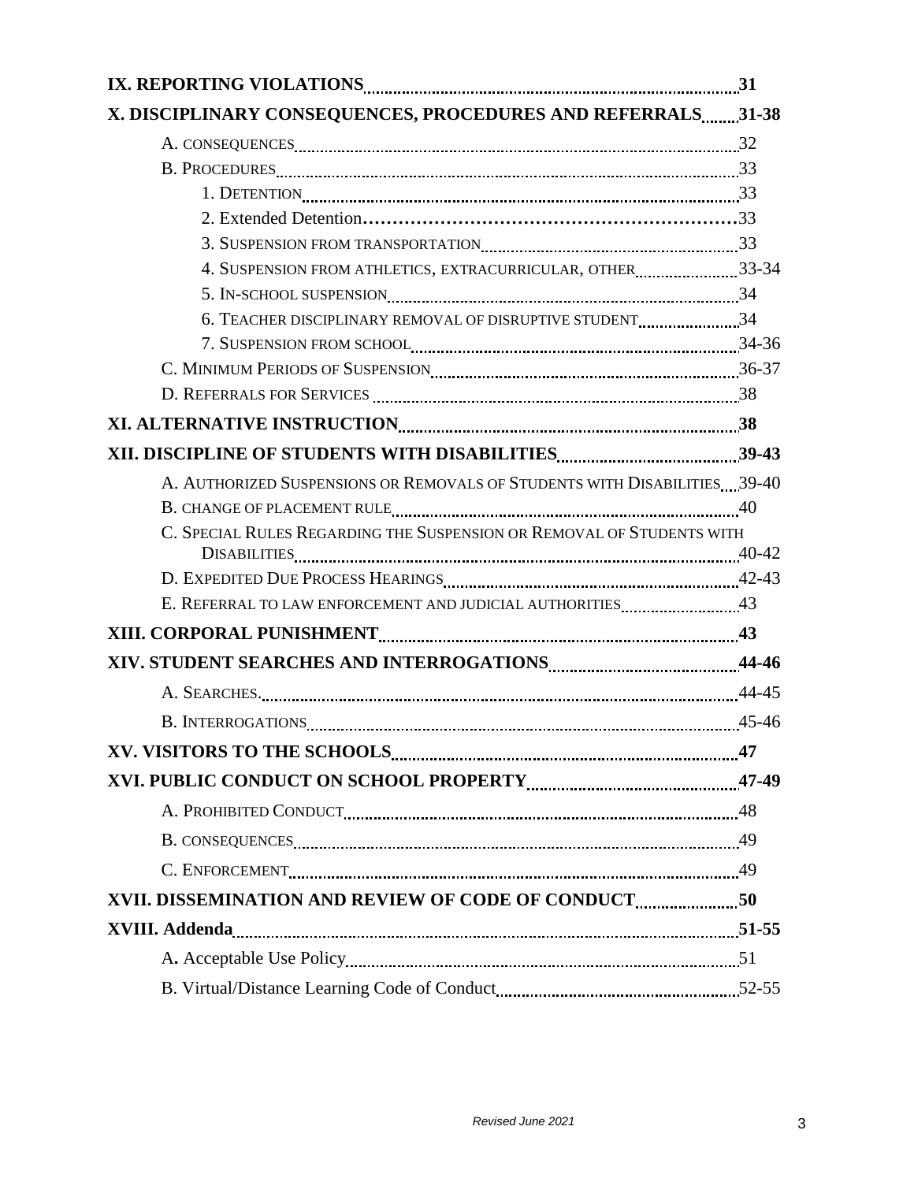**IX. REPORTING VIOLATIONS** .......... **31**

**X. DISCIPLINARY CONSEQUENCES, PROCEDURES AND REFERRALS** .......... **31-38**

- A. CONSEQUENCES .......... 32
- B. PROCEDURES .......... 33
  - 1. DETENTION .......... 33
  - 2. Extended Detention .......... 33
  - 3. SUSPENSION FROM TRANSPORTATION .......... 33
  - 4. SUSPENSION FROM ATHLETICS, EXTRACURRICULAR, OTHER .......... 33-34
  - 5. IN-SCHOOL SUSPENSION .......... 34
  - 6. TEACHER DISCIPLINARY REMOVAL OF DISRUPTIVE STUDENT .......... 34
  - 7. SUSPENSION FROM SCHOOL .......... 34-36
- C. MINIMUM PERIODS OF SUSPENSION .......... 36-37
- D. REFERRALS FOR SERVICES .......... 38

**XI. ALTERNATIVE INSTRUCTION** .......... **38**

**XII. DISCIPLINE OF STUDENTS WITH DISABILITIES** .......... **39-43**

- A. AUTHORIZED SUSPENSIONS OR REMOVALS OF STUDENTS WITH DISABILITIES .......... 39-40
- B. CHANGE OF PLACEMENT RULE .......... 40
- C. SPECIAL RULES REGARDING THE SUSPENSION OR REMOVAL OF STUDENTS WITH DISABILITIES .......... 40-42
- D. EXPEDITED DUE PROCESS HEARINGS .......... 42-43
- E. REFERRAL TO LAW ENFORCEMENT AND JUDICIAL AUTHORITIES .......... 43

**XIII. CORPORAL PUNISHMENT** .......... **43**

**XIV. STUDENT SEARCHES AND INTERROGATIONS** .......... **44-46**

- A. SEARCHES. .......... 44-45
- B. INTERROGATIONS .......... 45-46

**XV. VISITORS TO THE SCHOOLS** .......... **47**

**XVI. PUBLIC CONDUCT ON SCHOOL PROPERTY** .......... **47-49**

- A. PROHIBITED CONDUCT .......... 48
- B. CONSEQUENCES .......... 49
- C. ENFORCEMENT .......... 49

**XVII. DISSEMINATION AND REVIEW OF CODE OF CONDUCT** .......... **50**

**XVIII. Addenda** .......... **51-55**

- A. Acceptable Use Policy .......... 51
- B. Virtual/Distance Learning Code of Conduct .......... 52-55

*Revised June 2021*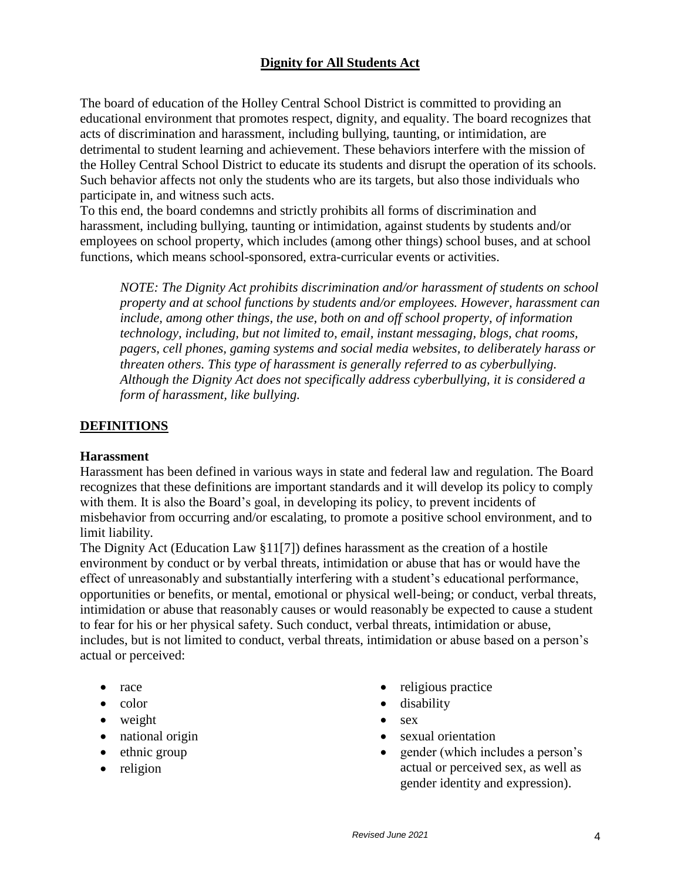## Dignity for All Students Act

The board of education of the Holley Central School District is committed to providing an educational environment that promotes respect, dignity, and equality. The board recognizes that acts of discrimination and harassment, including bullying, taunting, or intimidation, are detrimental to student learning and achievement. These behaviors interfere with the mission of the Holley Central School District to educate its students and disrupt the operation of its schools. Such behavior affects not only the students who are its targets, but also those individuals who participate in, and witness such acts.

To this end, the board condemns and strictly prohibits all forms of discrimination and harassment, including bullying, taunting or intimidation, against students by students and/or employees on school property, which includes (among other things) school buses, and at school functions, which means school-sponsored, extra-curricular events or activities.

> *NOTE: The Dignity Act prohibits discrimination and/or harassment of students on school property and at school functions by students and/or employees. However, harassment can include, among other things, the use, both on and off school property, of information technology, including, but not limited to, email, instant messaging, blogs, chat rooms, pagers, cell phones, gaming systems and social media websites, to deliberately harass or threaten others. This type of harassment is generally referred to as cyberbullying. Although the Dignity Act does not specifically address cyberbullying, it is considered a form of harassment, like bullying.*

## DEFINITIONS

### Harassment

Harassment has been defined in various ways in state and federal law and regulation. The Board recognizes that these definitions are important standards and it will develop its policy to comply with them. It is also the Board's goal, in developing its policy, to prevent incidents of misbehavior from occurring and/or escalating, to promote a positive school environment, and to limit liability.

The Dignity Act (Education Law §11[7]) defines harassment as the creation of a hostile environment by conduct or by verbal threats, intimidation or abuse that has or would have the effect of unreasonably and substantially interfering with a student's educational performance, opportunities or benefits, or mental, emotional or physical well-being; or conduct, verbal threats, intimidation or abuse that reasonably causes or would reasonably be expected to cause a student to fear for his or her physical safety. Such conduct, verbal threats, intimidation or abuse, includes, but is not limited to conduct, verbal threats, intimidation or abuse based on a person's actual or perceived:

- race
- color
- weight
- national origin
- ethnic group
- religion
- religious practice
- disability
- sex
- sexual orientation
- gender (which includes a person's actual or perceived sex, as well as gender identity and expression).

*Revised June 2021*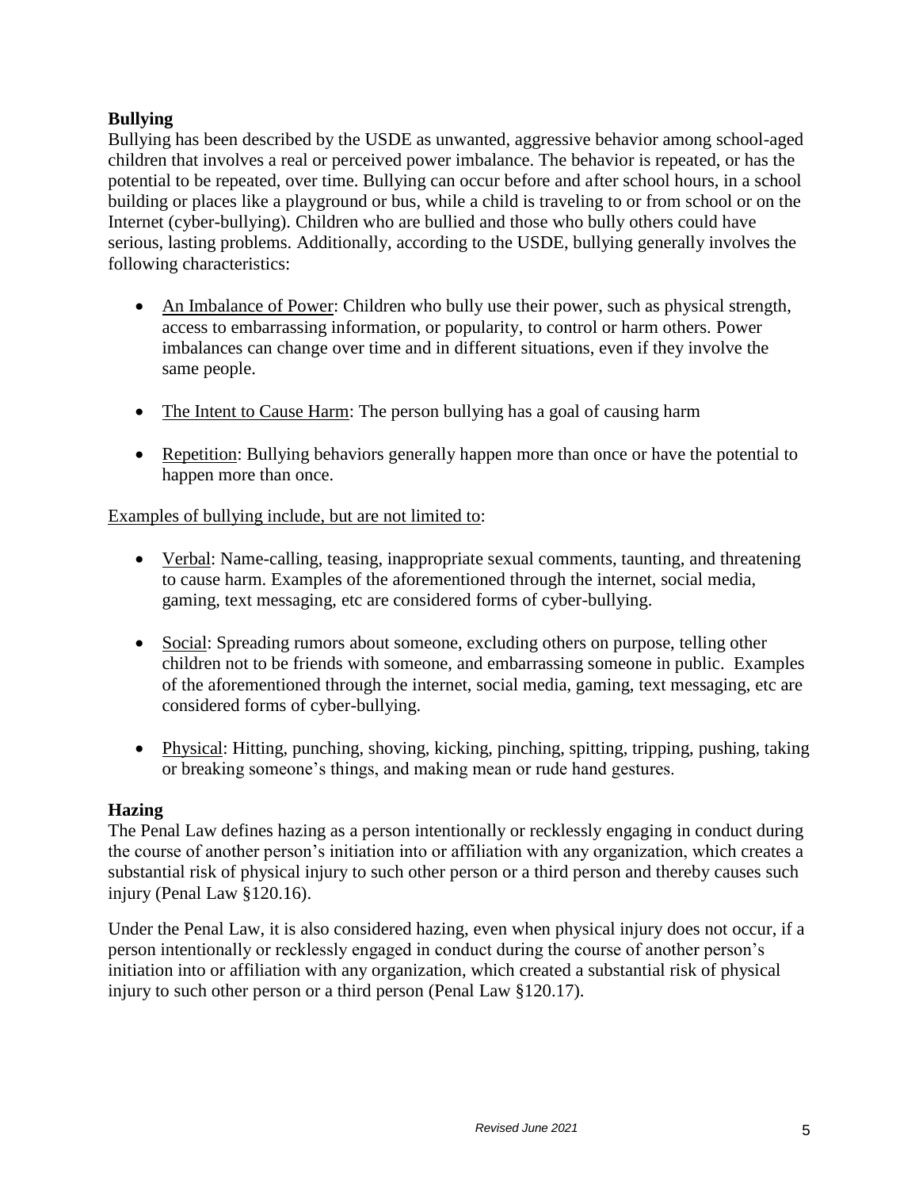**Bullying**

Bullying has been described by the USDE as unwanted, aggressive behavior among school-aged children that involves a real or perceived power imbalance. The behavior is repeated, or has the potential to be repeated, over time. Bullying can occur before and after school hours, in a school building or places like a playground or bus, while a child is traveling to or from school or on the Internet (cyber-bullying). Children who are bullied and those who bully others could have serious, lasting problems. Additionally, according to the USDE, bullying generally involves the following characteristics:

- An Imbalance of Power: Children who bully use their power, such as physical strength, access to embarrassing information, or popularity, to control or harm others. Power imbalances can change over time and in different situations, even if they involve the same people.
- The Intent to Cause Harm: The person bullying has a goal of causing harm
- Repetition: Bullying behaviors generally happen more than once or have the potential to happen more than once.

Examples of bullying include, but are not limited to:

- Verbal: Name-calling, teasing, inappropriate sexual comments, taunting, and threatening to cause harm. Examples of the aforementioned through the internet, social media, gaming, text messaging, etc are considered forms of cyber-bullying.
- Social: Spreading rumors about someone, excluding others on purpose, telling other children not to be friends with someone, and embarrassing someone in public. Examples of the aforementioned through the internet, social media, gaming, text messaging, etc are considered forms of cyber-bullying.
- Physical: Hitting, punching, shoving, kicking, pinching, spitting, tripping, pushing, taking or breaking someone's things, and making mean or rude hand gestures.

**Hazing**

The Penal Law defines hazing as a person intentionally or recklessly engaging in conduct during the course of another person's initiation into or affiliation with any organization, which creates a substantial risk of physical injury to such other person or a third person and thereby causes such injury (Penal Law §120.16).

Under the Penal Law, it is also considered hazing, even when physical injury does not occur, if a person intentionally or recklessly engaged in conduct during the course of another person's initiation into or affiliation with any organization, which created a substantial risk of physical injury to such other person or a third person (Penal Law §120.17).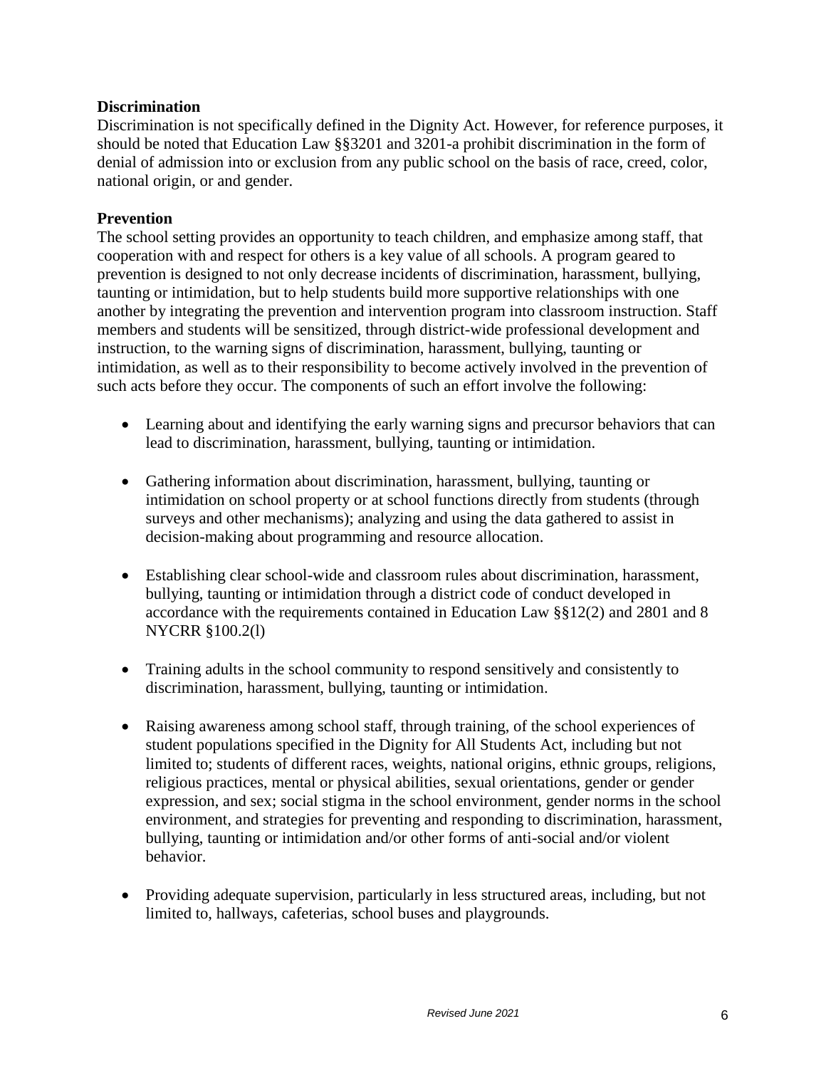**Discrimination**

Discrimination is not specifically defined in the Dignity Act. However, for reference purposes, it should be noted that Education Law §§3201 and 3201-a prohibit discrimination in the form of denial of admission into or exclusion from any public school on the basis of race, creed, color, national origin, or and gender.

**Prevention**

The school setting provides an opportunity to teach children, and emphasize among staff, that cooperation with and respect for others is a key value of all schools. A program geared to prevention is designed to not only decrease incidents of discrimination, harassment, bullying, taunting or intimidation, but to help students build more supportive relationships with one another by integrating the prevention and intervention program into classroom instruction. Staff members and students will be sensitized, through district-wide professional development and instruction, to the warning signs of discrimination, harassment, bullying, taunting or intimidation, as well as to their responsibility to become actively involved in the prevention of such acts before they occur. The components of such an effort involve the following:

- Learning about and identifying the early warning signs and precursor behaviors that can lead to discrimination, harassment, bullying, taunting or intimidation.
- Gathering information about discrimination, harassment, bullying, taunting or intimidation on school property or at school functions directly from students (through surveys and other mechanisms); analyzing and using the data gathered to assist in decision-making about programming and resource allocation.
- Establishing clear school-wide and classroom rules about discrimination, harassment, bullying, taunting or intimidation through a district code of conduct developed in accordance with the requirements contained in Education Law §§12(2) and 2801 and 8 NYCRR §100.2(l)
- Training adults in the school community to respond sensitively and consistently to discrimination, harassment, bullying, taunting or intimidation.
- Raising awareness among school staff, through training, of the school experiences of student populations specified in the Dignity for All Students Act, including but not limited to; students of different races, weights, national origins, ethnic groups, religions, religious practices, mental or physical abilities, sexual orientations, gender or gender expression, and sex; social stigma in the school environment, gender norms in the school environment, and strategies for preventing and responding to discrimination, harassment, bullying, taunting or intimidation and/or other forms of anti-social and/or violent behavior.
- Providing adequate supervision, particularly in less structured areas, including, but not limited to, hallways, cafeterias, school buses and playgrounds.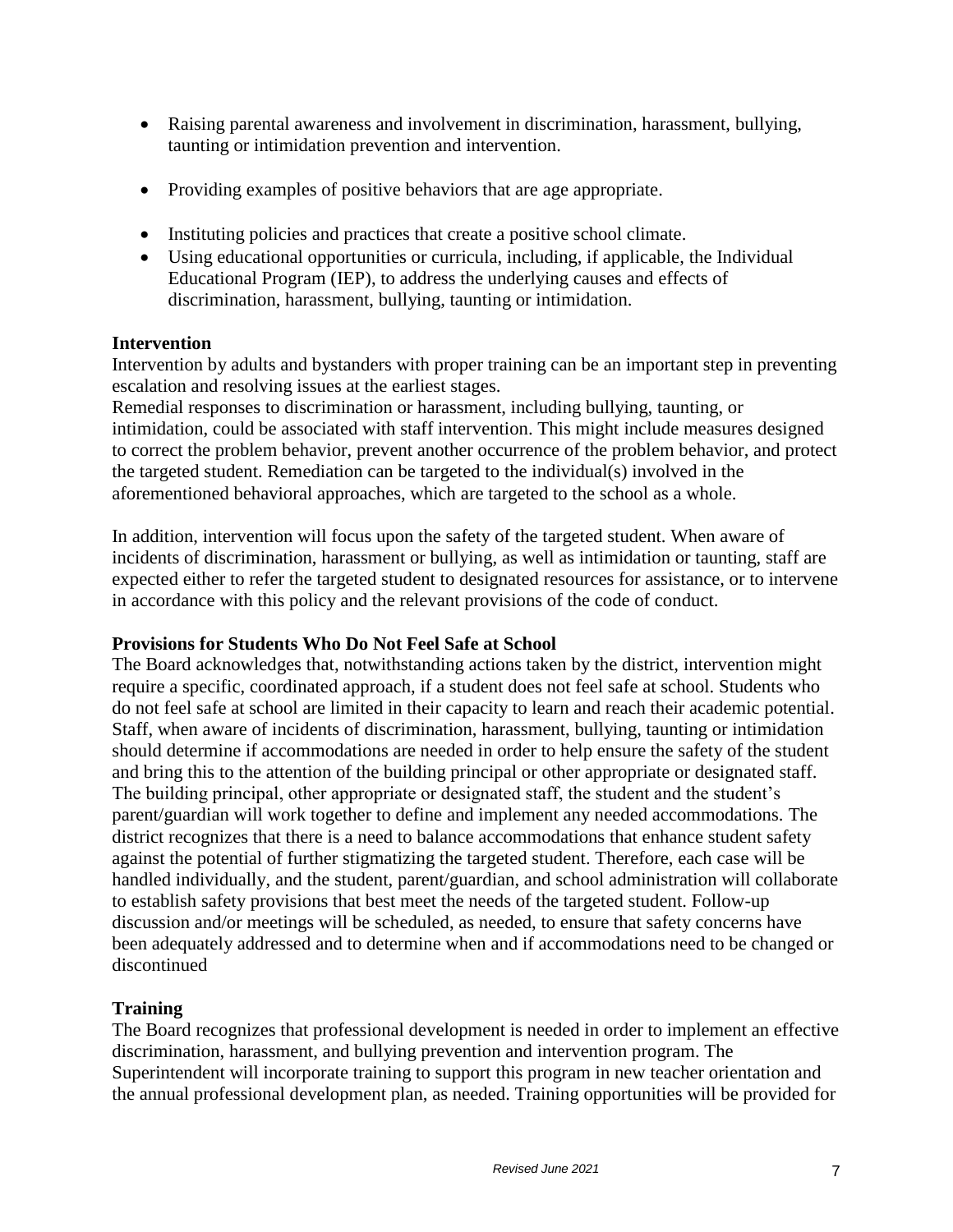- Raising parental awareness and involvement in discrimination, harassment, bullying, taunting or intimidation prevention and intervention.
- Providing examples of positive behaviors that are age appropriate.
- Instituting policies and practices that create a positive school climate.
- Using educational opportunities or curricula, including, if applicable, the Individual Educational Program (IEP), to address the underlying causes and effects of discrimination, harassment, bullying, taunting or intimidation.

**Intervention**

Intervention by adults and bystanders with proper training can be an important step in preventing escalation and resolving issues at the earliest stages.

Remedial responses to discrimination or harassment, including bullying, taunting, or intimidation, could be associated with staff intervention. This might include measures designed to correct the problem behavior, prevent another occurrence of the problem behavior, and protect the targeted student. Remediation can be targeted to the individual(s) involved in the aforementioned behavioral approaches, which are targeted to the school as a whole.

In addition, intervention will focus upon the safety of the targeted student. When aware of incidents of discrimination, harassment or bullying, as well as intimidation or taunting, staff are expected either to refer the targeted student to designated resources for assistance, or to intervene in accordance with this policy and the relevant provisions of the code of conduct.

**Provisions for Students Who Do Not Feel Safe at School**

The Board acknowledges that, notwithstanding actions taken by the district, intervention might require a specific, coordinated approach, if a student does not feel safe at school. Students who do not feel safe at school are limited in their capacity to learn and reach their academic potential. Staff, when aware of incidents of discrimination, harassment, bullying, taunting or intimidation should determine if accommodations are needed in order to help ensure the safety of the student and bring this to the attention of the building principal or other appropriate or designated staff. The building principal, other appropriate or designated staff, the student and the student's parent/guardian will work together to define and implement any needed accommodations. The district recognizes that there is a need to balance accommodations that enhance student safety against the potential of further stigmatizing the targeted student. Therefore, each case will be handled individually, and the student, parent/guardian, and school administration will collaborate to establish safety provisions that best meet the needs of the targeted student. Follow-up discussion and/or meetings will be scheduled, as needed, to ensure that safety concerns have been adequately addressed and to determine when and if accommodations need to be changed or discontinued

**Training**

The Board recognizes that professional development is needed in order to implement an effective discrimination, harassment, and bullying prevention and intervention program. The Superintendent will incorporate training to support this program in new teacher orientation and the annual professional development plan, as needed. Training opportunities will be provided for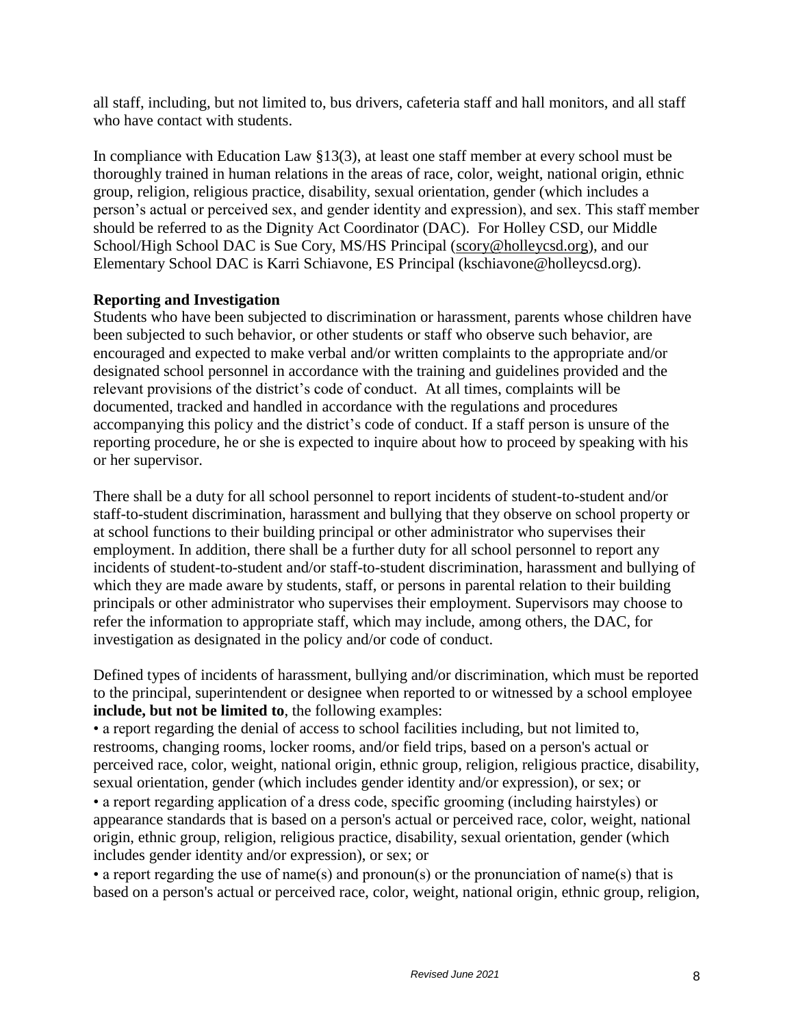all staff, including, but not limited to, bus drivers, cafeteria staff and hall monitors, and all staff who have contact with students.

In compliance with Education Law §13(3), at least one staff member at every school must be thoroughly trained in human relations in the areas of race, color, weight, national origin, ethnic group, religion, religious practice, disability, sexual orientation, gender (which includes a person's actual or perceived sex, and gender identity and expression), and sex. This staff member should be referred to as the Dignity Act Coordinator (DAC). For Holley CSD, our Middle School/High School DAC is Sue Cory, MS/HS Principal (scory@holleycsd.org), and our Elementary School DAC is Karri Schiavone, ES Principal (kschiavone@holleycsd.org).

**Reporting and Investigation**

Students who have been subjected to discrimination or harassment, parents whose children have been subjected to such behavior, or other students or staff who observe such behavior, are encouraged and expected to make verbal and/or written complaints to the appropriate and/or designated school personnel in accordance with the training and guidelines provided and the relevant provisions of the district's code of conduct. At all times, complaints will be documented, tracked and handled in accordance with the regulations and procedures accompanying this policy and the district's code of conduct. If a staff person is unsure of the reporting procedure, he or she is expected to inquire about how to proceed by speaking with his or her supervisor.

There shall be a duty for all school personnel to report incidents of student-to-student and/or staff-to-student discrimination, harassment and bullying that they observe on school property or at school functions to their building principal or other administrator who supervises their employment. In addition, there shall be a further duty for all school personnel to report any incidents of student-to-student and/or staff-to-student discrimination, harassment and bullying of which they are made aware by students, staff, or persons in parental relation to their building principals or other administrator who supervises their employment. Supervisors may choose to refer the information to appropriate staff, which may include, among others, the DAC, for investigation as designated in the policy and/or code of conduct.

Defined types of incidents of harassment, bullying and/or discrimination, which must be reported to the principal, superintendent or designee when reported to or witnessed by a school employee **include, but not be limited to**, the following examples:

- a report regarding the denial of access to school facilities including, but not limited to, restrooms, changing rooms, locker rooms, and/or field trips, based on a person's actual or perceived race, color, weight, national origin, ethnic group, religion, religious practice, disability, sexual orientation, gender (which includes gender identity and/or expression), or sex; or
- a report regarding application of a dress code, specific grooming (including hairstyles) or appearance standards that is based on a person's actual or perceived race, color, weight, national origin, ethnic group, religion, religious practice, disability, sexual orientation, gender (which includes gender identity and/or expression), or sex; or
- a report regarding the use of name(s) and pronoun(s) or the pronunciation of name(s) that is based on a person's actual or perceived race, color, weight, national origin, ethnic group, religion,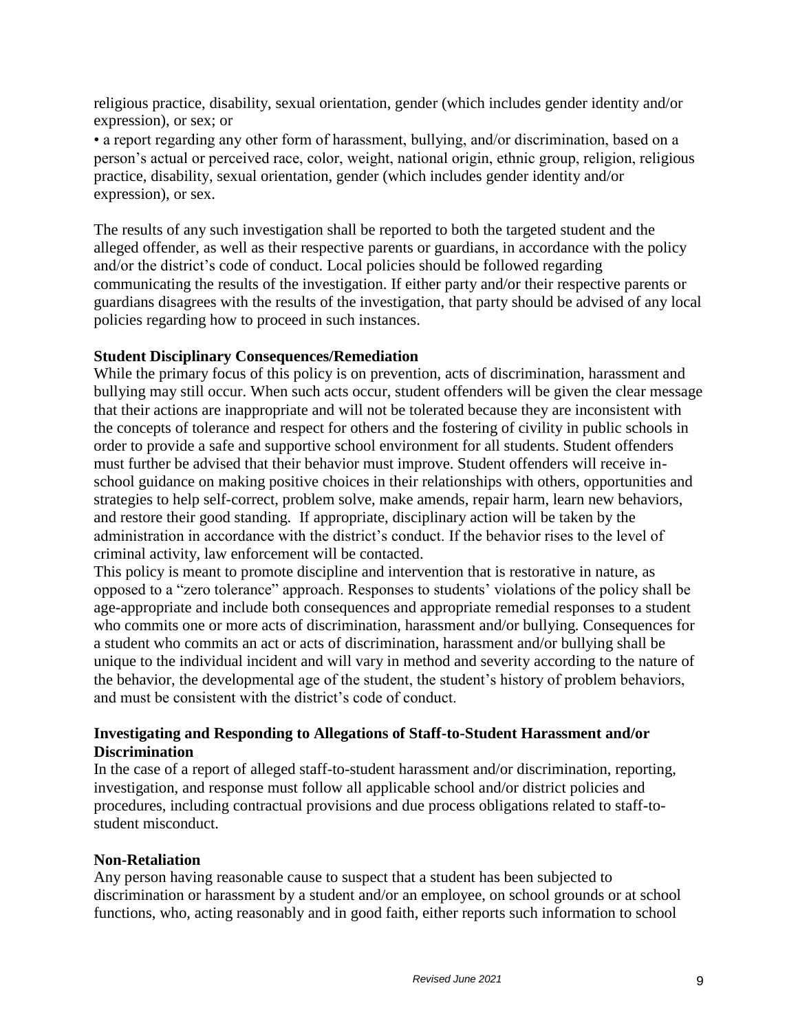religious practice, disability, sexual orientation, gender (which includes gender identity and/or expression), or sex; or

- a report regarding any other form of harassment, bullying, and/or discrimination, based on a person's actual or perceived race, color, weight, national origin, ethnic group, religion, religious practice, disability, sexual orientation, gender (which includes gender identity and/or expression), or sex.

The results of any such investigation shall be reported to both the targeted student and the alleged offender, as well as their respective parents or guardians, in accordance with the policy and/or the district's code of conduct. Local policies should be followed regarding communicating the results of the investigation. If either party and/or their respective parents or guardians disagrees with the results of the investigation, that party should be advised of any local policies regarding how to proceed in such instances.

**Student Disciplinary Consequences/Remediation**

While the primary focus of this policy is on prevention, acts of discrimination, harassment and bullying may still occur. When such acts occur, student offenders will be given the clear message that their actions are inappropriate and will not be tolerated because they are inconsistent with the concepts of tolerance and respect for others and the fostering of civility in public schools in order to provide a safe and supportive school environment for all students. Student offenders must further be advised that their behavior must improve. Student offenders will receive in-school guidance on making positive choices in their relationships with others, opportunities and strategies to help self-correct, problem solve, make amends, repair harm, learn new behaviors, and restore their good standing. If appropriate, disciplinary action will be taken by the administration in accordance with the district's conduct. If the behavior rises to the level of criminal activity, law enforcement will be contacted.

This policy is meant to promote discipline and intervention that is restorative in nature, as opposed to a "zero tolerance" approach. Responses to students' violations of the policy shall be age-appropriate and include both consequences and appropriate remedial responses to a student who commits one or more acts of discrimination, harassment and/or bullying. Consequences for a student who commits an act or acts of discrimination, harassment and/or bullying shall be unique to the individual incident and will vary in method and severity according to the nature of the behavior, the developmental age of the student, the student's history of problem behaviors, and must be consistent with the district's code of conduct.

**Investigating and Responding to Allegations of Staff-to-Student Harassment and/or Discrimination**

In the case of a report of alleged staff-to-student harassment and/or discrimination, reporting, investigation, and response must follow all applicable school and/or district policies and procedures, including contractual provisions and due process obligations related to staff-to-student misconduct.

**Non-Retaliation**

Any person having reasonable cause to suspect that a student has been subjected to discrimination or harassment by a student and/or an employee, on school grounds or at school functions, who, acting reasonably and in good faith, either reports such information to school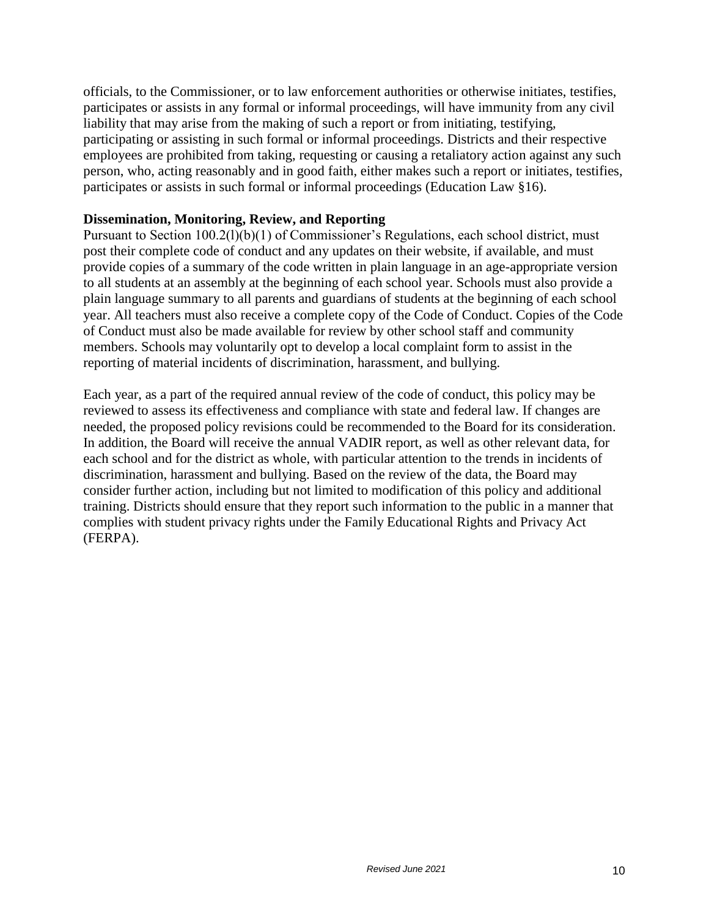officials, to the Commissioner, or to law enforcement authorities or otherwise initiates, testifies, participates or assists in any formal or informal proceedings, will have immunity from any civil liability that may arise from the making of such a report or from initiating, testifying, participating or assisting in such formal or informal proceedings. Districts and their respective employees are prohibited from taking, requesting or causing a retaliatory action against any such person, who, acting reasonably and in good faith, either makes such a report or initiates, testifies, participates or assists in such formal or informal proceedings (Education Law §16).

**Dissemination, Monitoring, Review, and Reporting**

Pursuant to Section 100.2(l)(b)(1) of Commissioner's Regulations, each school district, must post their complete code of conduct and any updates on their website, if available, and must provide copies of a summary of the code written in plain language in an age-appropriate version to all students at an assembly at the beginning of each school year. Schools must also provide a plain language summary to all parents and guardians of students at the beginning of each school year. All teachers must also receive a complete copy of the Code of Conduct. Copies of the Code of Conduct must also be made available for review by other school staff and community members. Schools may voluntarily opt to develop a local complaint form to assist in the reporting of material incidents of discrimination, harassment, and bullying.

Each year, as a part of the required annual review of the code of conduct, this policy may be reviewed to assess its effectiveness and compliance with state and federal law. If changes are needed, the proposed policy revisions could be recommended to the Board for its consideration. In addition, the Board will receive the annual VADIR report, as well as other relevant data, for each school and for the district as whole, with particular attention to the trends in incidents of discrimination, harassment and bullying. Based on the review of the data, the Board may consider further action, including but not limited to modification of this policy and additional training. Districts should ensure that they report such information to the public in a manner that complies with student privacy rights under the Family Educational Rights and Privacy Act (FERPA).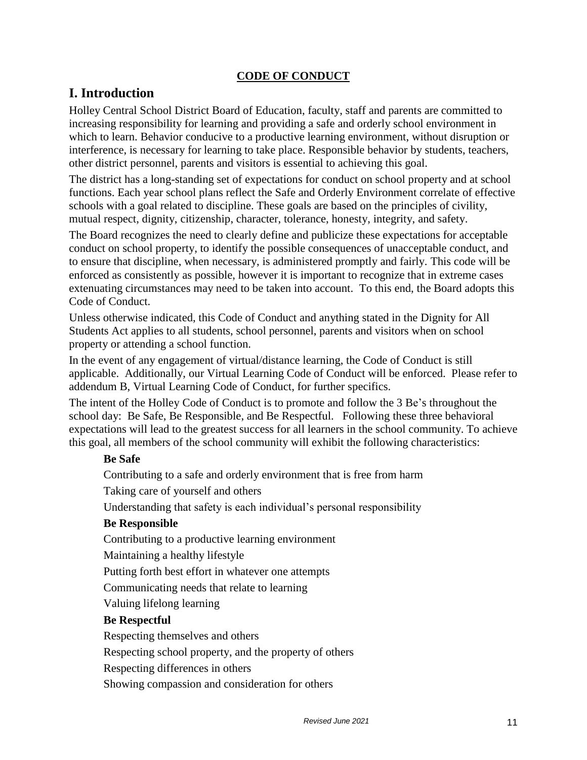**CODE OF CONDUCT**

# I. Introduction

Holley Central School District Board of Education, faculty, staff and parents are committed to increasing responsibility for learning and providing a safe and orderly school environment in which to learn. Behavior conducive to a productive learning environment, without disruption or interference, is necessary for learning to take place. Responsible behavior by students, teachers, other district personnel, parents and visitors is essential to achieving this goal.

The district has a long-standing set of expectations for conduct on school property and at school functions. Each year school plans reflect the Safe and Orderly Environment correlate of effective schools with a goal related to discipline. These goals are based on the principles of civility, mutual respect, dignity, citizenship, character, tolerance, honesty, integrity, and safety.

The Board recognizes the need to clearly define and publicize these expectations for acceptable conduct on school property, to identify the possible consequences of unacceptable conduct, and to ensure that discipline, when necessary, is administered promptly and fairly. This code will be enforced as consistently as possible, however it is important to recognize that in extreme cases extenuating circumstances may need to be taken into account. To this end, the Board adopts this Code of Conduct.

Unless otherwise indicated, this Code of Conduct and anything stated in the Dignity for All Students Act applies to all students, school personnel, parents and visitors when on school property or attending a school function.

In the event of any engagement of virtual/distance learning, the Code of Conduct is still applicable. Additionally, our Virtual Learning Code of Conduct will be enforced. Please refer to addendum B, Virtual Learning Code of Conduct, for further specifics.

The intent of the Holley Code of Conduct is to promote and follow the 3 Be's throughout the school day: Be Safe, Be Responsible, and Be Respectful. Following these three behavioral expectations will lead to the greatest success for all learners in the school community. To achieve this goal, all members of the school community will exhibit the following characteristics:

**Be Safe**

Contributing to a safe and orderly environment that is free from harm

Taking care of yourself and others

Understanding that safety is each individual's personal responsibility

**Be Responsible**

Contributing to a productive learning environment

Maintaining a healthy lifestyle

Putting forth best effort in whatever one attempts

Communicating needs that relate to learning

Valuing lifelong learning

**Be Respectful**

Respecting themselves and others

Respecting school property, and the property of others

Respecting differences in others

Showing compassion and consideration for others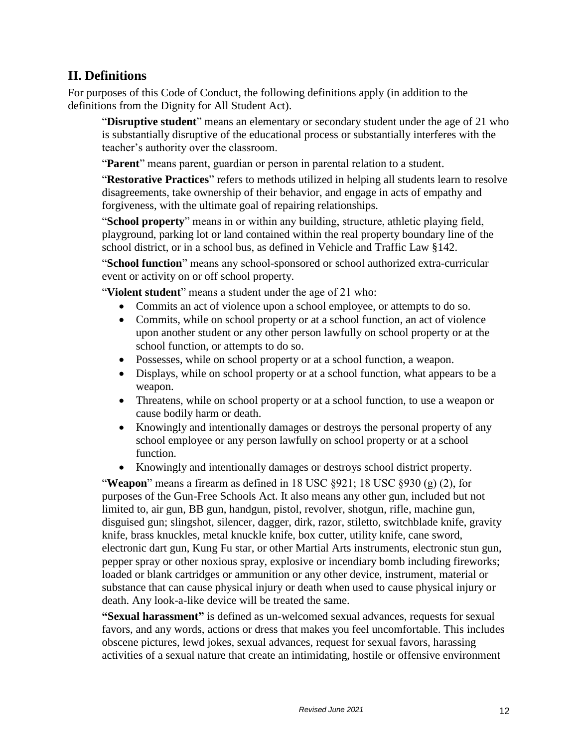## II. Definitions

For purposes of this Code of Conduct, the following definitions apply (in addition to the definitions from the Dignity for All Student Act).

"**Disruptive student**" means an elementary or secondary student under the age of 21 who is substantially disruptive of the educational process or substantially interferes with the teacher's authority over the classroom.

"**Parent**" means parent, guardian or person in parental relation to a student.

"**Restorative Practices**" refers to methods utilized in helping all students learn to resolve disagreements, take ownership of their behavior, and engage in acts of empathy and forgiveness, with the ultimate goal of repairing relationships.

"**School property**" means in or within any building, structure, athletic playing field, playground, parking lot or land contained within the real property boundary line of the school district, or in a school bus, as defined in Vehicle and Traffic Law §142.

"**School function**" means any school-sponsored or school authorized extra-curricular event or activity on or off school property.

"**Violent student**" means a student under the age of 21 who:

- Commits an act of violence upon a school employee, or attempts to do so.
- Commits, while on school property or at a school function, an act of violence upon another student or any other person lawfully on school property or at the school function, or attempts to do so.
- Possesses, while on school property or at a school function, a weapon.
- Displays, while on school property or at a school function, what appears to be a weapon.
- Threatens, while on school property or at a school function, to use a weapon or cause bodily harm or death.
- Knowingly and intentionally damages or destroys the personal property of any school employee or any person lawfully on school property or at a school function.
- Knowingly and intentionally damages or destroys school district property.

"**Weapon**" means a firearm as defined in 18 USC §921; 18 USC §930 (g) (2), for purposes of the Gun-Free Schools Act. It also means any other gun, included but not limited to, air gun, BB gun, handgun, pistol, revolver, shotgun, rifle, machine gun, disguised gun; slingshot, silencer, dagger, dirk, razor, stiletto, switchblade knife, gravity knife, brass knuckles, metal knuckle knife, box cutter, utility knife, cane sword, electronic dart gun, Kung Fu star, or other Martial Arts instruments, electronic stun gun, pepper spray or other noxious spray, explosive or incendiary bomb including fireworks; loaded or blank cartridges or ammunition or any other device, instrument, material or substance that can cause physical injury or death when used to cause physical injury or death. Any look-a-like device will be treated the same.

**"Sexual harassment"** is defined as un-welcomed sexual advances, requests for sexual favors, and any words, actions or dress that makes you feel uncomfortable. This includes obscene pictures, lewd jokes, sexual advances, request for sexual favors, harassing activities of a sexual nature that create an intimidating, hostile or offensive environment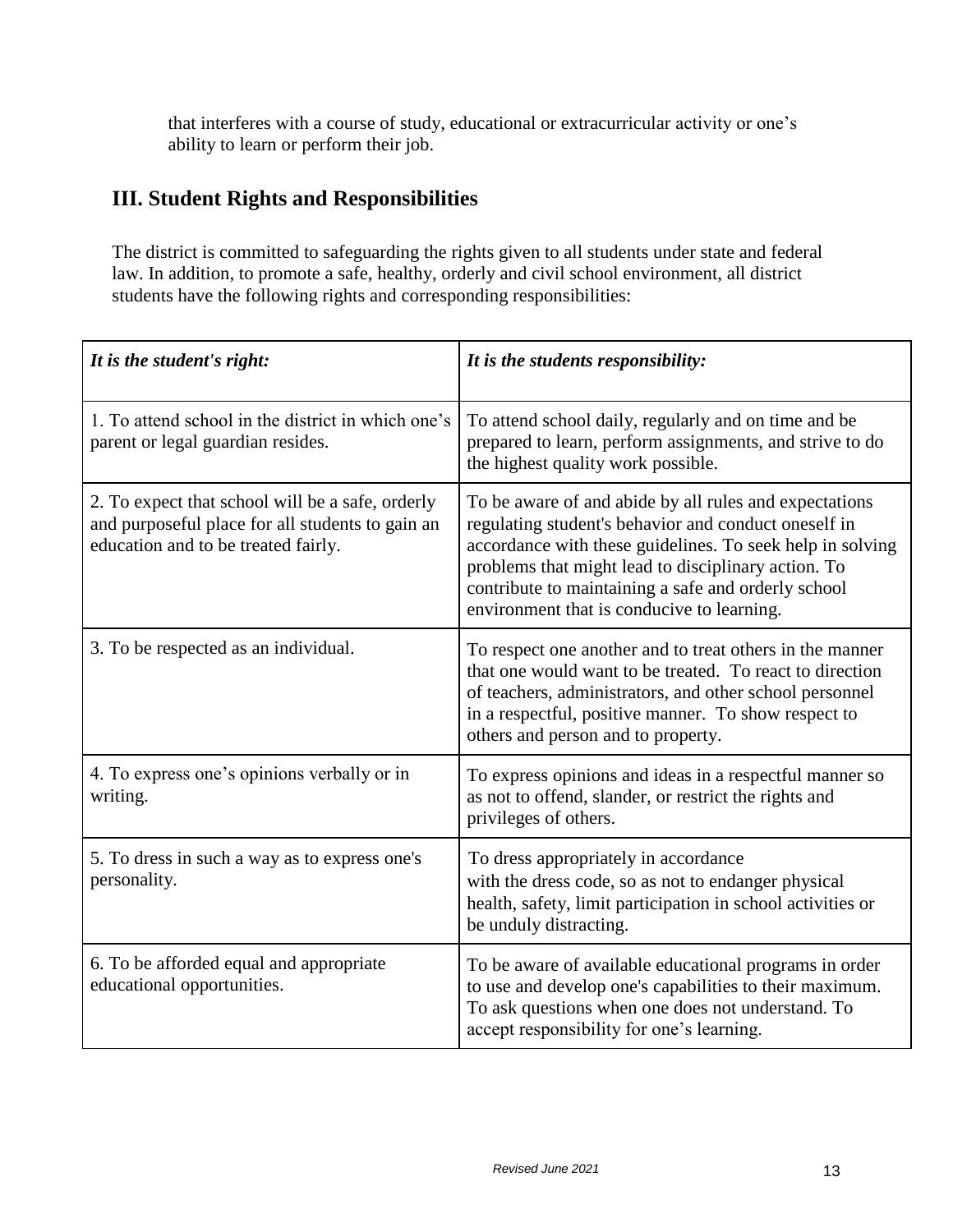that interferes with a course of study, educational or extracurricular activity or one's ability to learn or perform their job.

## III. Student Rights and Responsibilities

The district is committed to safeguarding the rights given to all students under state and federal law. In addition, to promote a safe, healthy, orderly and civil school environment, all district students have the following rights and corresponding responsibilities:

| *It is the student's right:* | *It is the students responsibility:* |
|---|---|
| 1. To attend school in the district in which one's parent or legal guardian resides. | To attend school daily, regularly and on time and be prepared to learn, perform assignments, and strive to do the highest quality work possible. |
| 2. To expect that school will be a safe, orderly and purposeful place for all students to gain an education and to be treated fairly. | To be aware of and abide by all rules and expectations regulating student's behavior and conduct oneself in accordance with these guidelines. To seek help in solving problems that might lead to disciplinary action. To contribute to maintaining a safe and orderly school environment that is conducive to learning. |
| 3. To be respected as an individual. | To respect one another and to treat others in the manner that one would want to be treated. To react to direction of teachers, administrators, and other school personnel in a respectful, positive manner. To show respect to others and person and to property. |
| 4. To express one's opinions verbally or in writing. | To express opinions and ideas in a respectful manner so as not to offend, slander, or restrict the rights and privileges of others. |
| 5. To dress in such a way as to express one's personality. | To dress appropriately in accordance with the dress code, so as not to endanger physical health, safety, limit participation in school activities or be unduly distracting. |
| 6. To be afforded equal and appropriate educational opportunities. | To be aware of available educational programs in order to use and develop one's capabilities to their maximum. To ask questions when one does not understand. To accept responsibility for one's learning. |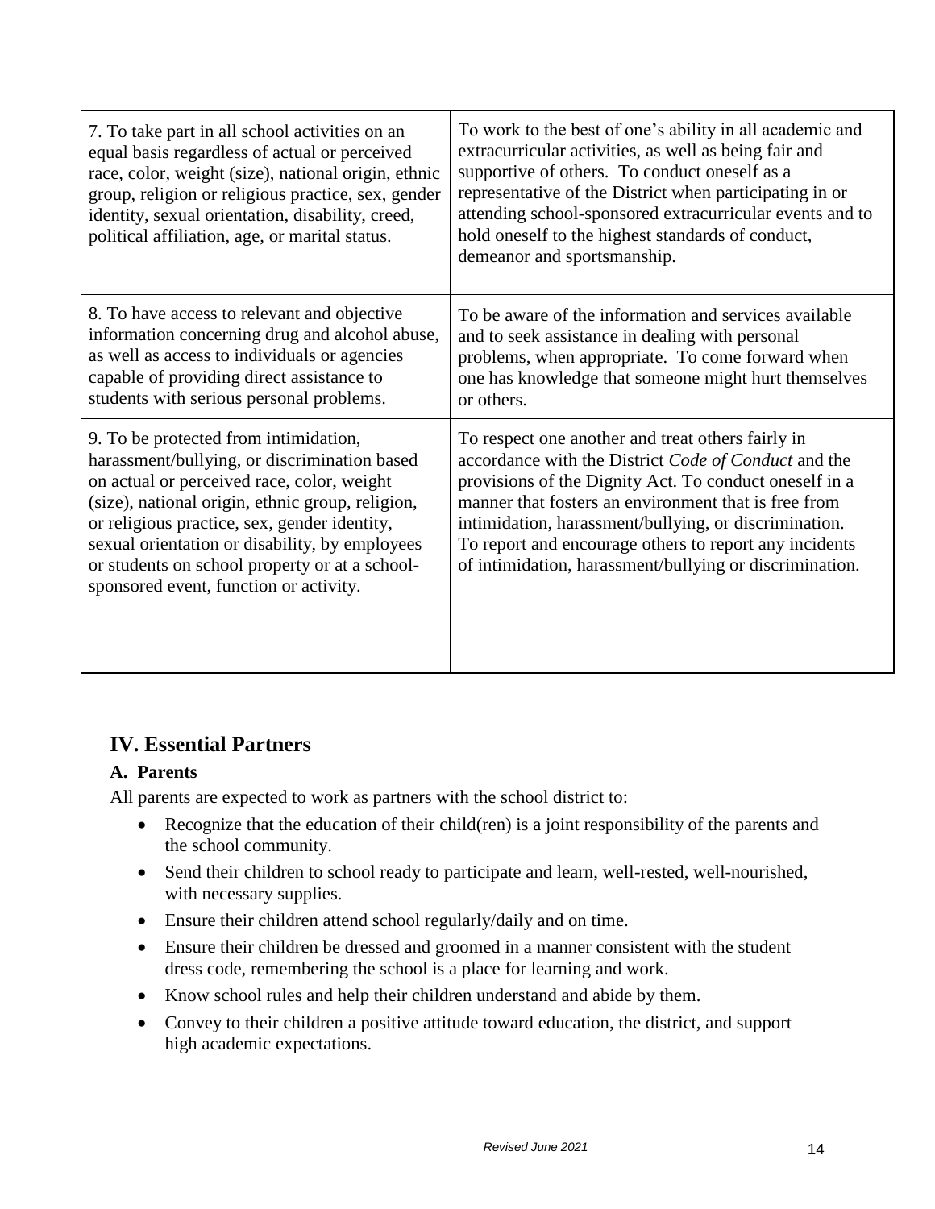| | |
|---|---|
| 7. To take part in all school activities on an equal basis regardless of actual or perceived race, color, weight (size), national origin, ethnic group, religion or religious practice, sex, gender identity, sexual orientation, disability, creed, political affiliation, age, or marital status. | To work to the best of one's ability in all academic and extracurricular activities, as well as being fair and supportive of others. To conduct oneself as a representative of the District when participating in or attending school-sponsored extracurricular events and to hold oneself to the highest standards of conduct, demeanor and sportsmanship. |
| 8. To have access to relevant and objective information concerning drug and alcohol abuse, as well as access to individuals or agencies capable of providing direct assistance to students with serious personal problems. | To be aware of the information and services available and to seek assistance in dealing with personal problems, when appropriate. To come forward when one has knowledge that someone might hurt themselves or others. |
| 9. To be protected from intimidation, harassment/bullying, or discrimination based on actual or perceived race, color, weight (size), national origin, ethnic group, religion, or religious practice, sex, gender identity, sexual orientation or disability, by employees or students on school property or at a school-sponsored event, function or activity. | To respect one another and treat others fairly in accordance with the District *Code of Conduct* and the provisions of the Dignity Act. To conduct oneself in a manner that fosters an environment that is free from intimidation, harassment/bullying, or discrimination. To report and encourage others to report any incidents of intimidation, harassment/bullying or discrimination. |

## IV. Essential Partners

### A. Parents

All parents are expected to work as partners with the school district to:

- Recognize that the education of their child(ren) is a joint responsibility of the parents and the school community.
- Send their children to school ready to participate and learn, well-rested, well-nourished, with necessary supplies.
- Ensure their children attend school regularly/daily and on time.
- Ensure their children be dressed and groomed in a manner consistent with the student dress code, remembering the school is a place for learning and work.
- Know school rules and help their children understand and abide by them.
- Convey to their children a positive attitude toward education, the district, and support high academic expectations.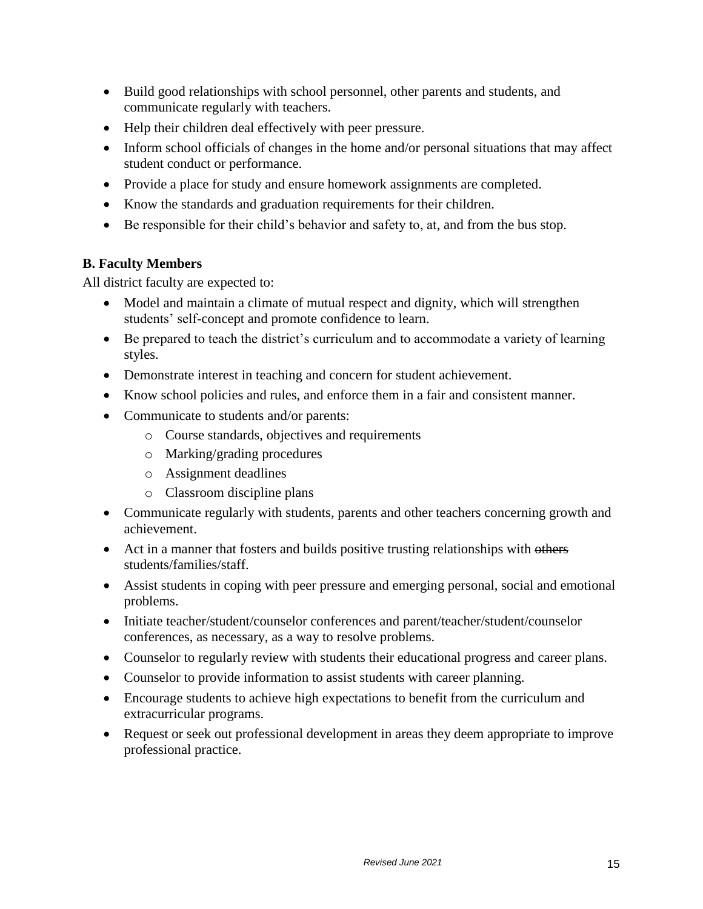- Build good relationships with school personnel, other parents and students, and communicate regularly with teachers.
- Help their children deal effectively with peer pressure.
- Inform school officials of changes in the home and/or personal situations that may affect student conduct or performance.
- Provide a place for study and ensure homework assignments are completed.
- Know the standards and graduation requirements for their children.
- Be responsible for their child's behavior and safety to, at, and from the bus stop.

**B. Faculty Members**

All district faculty are expected to:

- Model and maintain a climate of mutual respect and dignity, which will strengthen students' self-concept and promote confidence to learn.
- Be prepared to teach the district's curriculum and to accommodate a variety of learning styles.
- Demonstrate interest in teaching and concern for student achievement.
- Know school policies and rules, and enforce them in a fair and consistent manner.
- Communicate to students and/or parents:
  - Course standards, objectives and requirements
  - Marking/grading procedures
  - Assignment deadlines
  - Classroom discipline plans
- Communicate regularly with students, parents and other teachers concerning growth and achievement.
- Act in a manner that fosters and builds positive trusting relationships with ~~others~~ students/families/staff.
- Assist students in coping with peer pressure and emerging personal, social and emotional problems.
- Initiate teacher/student/counselor conferences and parent/teacher/student/counselor conferences, as necessary, as a way to resolve problems.
- Counselor to regularly review with students their educational progress and career plans.
- Counselor to provide information to assist students with career planning.
- Encourage students to achieve high expectations to benefit from the curriculum and extracurricular programs.
- Request or seek out professional development in areas they deem appropriate to improve professional practice.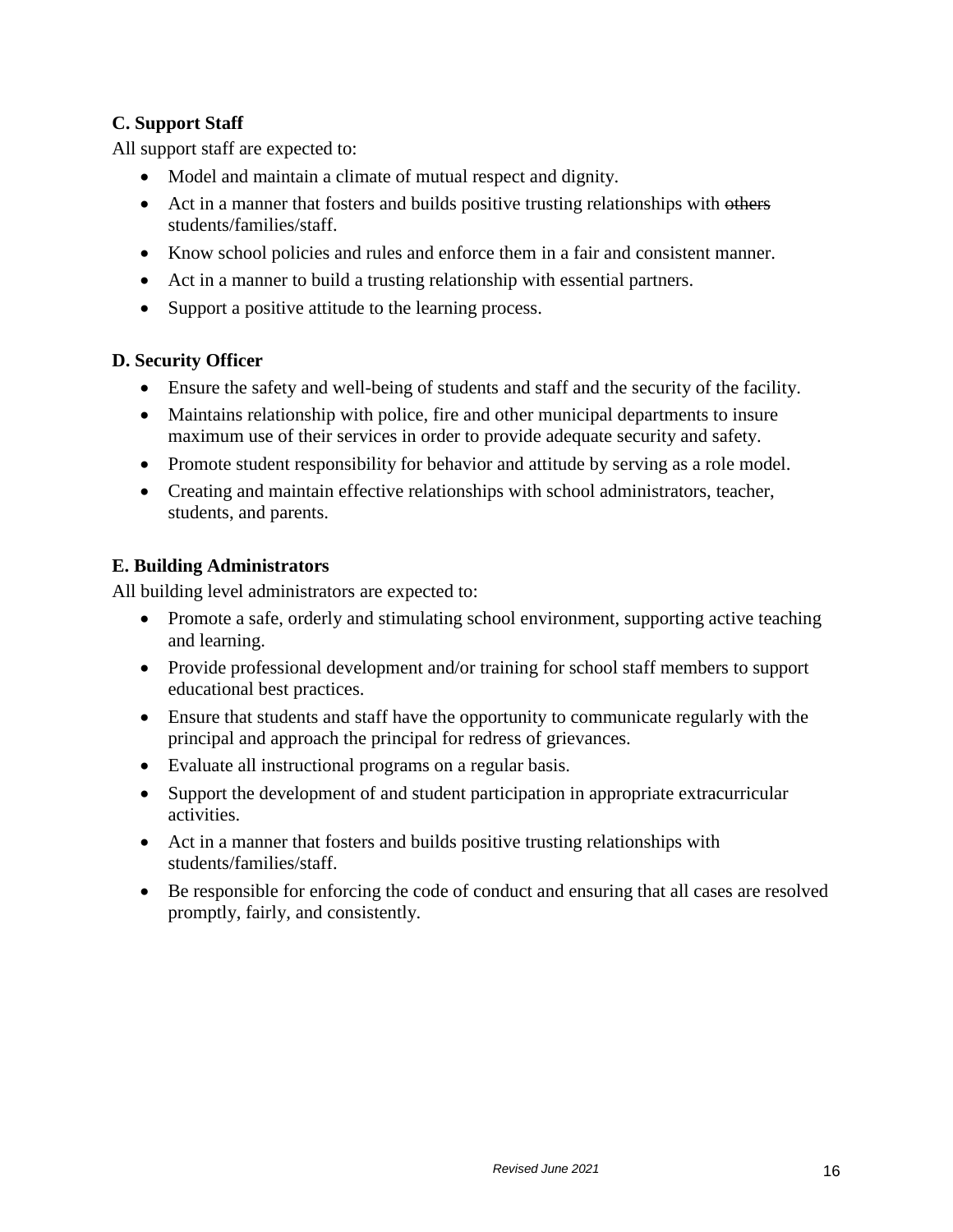**C. Support Staff**

All support staff are expected to:

- Model and maintain a climate of mutual respect and dignity.
- Act in a manner that fosters and builds positive trusting relationships with ~~others~~ students/families/staff.
- Know school policies and rules and enforce them in a fair and consistent manner.
- Act in a manner to build a trusting relationship with essential partners.
- Support a positive attitude to the learning process.

**D. Security Officer**

- Ensure the safety and well-being of students and staff and the security of the facility.
- Maintains relationship with police, fire and other municipal departments to insure maximum use of their services in order to provide adequate security and safety.
- Promote student responsibility for behavior and attitude by serving as a role model.
- Creating and maintain effective relationships with school administrators, teacher, students, and parents.

**E. Building Administrators**

All building level administrators are expected to:

- Promote a safe, orderly and stimulating school environment, supporting active teaching and learning.
- Provide professional development and/or training for school staff members to support educational best practices.
- Ensure that students and staff have the opportunity to communicate regularly with the principal and approach the principal for redress of grievances.
- Evaluate all instructional programs on a regular basis.
- Support the development of and student participation in appropriate extracurricular activities.
- Act in a manner that fosters and builds positive trusting relationships with students/families/staff.
- Be responsible for enforcing the code of conduct and ensuring that all cases are resolved promptly, fairly, and consistently.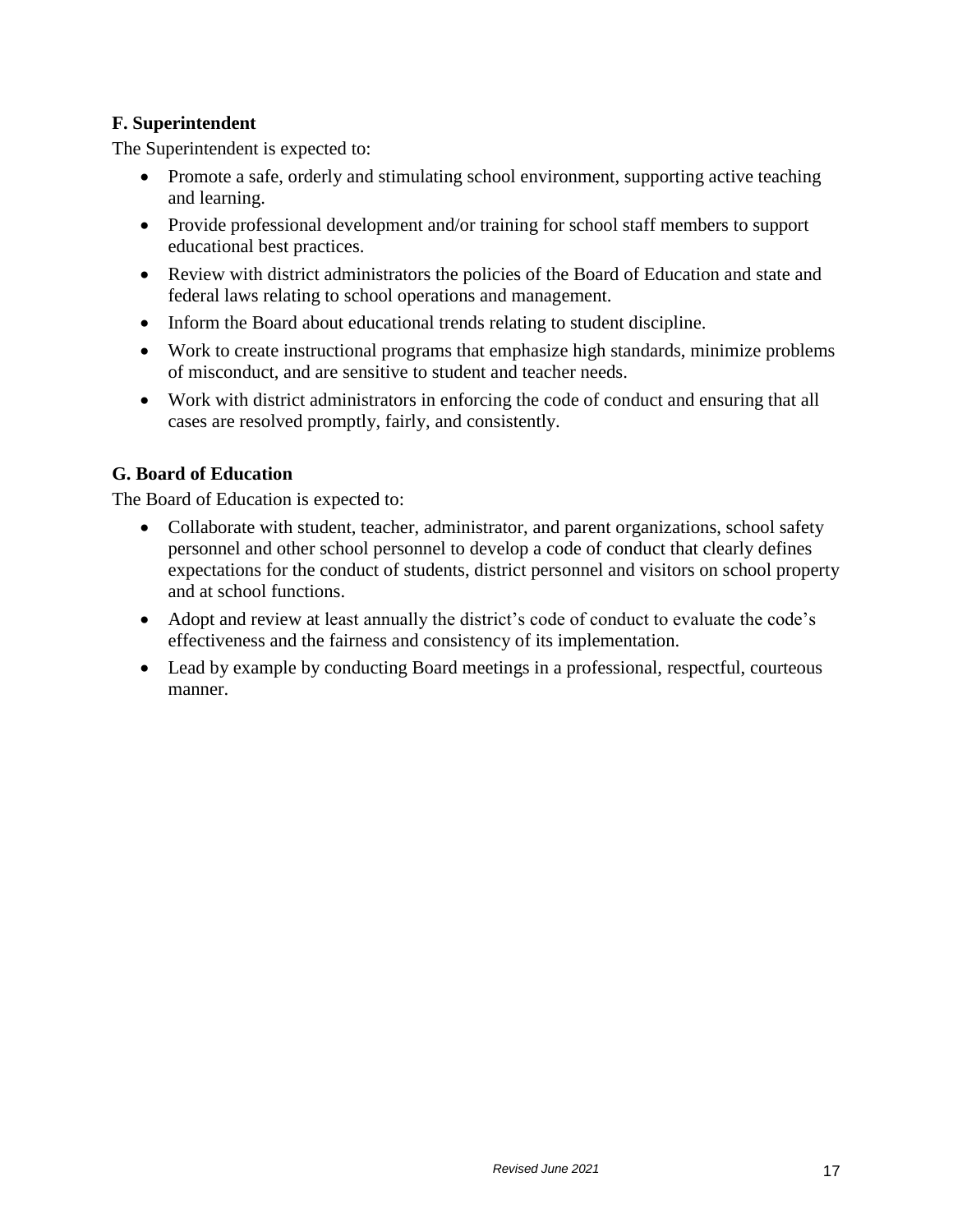**F. Superintendent**

The Superintendent is expected to:

- Promote a safe, orderly and stimulating school environment, supporting active teaching and learning.
- Provide professional development and/or training for school staff members to support educational best practices.
- Review with district administrators the policies of the Board of Education and state and federal laws relating to school operations and management.
- Inform the Board about educational trends relating to student discipline.
- Work to create instructional programs that emphasize high standards, minimize problems of misconduct, and are sensitive to student and teacher needs.
- Work with district administrators in enforcing the code of conduct and ensuring that all cases are resolved promptly, fairly, and consistently.

**G. Board of Education**

The Board of Education is expected to:

- Collaborate with student, teacher, administrator, and parent organizations, school safety personnel and other school personnel to develop a code of conduct that clearly defines expectations for the conduct of students, district personnel and visitors on school property and at school functions.
- Adopt and review at least annually the district's code of conduct to evaluate the code's effectiveness and the fairness and consistency of its implementation.
- Lead by example by conducting Board meetings in a professional, respectful, courteous manner.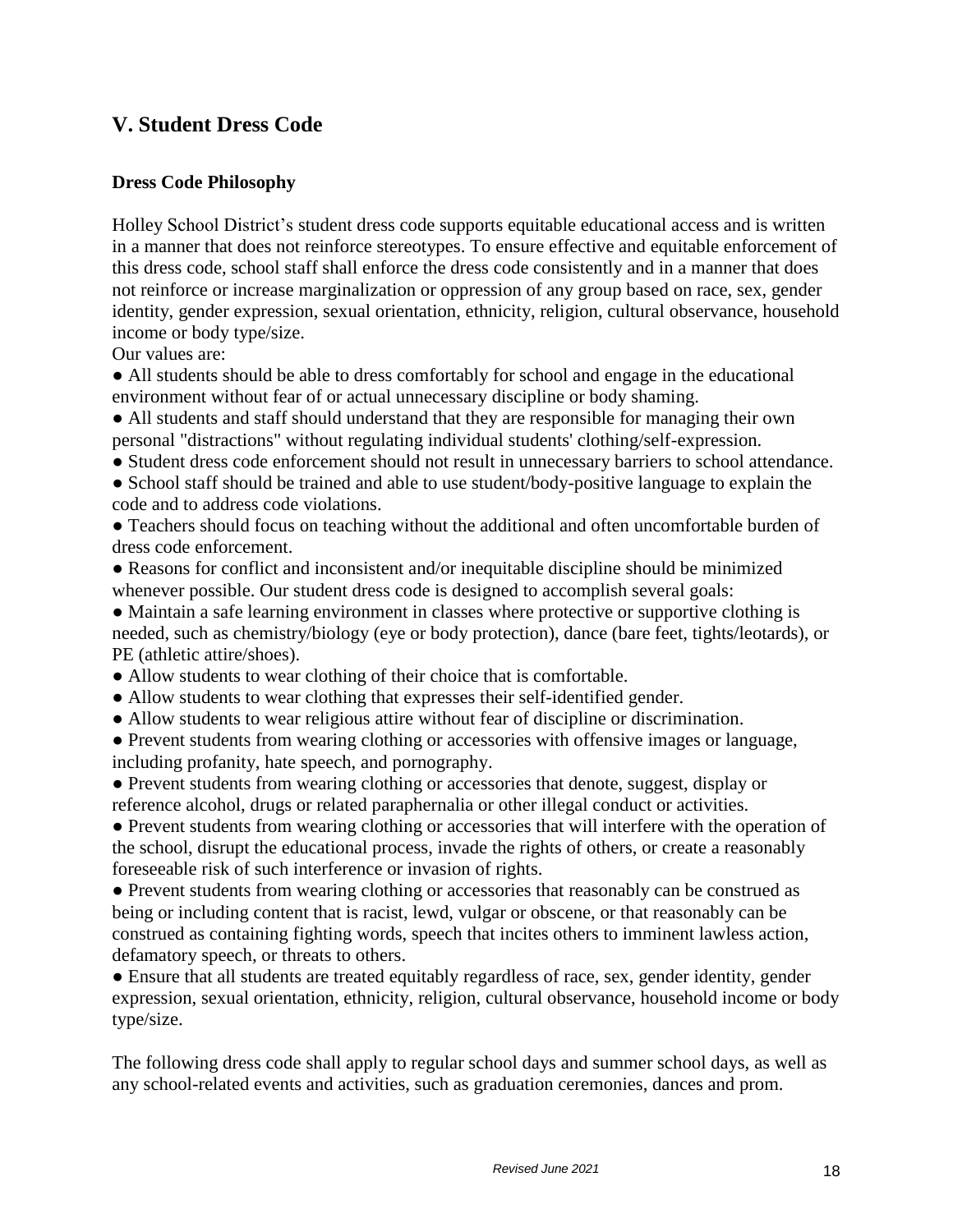## V. Student Dress Code

### Dress Code Philosophy

Holley School District's student dress code supports equitable educational access and is written in a manner that does not reinforce stereotypes. To ensure effective and equitable enforcement of this dress code, school staff shall enforce the dress code consistently and in a manner that does not reinforce or increase marginalization or oppression of any group based on race, sex, gender identity, gender expression, sexual orientation, ethnicity, religion, cultural observance, household income or body type/size.

Our values are:

- All students should be able to dress comfortably for school and engage in the educational environment without fear of or actual unnecessary discipline or body shaming.
- All students and staff should understand that they are responsible for managing their own personal "distractions" without regulating individual students' clothing/self-expression.
- Student dress code enforcement should not result in unnecessary barriers to school attendance.
- School staff should be trained and able to use student/body-positive language to explain the code and to address code violations.
- Teachers should focus on teaching without the additional and often uncomfortable burden of dress code enforcement.
- Reasons for conflict and inconsistent and/or inequitable discipline should be minimized whenever possible. Our student dress code is designed to accomplish several goals:
- Maintain a safe learning environment in classes where protective or supportive clothing is needed, such as chemistry/biology (eye or body protection), dance (bare feet, tights/leotards), or PE (athletic attire/shoes).
- Allow students to wear clothing of their choice that is comfortable.
- Allow students to wear clothing that expresses their self-identified gender.
- Allow students to wear religious attire without fear of discipline or discrimination.
- Prevent students from wearing clothing or accessories with offensive images or language, including profanity, hate speech, and pornography.
- Prevent students from wearing clothing or accessories that denote, suggest, display or reference alcohol, drugs or related paraphernalia or other illegal conduct or activities.
- Prevent students from wearing clothing or accessories that will interfere with the operation of the school, disrupt the educational process, invade the rights of others, or create a reasonably foreseeable risk of such interference or invasion of rights.
- Prevent students from wearing clothing or accessories that reasonably can be construed as being or including content that is racist, lewd, vulgar or obscene, or that reasonably can be construed as containing fighting words, speech that incites others to imminent lawless action, defamatory speech, or threats to others.
- Ensure that all students are treated equitably regardless of race, sex, gender identity, gender expression, sexual orientation, ethnicity, religion, cultural observance, household income or body type/size.

The following dress code shall apply to regular school days and summer school days, as well as any school-related events and activities, such as graduation ceremonies, dances and prom.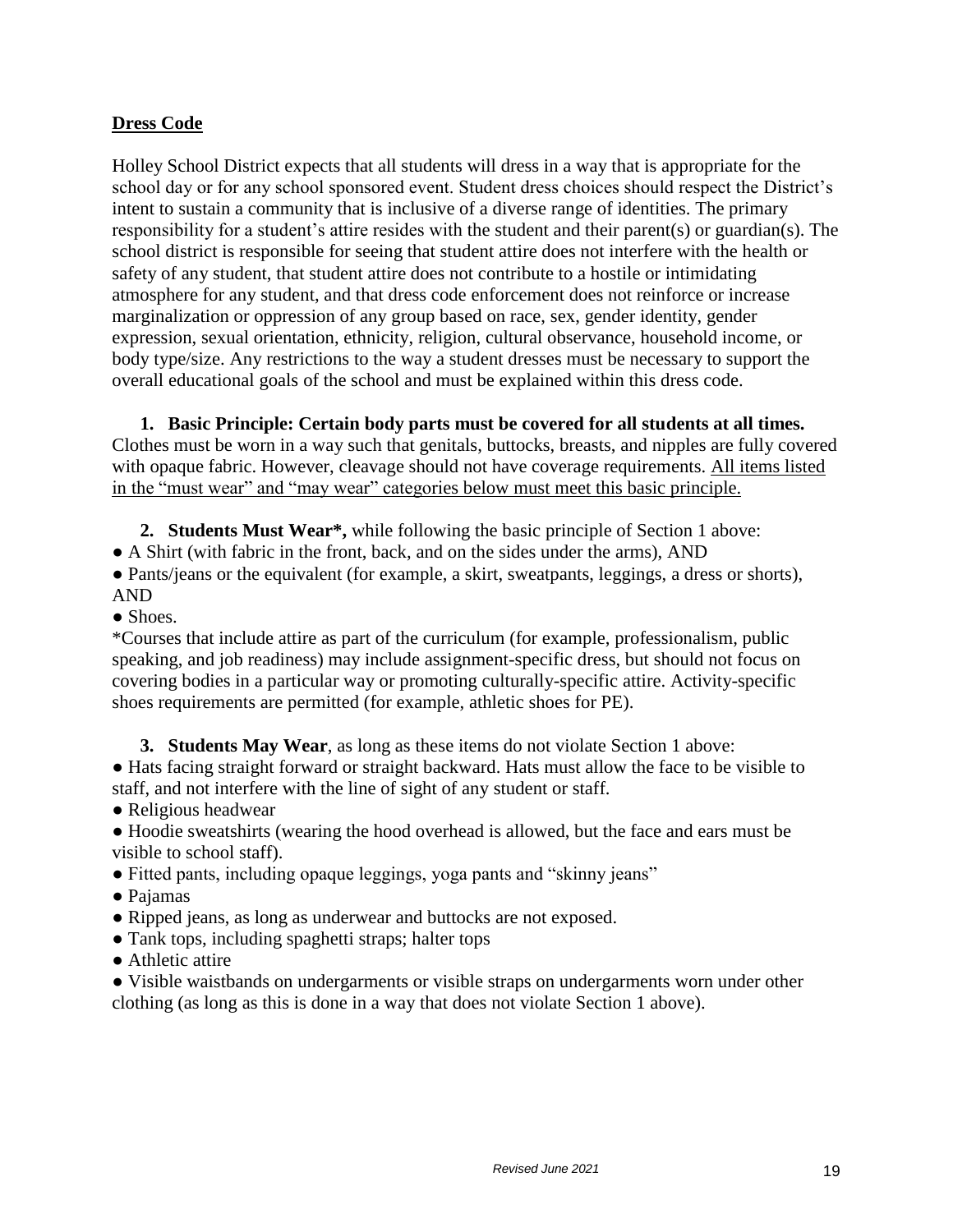## Dress Code

Holley School District expects that all students will dress in a way that is appropriate for the school day or for any school sponsored event. Student dress choices should respect the District's intent to sustain a community that is inclusive of a diverse range of identities. The primary responsibility for a student's attire resides with the student and their parent(s) or guardian(s). The school district is responsible for seeing that student attire does not interfere with the health or safety of any student, that student attire does not contribute to a hostile or intimidating atmosphere for any student, and that dress code enforcement does not reinforce or increase marginalization or oppression of any group based on race, sex, gender identity, gender expression, sexual orientation, ethnicity, religion, cultural observance, household income, or body type/size. Any restrictions to the way a student dresses must be necessary to support the overall educational goals of the school and must be explained within this dress code.

1. **Basic Principle: Certain body parts must be covered for all students at all times.**

Clothes must be worn in a way such that genitals, buttocks, breasts, and nipples are fully covered with opaque fabric. However, cleavage should not have coverage requirements. <u>All items listed in the "must wear" and "may wear" categories below must meet this basic principle.</u>

2. **Students Must Wear\*,** while following the basic principle of Section 1 above:

- A Shirt (with fabric in the front, back, and on the sides under the arms), AND
- Pants/jeans or the equivalent (for example, a skirt, sweatpants, leggings, a dress or shorts), AND
- Shoes.

\*Courses that include attire as part of the curriculum (for example, professionalism, public speaking, and job readiness) may include assignment-specific dress, but should not focus on covering bodies in a particular way or promoting culturally-specific attire. Activity-specific shoes requirements are permitted (for example, athletic shoes for PE).

3. **Students May Wear**, as long as these items do not violate Section 1 above:

- Hats facing straight forward or straight backward. Hats must allow the face to be visible to staff, and not interfere with the line of sight of any student or staff.
- Religious headwear
- Hoodie sweatshirts (wearing the hood overhead is allowed, but the face and ears must be visible to school staff).
- Fitted pants, including opaque leggings, yoga pants and "skinny jeans"
- Pajamas
- Ripped jeans, as long as underwear and buttocks are not exposed.
- Tank tops, including spaghetti straps; halter tops
- Athletic attire
- Visible waistbands on undergarments or visible straps on undergarments worn under other clothing (as long as this is done in a way that does not violate Section 1 above).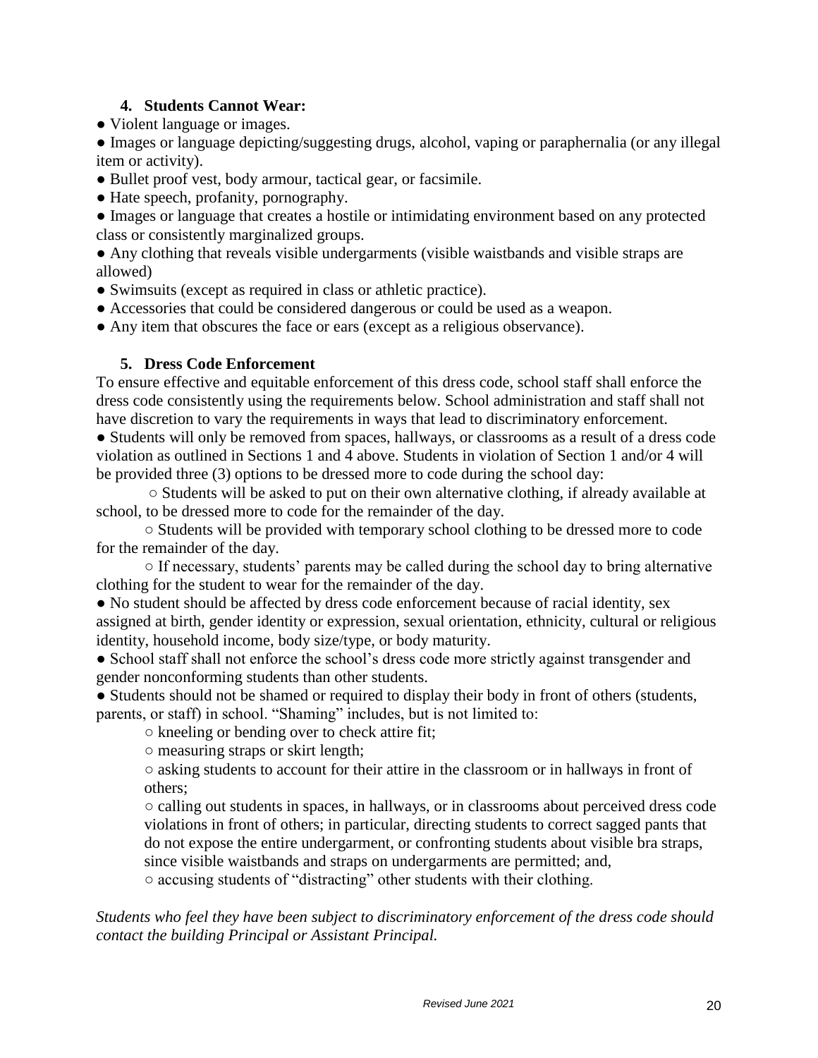### 4. Students Cannot Wear:

- Violent language or images.
- Images or language depicting/suggesting drugs, alcohol, vaping or paraphernalia (or any illegal item or activity).
- Bullet proof vest, body armour, tactical gear, or facsimile.
- Hate speech, profanity, pornography.
- Images or language that creates a hostile or intimidating environment based on any protected class or consistently marginalized groups.
- Any clothing that reveals visible undergarments (visible waistbands and visible straps are allowed)
- Swimsuits (except as required in class or athletic practice).
- Accessories that could be considered dangerous or could be used as a weapon.
- Any item that obscures the face or ears (except as a religious observance).

### 5. Dress Code Enforcement

To ensure effective and equitable enforcement of this dress code, school staff shall enforce the dress code consistently using the requirements below. School administration and staff shall not have discretion to vary the requirements in ways that lead to discriminatory enforcement.

- Students will only be removed from spaces, hallways, or classrooms as a result of a dress code violation as outlined in Sections 1 and 4 above. Students in violation of Section 1 and/or 4 will be provided three (3) options to be dressed more to code during the school day:
  - Students will be asked to put on their own alternative clothing, if already available at school, to be dressed more to code for the remainder of the day.
  - Students will be provided with temporary school clothing to be dressed more to code for the remainder of the day.
  - If necessary, students' parents may be called during the school day to bring alternative clothing for the student to wear for the remainder of the day.
- No student should be affected by dress code enforcement because of racial identity, sex assigned at birth, gender identity or expression, sexual orientation, ethnicity, cultural or religious identity, household income, body size/type, or body maturity.
- School staff shall not enforce the school's dress code more strictly against transgender and gender nonconforming students than other students.
- Students should not be shamed or required to display their body in front of others (students, parents, or staff) in school. "Shaming" includes, but is not limited to:
  - kneeling or bending over to check attire fit;
  - measuring straps or skirt length;
  - asking students to account for their attire in the classroom or in hallways in front of others;
  - calling out students in spaces, in hallways, or in classrooms about perceived dress code violations in front of others; in particular, directing students to correct sagged pants that do not expose the entire undergarment, or confronting students about visible bra straps, since visible waistbands and straps on undergarments are permitted; and,
  - accusing students of "distracting" other students with their clothing.

*Students who feel they have been subject to discriminatory enforcement of the dress code should contact the building Principal or Assistant Principal.*

*Revised June 2021*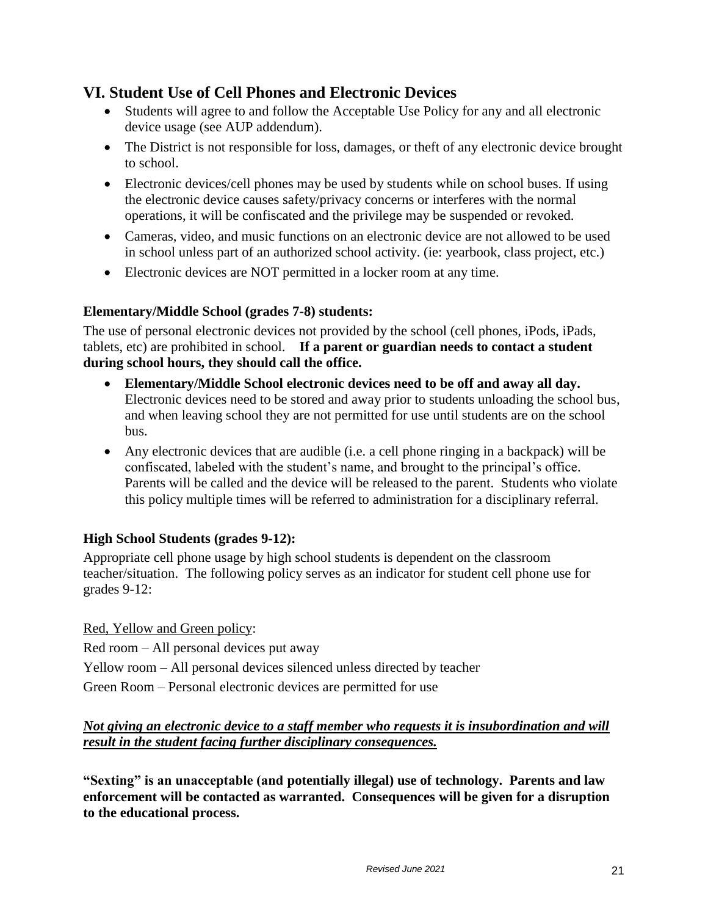## VI. Student Use of Cell Phones and Electronic Devices

- Students will agree to and follow the Acceptable Use Policy for any and all electronic device usage (see AUP addendum).
- The District is not responsible for loss, damages, or theft of any electronic device brought to school.
- Electronic devices/cell phones may be used by students while on school buses. If using the electronic device causes safety/privacy concerns or interferes with the normal operations, it will be confiscated and the privilege may be suspended or revoked.
- Cameras, video, and music functions on an electronic device are not allowed to be used in school unless part of an authorized school activity. (ie: yearbook, class project, etc.)
- Electronic devices are NOT permitted in a locker room at any time.

### Elementary/Middle School (grades 7-8) students:

The use of personal electronic devices not provided by the school (cell phones, iPods, iPads, tablets, etc) are prohibited in school. **If a parent or guardian needs to contact a student during school hours, they should call the office.**

- **Elementary/Middle School electronic devices need to be off and away all day.** Electronic devices need to be stored and away prior to students unloading the school bus, and when leaving school they are not permitted for use until students are on the school bus.
- Any electronic devices that are audible (i.e. a cell phone ringing in a backpack) will be confiscated, labeled with the student's name, and brought to the principal's office. Parents will be called and the device will be released to the parent. Students who violate this policy multiple times will be referred to administration for a disciplinary referral.

### High School Students (grades 9-12):

Appropriate cell phone usage by high school students is dependent on the classroom teacher/situation. The following policy serves as an indicator for student cell phone use for grades 9-12:

<u>Red, Yellow and Green policy</u>:

Red room – All personal devices put away

Yellow room – All personal devices silenced unless directed by teacher

Green Room – Personal electronic devices are permitted for use

***<u>Not giving an electronic device to a staff member who requests it is insubordination and will result in the student facing further disciplinary consequences.</u>***

**"Sexting" is an unacceptable (and potentially illegal) use of technology. Parents and law enforcement will be contacted as warranted. Consequences will be given for a disruption to the educational process.**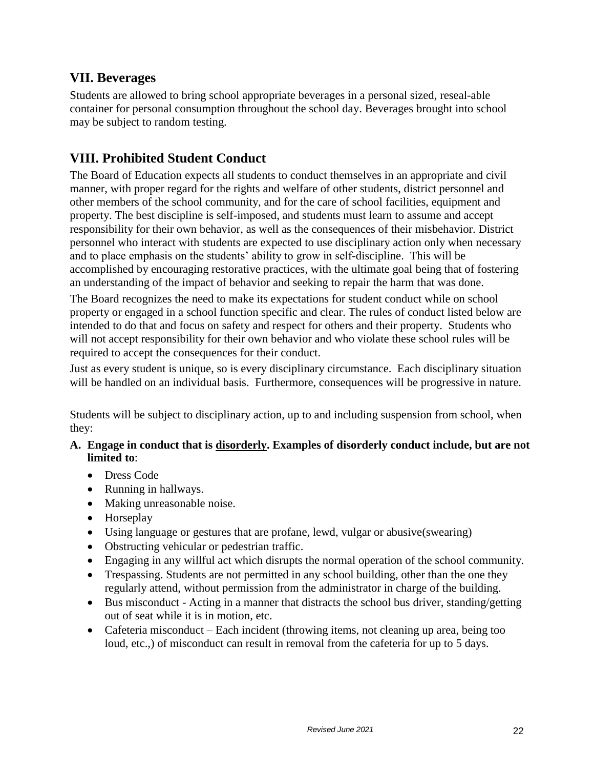## VII. Beverages

Students are allowed to bring school appropriate beverages in a personal sized, reseal-able container for personal consumption throughout the school day. Beverages brought into school may be subject to random testing.

## VIII. Prohibited Student Conduct

The Board of Education expects all students to conduct themselves in an appropriate and civil manner, with proper regard for the rights and welfare of other students, district personnel and other members of the school community, and for the care of school facilities, equipment and property. The best discipline is self-imposed, and students must learn to assume and accept responsibility for their own behavior, as well as the consequences of their misbehavior. District personnel who interact with students are expected to use disciplinary action only when necessary and to place emphasis on the students' ability to grow in self-discipline. This will be accomplished by encouraging restorative practices, with the ultimate goal being that of fostering an understanding of the impact of behavior and seeking to repair the harm that was done.

The Board recognizes the need to make its expectations for student conduct while on school property or engaged in a school function specific and clear. The rules of conduct listed below are intended to do that and focus on safety and respect for others and their property. Students who will not accept responsibility for their own behavior and who violate these school rules will be required to accept the consequences for their conduct.

Just as every student is unique, so is every disciplinary circumstance. Each disciplinary situation will be handled on an individual basis. Furthermore, consequences will be progressive in nature.

Students will be subject to disciplinary action, up to and including suspension from school, when they:

**A. Engage in conduct that is <u>disorderly</u>. Examples of disorderly conduct include, but are not limited to**:

- Dress Code
- Running in hallways.
- Making unreasonable noise.
- Horseplay
- Using language or gestures that are profane, lewd, vulgar or abusive(swearing)
- Obstructing vehicular or pedestrian traffic.
- Engaging in any willful act which disrupts the normal operation of the school community.
- Trespassing. Students are not permitted in any school building, other than the one they regularly attend, without permission from the administrator in charge of the building.
- Bus misconduct - Acting in a manner that distracts the school bus driver, standing/getting out of seat while it is in motion, etc.
- Cafeteria misconduct – Each incident (throwing items, not cleaning up area, being too loud, etc.,) of misconduct can result in removal from the cafeteria for up to 5 days.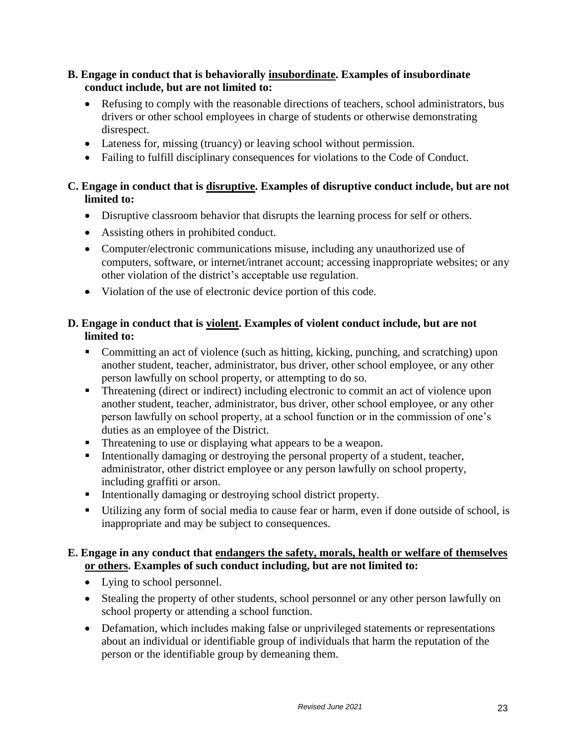**B. Engage in conduct that is behaviorally <u>insubordinate</u>. Examples of insubordinate conduct include, but are not limited to:**

- Refusing to comply with the reasonable directions of teachers, school administrators, bus drivers or other school employees in charge of students or otherwise demonstrating disrespect.
- Lateness for, missing (truancy) or leaving school without permission.
- Failing to fulfill disciplinary consequences for violations to the Code of Conduct.

**C. Engage in conduct that is <u>disruptive</u>. Examples of disruptive conduct include, but are not limited to:**

- Disruptive classroom behavior that disrupts the learning process for self or others.
- Assisting others in prohibited conduct.
- Computer/electronic communications misuse, including any unauthorized use of computers, software, or internet/intranet account; accessing inappropriate websites; or any other violation of the district's acceptable use regulation.
- Violation of the use of electronic device portion of this code.

**D. Engage in conduct that is <u>violent</u>. Examples of violent conduct include, but are not limited to:**

- Committing an act of violence (such as hitting, kicking, punching, and scratching) upon another student, teacher, administrator, bus driver, other school employee, or any other person lawfully on school property, or attempting to do so.
- Threatening (direct or indirect) including electronic to commit an act of violence upon another student, teacher, administrator, bus driver, other school employee, or any other person lawfully on school property, at a school function or in the commission of one's duties as an employee of the District.
- Threatening to use or displaying what appears to be a weapon.
- Intentionally damaging or destroying the personal property of a student, teacher, administrator, other district employee or any person lawfully on school property, including graffiti or arson.
- Intentionally damaging or destroying school district property.
- Utilizing any form of social media to cause fear or harm, even if done outside of school, is inappropriate and may be subject to consequences.

**E. Engage in any conduct that <u>endangers the safety, morals, health or welfare of themselves or others</u>. Examples of such conduct including, but are not limited to:**

- Lying to school personnel.
- Stealing the property of other students, school personnel or any other person lawfully on school property or attending a school function.
- Defamation, which includes making false or unprivileged statements or representations about an individual or identifiable group of individuals that harm the reputation of the person or the identifiable group by demeaning them.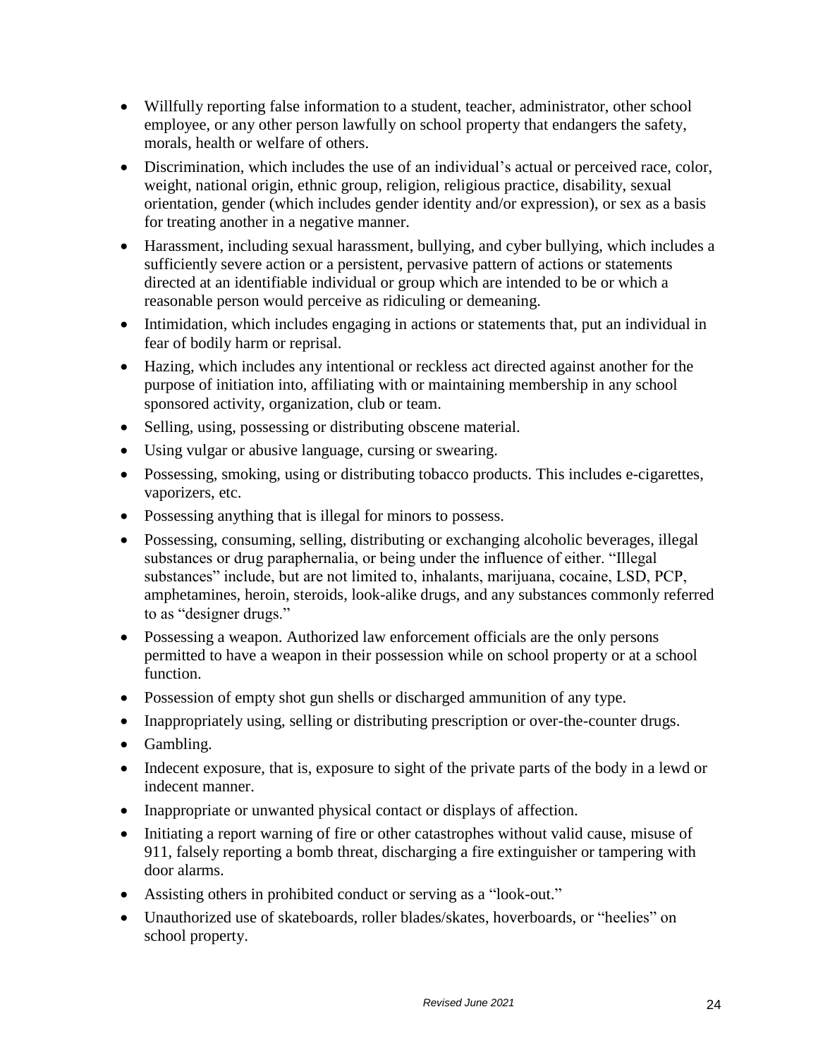- Willfully reporting false information to a student, teacher, administrator, other school employee, or any other person lawfully on school property that endangers the safety, morals, health or welfare of others.
- Discrimination, which includes the use of an individual's actual or perceived race, color, weight, national origin, ethnic group, religion, religious practice, disability, sexual orientation, gender (which includes gender identity and/or expression), or sex as a basis for treating another in a negative manner.
- Harassment, including sexual harassment, bullying, and cyber bullying, which includes a sufficiently severe action or a persistent, pervasive pattern of actions or statements directed at an identifiable individual or group which are intended to be or which a reasonable person would perceive as ridiculing or demeaning.
- Intimidation, which includes engaging in actions or statements that, put an individual in fear of bodily harm or reprisal.
- Hazing, which includes any intentional or reckless act directed against another for the purpose of initiation into, affiliating with or maintaining membership in any school sponsored activity, organization, club or team.
- Selling, using, possessing or distributing obscene material.
- Using vulgar or abusive language, cursing or swearing.
- Possessing, smoking, using or distributing tobacco products. This includes e-cigarettes, vaporizers, etc.
- Possessing anything that is illegal for minors to possess.
- Possessing, consuming, selling, distributing or exchanging alcoholic beverages, illegal substances or drug paraphernalia, or being under the influence of either. "Illegal substances" include, but are not limited to, inhalants, marijuana, cocaine, LSD, PCP, amphetamines, heroin, steroids, look-alike drugs, and any substances commonly referred to as "designer drugs."
- Possessing a weapon. Authorized law enforcement officials are the only persons permitted to have a weapon in their possession while on school property or at a school function.
- Possession of empty shot gun shells or discharged ammunition of any type.
- Inappropriately using, selling or distributing prescription or over-the-counter drugs.
- Gambling.
- Indecent exposure, that is, exposure to sight of the private parts of the body in a lewd or indecent manner.
- Inappropriate or unwanted physical contact or displays of affection.
- Initiating a report warning of fire or other catastrophes without valid cause, misuse of 911, falsely reporting a bomb threat, discharging a fire extinguisher or tampering with door alarms.
- Assisting others in prohibited conduct or serving as a "look-out."
- Unauthorized use of skateboards, roller blades/skates, hoverboards, or "heelies" on school property.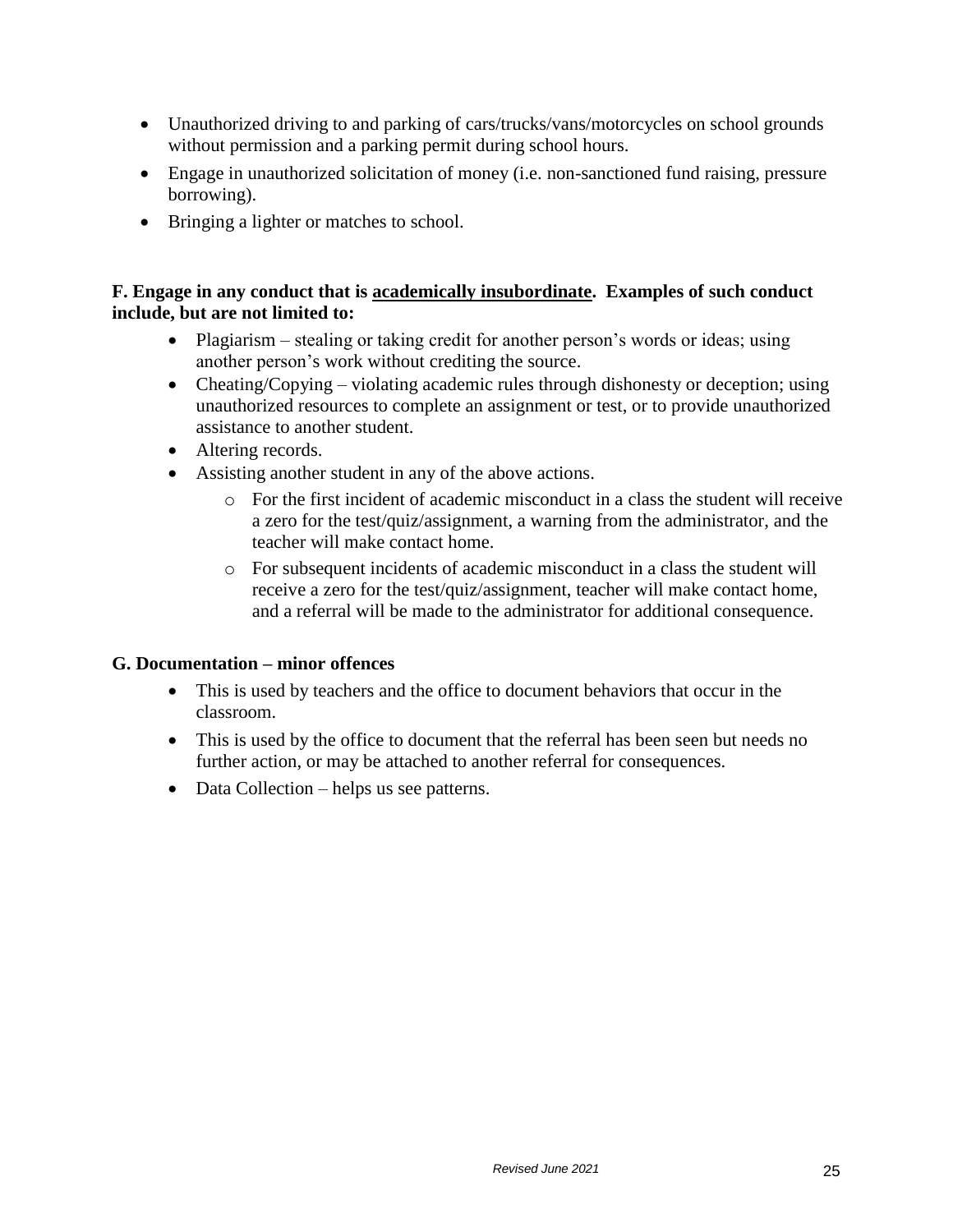- Unauthorized driving to and parking of cars/trucks/vans/motorcycles on school grounds without permission and a parking permit during school hours.
- Engage in unauthorized solicitation of money (i.e. non-sanctioned fund raising, pressure borrowing).
- Bringing a lighter or matches to school.

**F. Engage in any conduct that is <u>academically insubordinate</u>. Examples of such conduct include, but are not limited to:**

- Plagiarism – stealing or taking credit for another person's words or ideas; using another person's work without crediting the source.
- Cheating/Copying – violating academic rules through dishonesty or deception; using unauthorized resources to complete an assignment or test, or to provide unauthorized assistance to another student.
- Altering records.
- Assisting another student in any of the above actions.
    - For the first incident of academic misconduct in a class the student will receive a zero for the test/quiz/assignment, a warning from the administrator, and the teacher will make contact home.
    - For subsequent incidents of academic misconduct in a class the student will receive a zero for the test/quiz/assignment, teacher will make contact home, and a referral will be made to the administrator for additional consequence.

**G. Documentation – minor offences**

- This is used by teachers and the office to document behaviors that occur in the classroom.
- This is used by the office to document that the referral has been seen but needs no further action, or may be attached to another referral for consequences.
- Data Collection – helps us see patterns.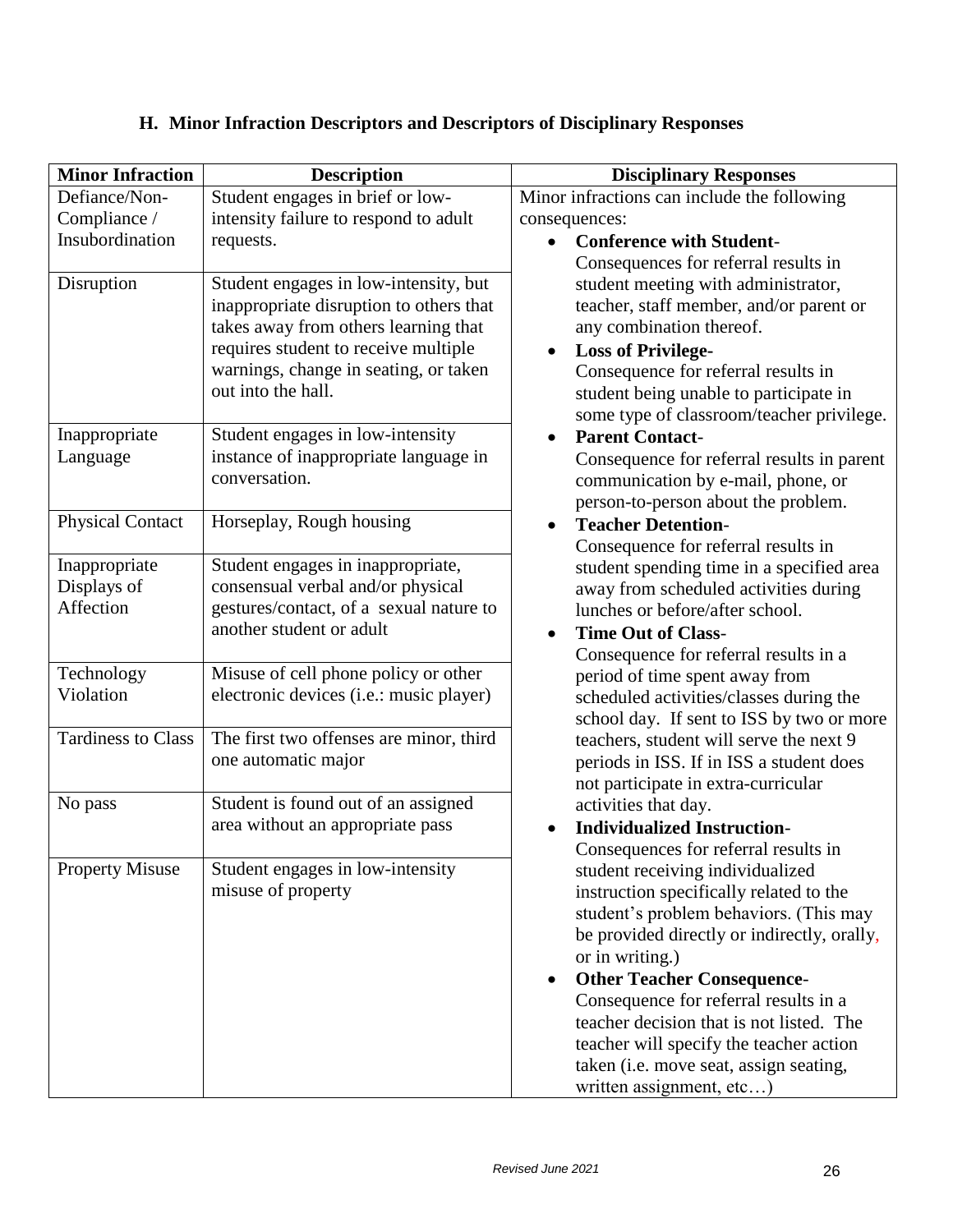## H. Minor Infraction Descriptors and Descriptors of Disciplinary Responses

| Minor Infraction | Description | Disciplinary Responses |
|---|---|---|
| Defiance/Non-Compliance / Insubordination | Student engages in brief or low-intensity failure to respond to adult requests. | Minor infractions can include the following consequences:<br>• **Conference with Student**- Consequences for referral results in student meeting with administrator, teacher, staff member, and/or parent or any combination thereof.<br>• **Loss of Privilege-** Consequence for referral results in student being unable to participate in some type of classroom/teacher privilege.<br>• **Parent Contact**- Consequence for referral results in parent communication by e-mail, phone, or person-to-person about the problem.<br>• **Teacher Detention**- Consequence for referral results in student spending time in a specified area away from scheduled activities during lunches or before/after school.<br>• **Time Out of Class**- Consequence for referral results in a period of time spent away from scheduled activities/classes during the school day. If sent to ISS by two or more teachers, student will serve the next 9 periods in ISS. If in ISS a student does not participate in extra-curricular activities that day.<br>• **Individualized Instruction**- Consequences for referral results in student receiving individualized instruction specifically related to the student's problem behaviors. (This may be provided directly or indirectly, orally, or in writing.)<br>• **Other Teacher Consequence**- Consequence for referral results in a teacher decision that is not listed. The teacher will specify the teacher action taken (i.e. move seat, assign seating, written assignment, etc…) |
| Disruption | Student engages in low-intensity, but inappropriate disruption to others that takes away from others learning that requires student to receive multiple warnings, change in seating, or taken out into the hall. | |
| Inappropriate Language | Student engages in low-intensity instance of inappropriate language in conversation. | |
| Physical Contact | Horseplay, Rough housing | |
| Inappropriate Displays of Affection | Student engages in inappropriate, consensual verbal and/or physical gestures/contact, of a sexual nature to another student or adult | |
| Technology Violation | Misuse of cell phone policy or other electronic devices (i.e.: music player) | |
| Tardiness to Class | The first two offenses are minor, third one automatic major | |
| No pass | Student is found out of an assigned area without an appropriate pass | |
| Property Misuse | Student engages in low-intensity misuse of property | |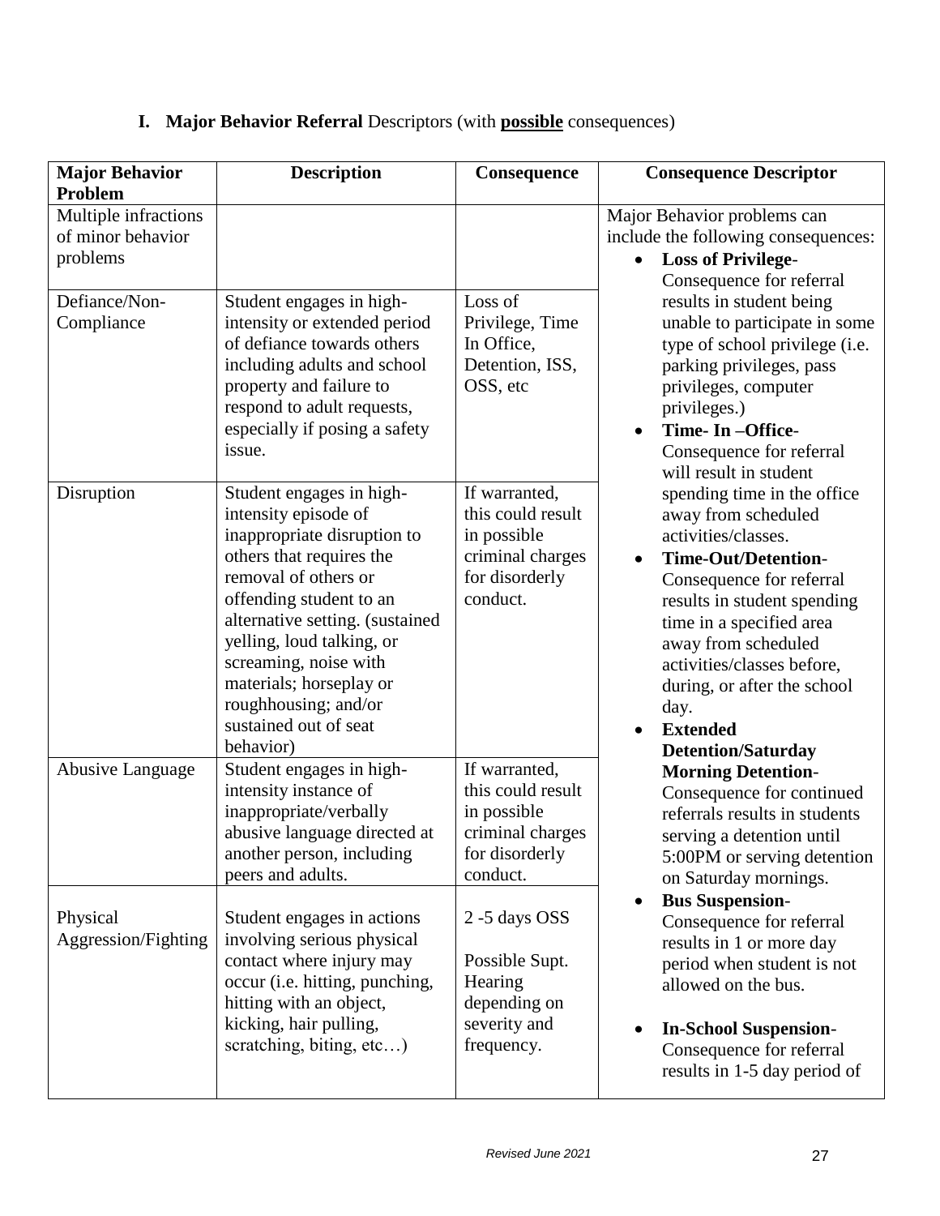## I. **Major Behavior Referral** Descriptors (with **possible** consequences)

| Major Behavior Problem | Description | Consequence | Consequence Descriptor |
|---|---|---|---|
| Multiple infractions of minor behavior problems | | | Major Behavior problems can include the following consequences: <ul><li>**Loss of Privilege**- Consequence for referral results in student being unable to participate in some type of school privilege (i.e. parking privileges, pass privileges, computer privileges.)</li><li>**Time- In –Office**- Consequence for referral will result in student spending time in the office away from scheduled activities/classes.</li><li>**Time-Out/Detention**- Consequence for referral results in student spending time in a specified area away from scheduled activities/classes before, during, or after the school day.</li><li>**Extended Detention/Saturday Morning Detention**- Consequence for continued referrals results in students serving a detention until 5:00PM or serving detention on Saturday mornings.</li><li>**Bus Suspension**- Consequence for referral results in 1 or more day period when student is not allowed on the bus.</li><li>**In-School Suspension**- Consequence for referral results in 1-5 day period of</li></ul> |
| Defiance/Non-Compliance | Student engages in high-intensity or extended period of defiance towards others including adults and school property and failure to respond to adult requests, especially if posing a safety issue. | Loss of Privilege, Time In Office, Detention, ISS, OSS, etc | |
| Disruption | Student engages in high-intensity episode of inappropriate disruption to others that requires the removal of others or offending student to an alternative setting. (sustained yelling, loud talking, or screaming, noise with materials; horseplay or roughhousing; and/or sustained out of seat behavior) | If warranted, this could result in possible criminal charges for disorderly conduct. | |
| Abusive Language | Student engages in high-intensity instance of inappropriate/verbally abusive language directed at another person, including peers and adults. | If warranted, this could result in possible criminal charges for disorderly conduct. | |
| Physical Aggression/Fighting | Student engages in actions involving serious physical contact where injury may occur (i.e. hitting, punching, hitting with an object, kicking, hair pulling, scratching, biting, etc…) | 2 -5 days OSS<br><br>Possible Supt. Hearing depending on severity and frequency. | |

*Revised June 2021*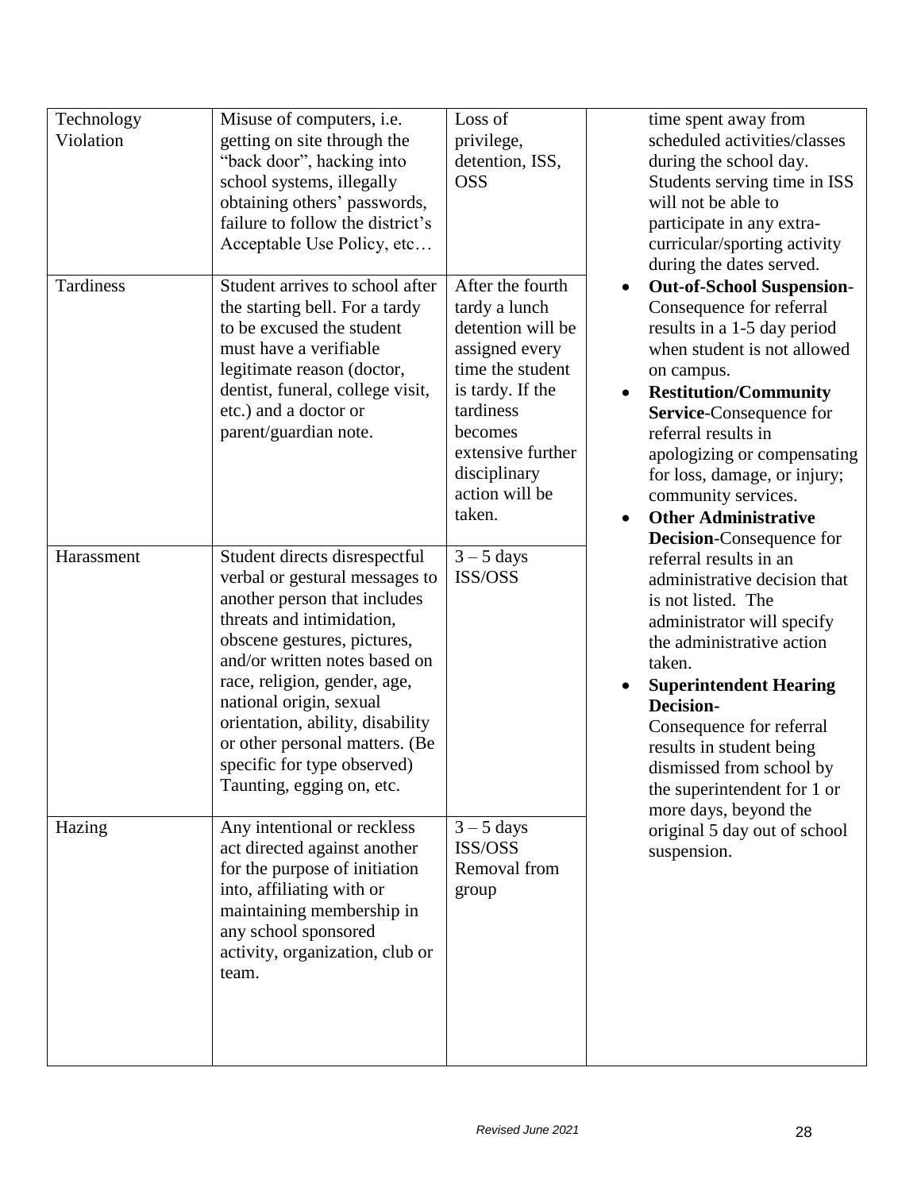| Technology Violation | Misuse of computers, i.e. getting on site through the "back door", hacking into school systems, illegally obtaining others' passwords, failure to follow the district's Acceptable Use Policy, etc… | Loss of privilege, detention, ISS, OSS | time spent away from scheduled activities/classes during the school day. Students serving time in ISS will not be able to participate in any extra-curricular/sporting activity during the dates served. <br>• **Out-of-School Suspension**-Consequence for referral results in a 1-5 day period when student is not allowed on campus. <br>• **Restitution/Community Service**-Consequence for referral results in apologizing or compensating for loss, damage, or injury; community services. <br>• **Other Administrative Decision**-Consequence for referral results in an administrative decision that is not listed. The administrator will specify the administrative action taken. <br>• **Superintendent Hearing Decision-** Consequence for referral results in student being dismissed from school by the superintendent for 1 or more days, beyond the original 5 day out of school suspension. |
|---|---|---|---|
| Tardiness | Student arrives to school after the starting bell. For a tardy to be excused the student must have a verifiable legitimate reason (doctor, dentist, funeral, college visit, etc.) and a doctor or parent/guardian note. | After the fourth tardy a lunch detention will be assigned every time the student is tardy. If the tardiness becomes extensive further disciplinary action will be taken. | |
| Harassment | Student directs disrespectful verbal or gestural messages to another person that includes threats and intimidation, obscene gestures, pictures, and/or written notes based on race, religion, gender, age, national origin, sexual orientation, ability, disability or other personal matters. (Be specific for type observed) Taunting, egging on, etc. | 3 – 5 days ISS/OSS | |
| Hazing | Any intentional or reckless act directed against another for the purpose of initiation into, affiliating with or maintaining membership in any school sponsored activity, organization, club or team. | 3 – 5 days ISS/OSS Removal from group | |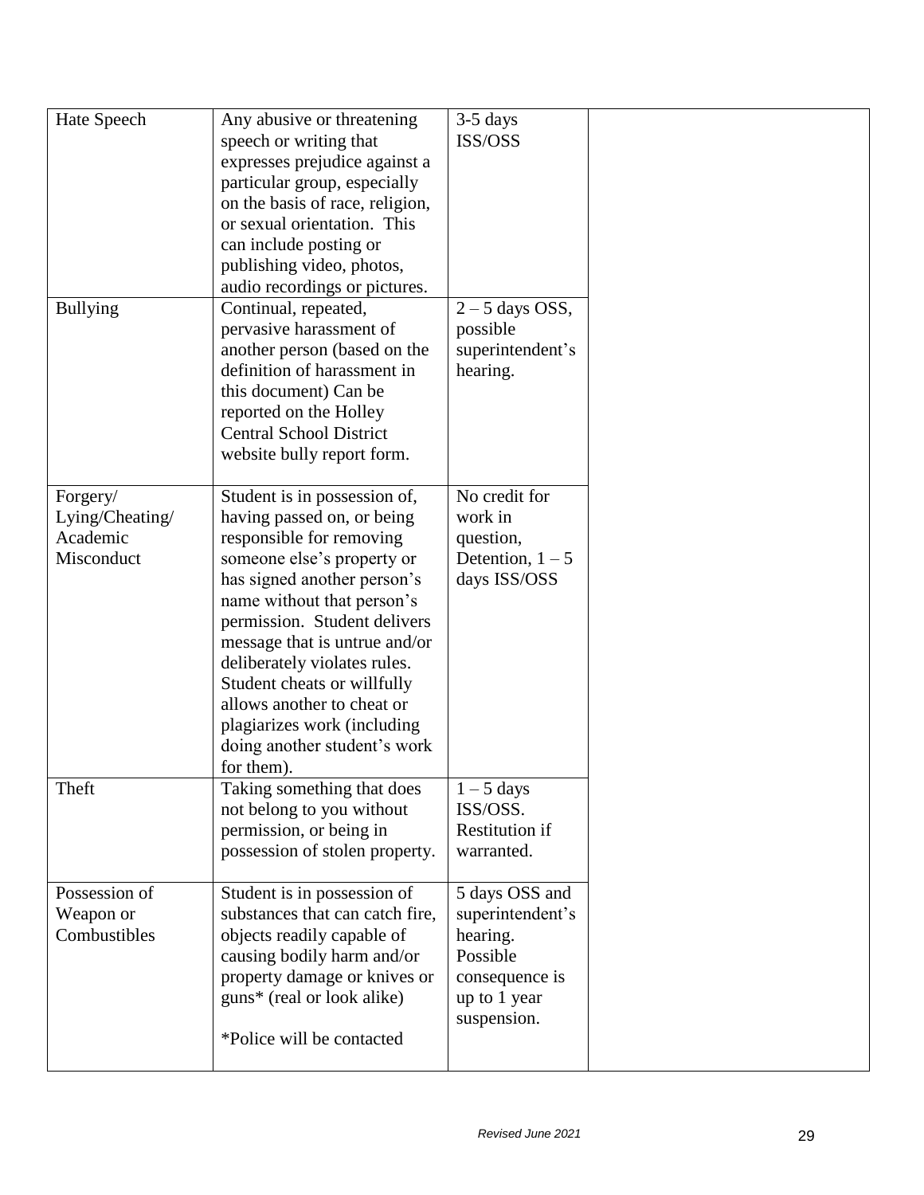| | | | |
|---|---|---|---|
| Hate Speech | Any abusive or threatening speech or writing that expresses prejudice against a particular group, especially on the basis of race, religion, or sexual orientation. This can include posting or publishing video, photos, audio recordings or pictures. | 3-5 days ISS/OSS | |
| Bullying | Continual, repeated, pervasive harassment of another person (based on the definition of harassment in this document) Can be reported on the Holley Central School District website bully report form. | 2 – 5 days OSS, possible superintendent's hearing. | |
| Forgery/ Lying/Cheating/ Academic Misconduct | Student is in possession of, having passed on, or being responsible for removing someone else's property or has signed another person's name without that person's permission. Student delivers message that is untrue and/or deliberately violates rules. Student cheats or willfully allows another to cheat or plagiarizes work (including doing another student's work for them). | No credit for work in question, Detention, 1 – 5 days ISS/OSS | |
| Theft | Taking something that does not belong to you without permission, or being in possession of stolen property. | 1 – 5 days ISS/OSS. Restitution if warranted. | |
| Possession of Weapon or Combustibles | Student is in possession of substances that can catch fire, objects readily capable of causing bodily harm and/or property damage or knives or guns* (real or look alike)<br><br>*Police will be contacted | 5 days OSS and superintendent's hearing. Possible consequence is up to 1 year suspension. | |

*Revised June 2021*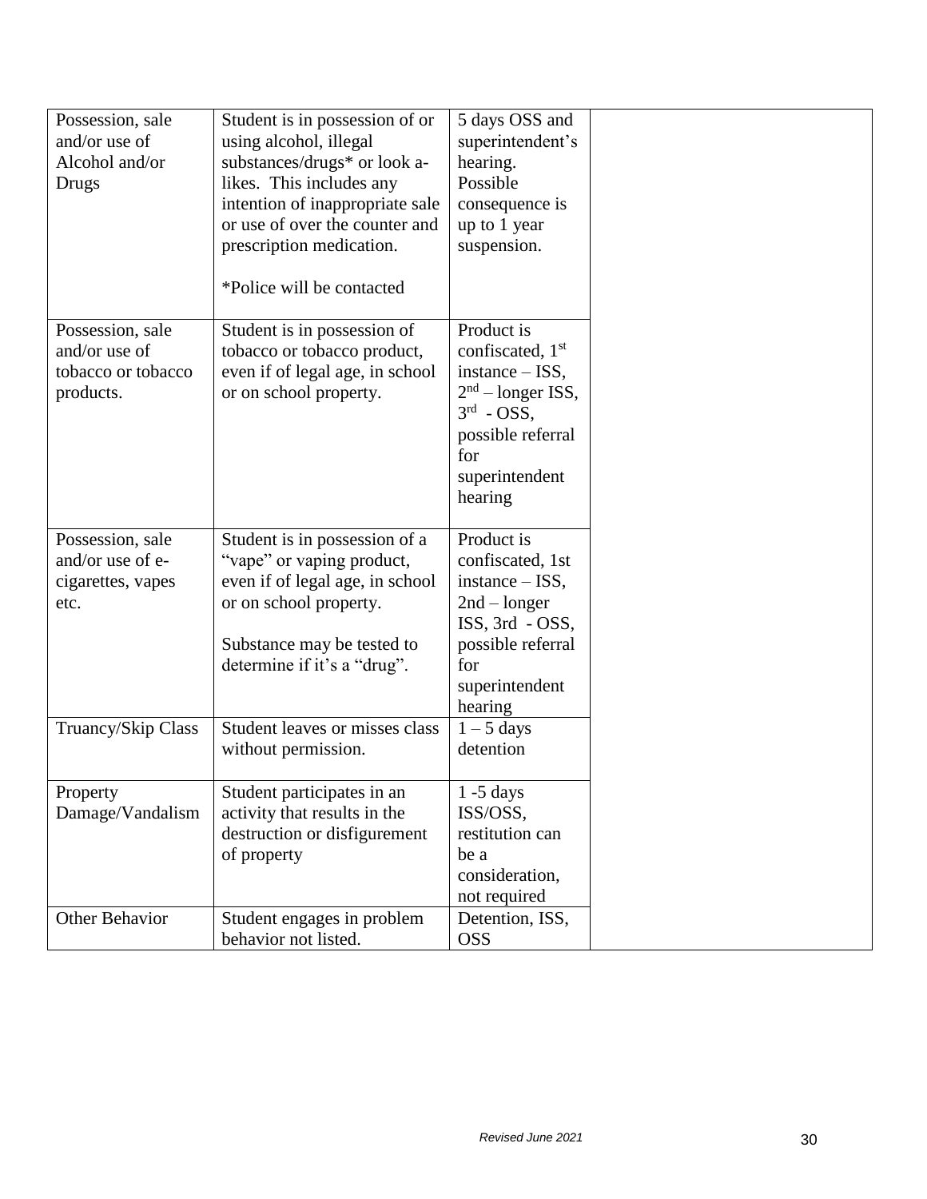| Possession, sale and/or use of Alcohol and/or Drugs | Student is in possession of or using alcohol, illegal substances/drugs* or look a-likes. This includes any intention of inappropriate sale or use of over the counter and prescription medication.<br><br>*Police will be contacted | 5 days OSS and superintendent's hearing. Possible consequence is up to 1 year suspension. | |
|---|---|---|---|
| Possession, sale and/or use of tobacco or tobacco products. | Student is in possession of tobacco or tobacco product, even if of legal age, in school or on school property. | Product is confiscated, 1st instance – ISS, 2nd – longer ISS, 3rd - OSS, possible referral for superintendent hearing | |
| Possession, sale and/or use of e-cigarettes, vapes etc. | Student is in possession of a "vape" or vaping product, even if of legal age, in school or on school property.<br><br>Substance may be tested to determine if it's a "drug". | Product is confiscated, 1st instance – ISS, 2nd – longer ISS, 3rd - OSS, possible referral for superintendent hearing | |
| Truancy/Skip Class | Student leaves or misses class without permission. | 1 – 5 days detention | |
| Property Damage/Vandalism | Student participates in an activity that results in the destruction or disfigurement of property | 1 -5 days ISS/OSS, restitution can be a consideration, not required | |
| Other Behavior | Student engages in problem behavior not listed. | Detention, ISS, OSS | |

*Revised June 2021*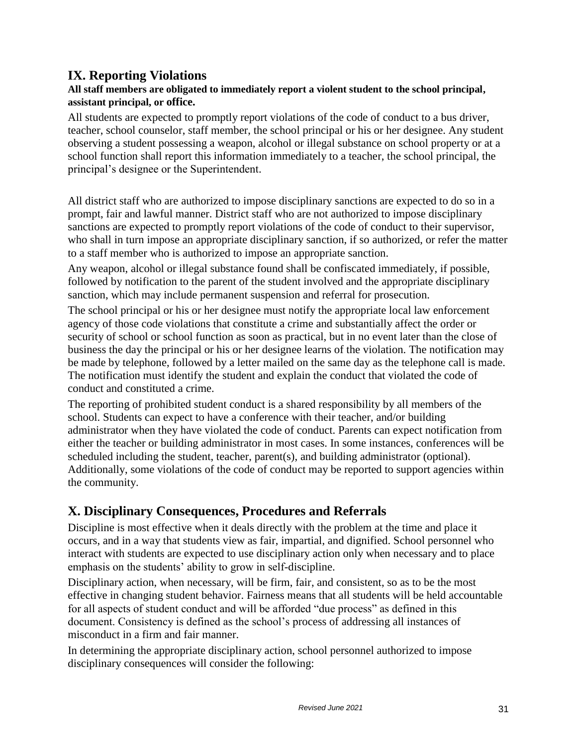## IX. Reporting Violations

**All staff members are obligated to immediately report a violent student to the school principal, assistant principal, or office.**

All students are expected to promptly report violations of the code of conduct to a bus driver, teacher, school counselor, staff member, the school principal or his or her designee. Any student observing a student possessing a weapon, alcohol or illegal substance on school property or at a school function shall report this information immediately to a teacher, the school principal, the principal's designee or the Superintendent.

All district staff who are authorized to impose disciplinary sanctions are expected to do so in a prompt, fair and lawful manner. District staff who are not authorized to impose disciplinary sanctions are expected to promptly report violations of the code of conduct to their supervisor, who shall in turn impose an appropriate disciplinary sanction, if so authorized, or refer the matter to a staff member who is authorized to impose an appropriate sanction.

Any weapon, alcohol or illegal substance found shall be confiscated immediately, if possible, followed by notification to the parent of the student involved and the appropriate disciplinary sanction, which may include permanent suspension and referral for prosecution.

The school principal or his or her designee must notify the appropriate local law enforcement agency of those code violations that constitute a crime and substantially affect the order or security of school or school function as soon as practical, but in no event later than the close of business the day the principal or his or her designee learns of the violation. The notification may be made by telephone, followed by a letter mailed on the same day as the telephone call is made. The notification must identify the student and explain the conduct that violated the code of conduct and constituted a crime.

The reporting of prohibited student conduct is a shared responsibility by all members of the school. Students can expect to have a conference with their teacher, and/or building administrator when they have violated the code of conduct. Parents can expect notification from either the teacher or building administrator in most cases. In some instances, conferences will be scheduled including the student, teacher, parent(s), and building administrator (optional). Additionally, some violations of the code of conduct may be reported to support agencies within the community.

## X. Disciplinary Consequences, Procedures and Referrals

Discipline is most effective when it deals directly with the problem at the time and place it occurs, and in a way that students view as fair, impartial, and dignified. School personnel who interact with students are expected to use disciplinary action only when necessary and to place emphasis on the students' ability to grow in self-discipline.

Disciplinary action, when necessary, will be firm, fair, and consistent, so as to be the most effective in changing student behavior. Fairness means that all students will be held accountable for all aspects of student conduct and will be afforded "due process" as defined in this document. Consistency is defined as the school's process of addressing all instances of misconduct in a firm and fair manner.

In determining the appropriate disciplinary action, school personnel authorized to impose disciplinary consequences will consider the following: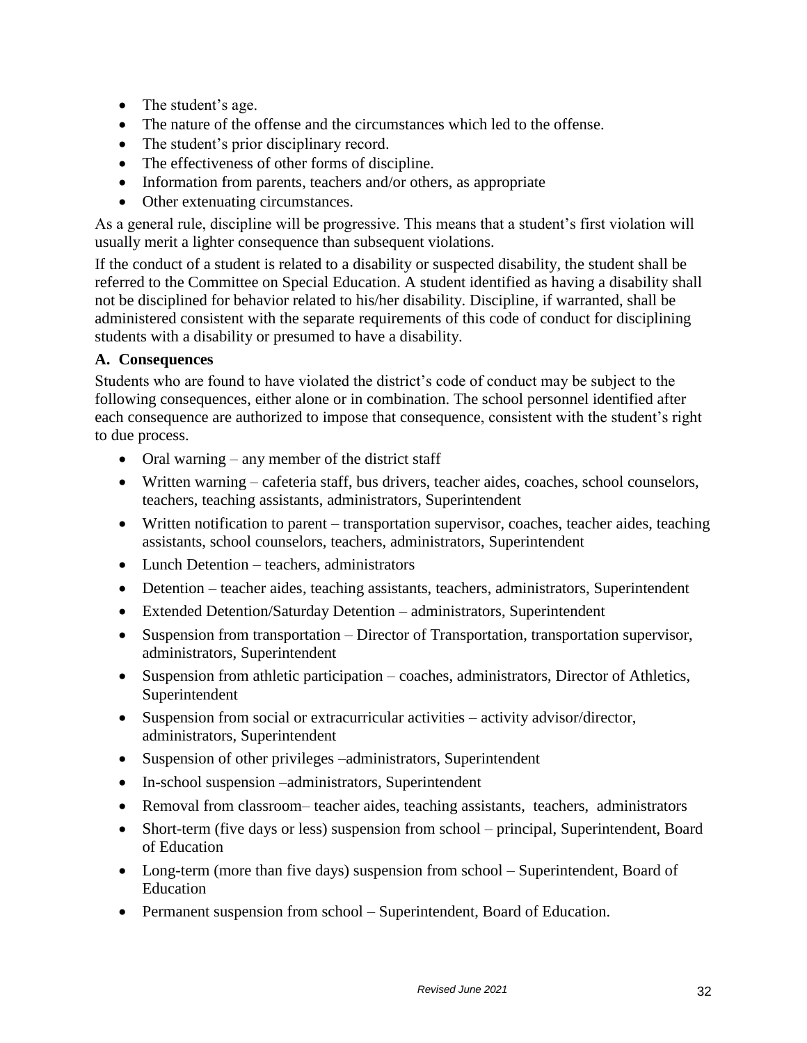- The student's age.
- The nature of the offense and the circumstances which led to the offense.
- The student's prior disciplinary record.
- The effectiveness of other forms of discipline.
- Information from parents, teachers and/or others, as appropriate
- Other extenuating circumstances.

As a general rule, discipline will be progressive. This means that a student's first violation will usually merit a lighter consequence than subsequent violations.

If the conduct of a student is related to a disability or suspected disability, the student shall be referred to the Committee on Special Education. A student identified as having a disability shall not be disciplined for behavior related to his/her disability. Discipline, if warranted, shall be administered consistent with the separate requirements of this code of conduct for disciplining students with a disability or presumed to have a disability.

### A. Consequences

Students who are found to have violated the district's code of conduct may be subject to the following consequences, either alone or in combination. The school personnel identified after each consequence are authorized to impose that consequence, consistent with the student's right to due process.

- Oral warning – any member of the district staff
- Written warning – cafeteria staff, bus drivers, teacher aides, coaches, school counselors, teachers, teaching assistants, administrators, Superintendent
- Written notification to parent – transportation supervisor, coaches, teacher aides, teaching assistants, school counselors, teachers, administrators, Superintendent
- Lunch Detention – teachers, administrators
- Detention – teacher aides, teaching assistants, teachers, administrators, Superintendent
- Extended Detention/Saturday Detention – administrators, Superintendent
- Suspension from transportation – Director of Transportation, transportation supervisor, administrators, Superintendent
- Suspension from athletic participation – coaches, administrators, Director of Athletics, Superintendent
- Suspension from social or extracurricular activities – activity advisor/director, administrators, Superintendent
- Suspension of other privileges –administrators, Superintendent
- In-school suspension –administrators, Superintendent
- Removal from classroom– teacher aides, teaching assistants, teachers, administrators
- Short-term (five days or less) suspension from school – principal, Superintendent, Board of Education
- Long-term (more than five days) suspension from school – Superintendent, Board of Education
- Permanent suspension from school – Superintendent, Board of Education.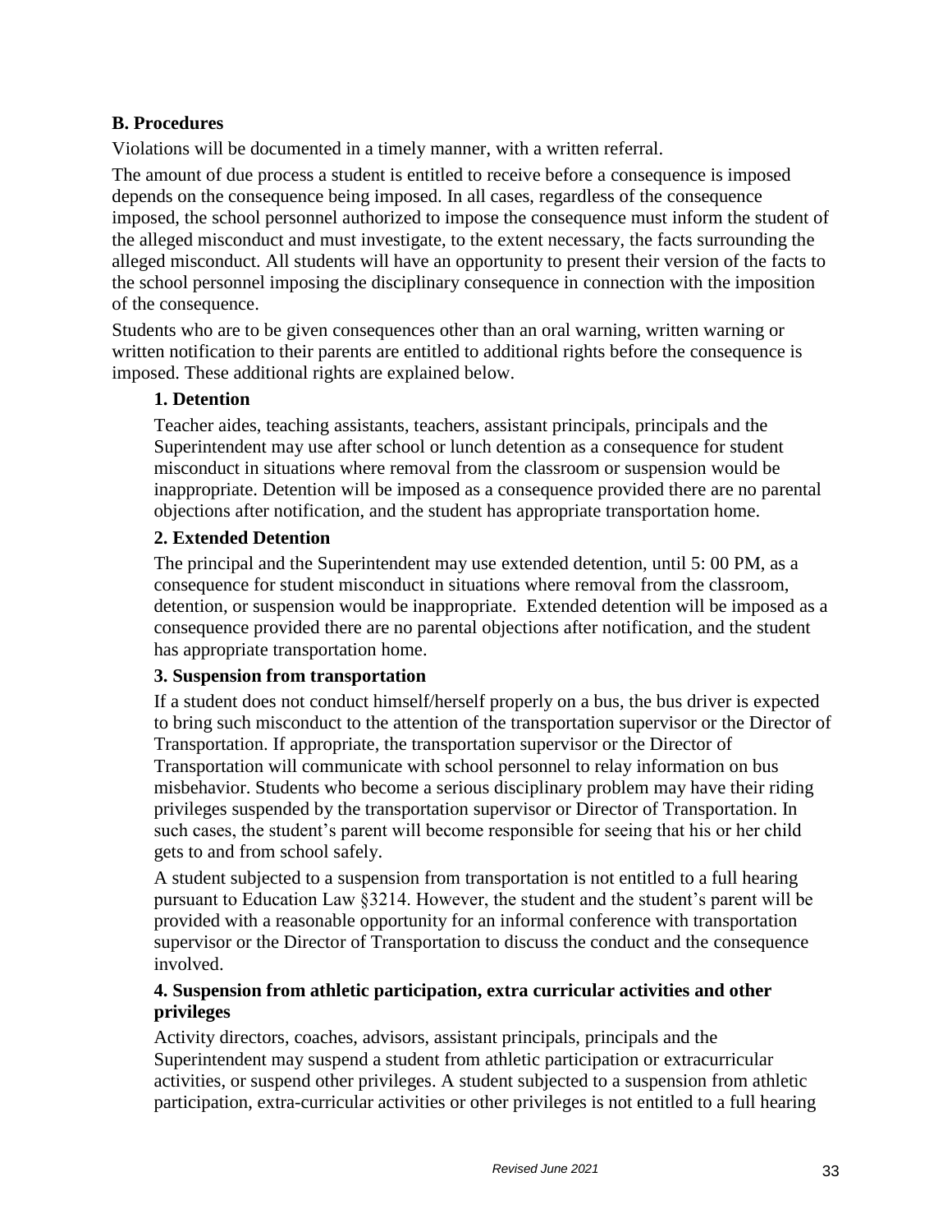### B. Procedures

Violations will be documented in a timely manner, with a written referral.

The amount of due process a student is entitled to receive before a consequence is imposed depends on the consequence being imposed. In all cases, regardless of the consequence imposed, the school personnel authorized to impose the consequence must inform the student of the alleged misconduct and must investigate, to the extent necessary, the facts surrounding the alleged misconduct. All students will have an opportunity to present their version of the facts to the school personnel imposing the disciplinary consequence in connection with the imposition of the consequence.

Students who are to be given consequences other than an oral warning, written warning or written notification to their parents are entitled to additional rights before the consequence is imposed. These additional rights are explained below.

#### 1. Detention

Teacher aides, teaching assistants, teachers, assistant principals, principals and the Superintendent may use after school or lunch detention as a consequence for student misconduct in situations where removal from the classroom or suspension would be inappropriate. Detention will be imposed as a consequence provided there are no parental objections after notification, and the student has appropriate transportation home.

#### 2. Extended Detention

The principal and the Superintendent may use extended detention, until 5: 00 PM, as a consequence for student misconduct in situations where removal from the classroom, detention, or suspension would be inappropriate. Extended detention will be imposed as a consequence provided there are no parental objections after notification, and the student has appropriate transportation home.

#### 3. Suspension from transportation

If a student does not conduct himself/herself properly on a bus, the bus driver is expected to bring such misconduct to the attention of the transportation supervisor or the Director of Transportation. If appropriate, the transportation supervisor or the Director of Transportation will communicate with school personnel to relay information on bus misbehavior. Students who become a serious disciplinary problem may have their riding privileges suspended by the transportation supervisor or Director of Transportation. In such cases, the student's parent will become responsible for seeing that his or her child gets to and from school safely.

A student subjected to a suspension from transportation is not entitled to a full hearing pursuant to Education Law §3214. However, the student and the student's parent will be provided with a reasonable opportunity for an informal conference with transportation supervisor or the Director of Transportation to discuss the conduct and the consequence involved.

#### 4. Suspension from athletic participation, extra curricular activities and other privileges

Activity directors, coaches, advisors, assistant principals, principals and the Superintendent may suspend a student from athletic participation or extracurricular activities, or suspend other privileges. A student subjected to a suspension from athletic participation, extra-curricular activities or other privileges is not entitled to a full hearing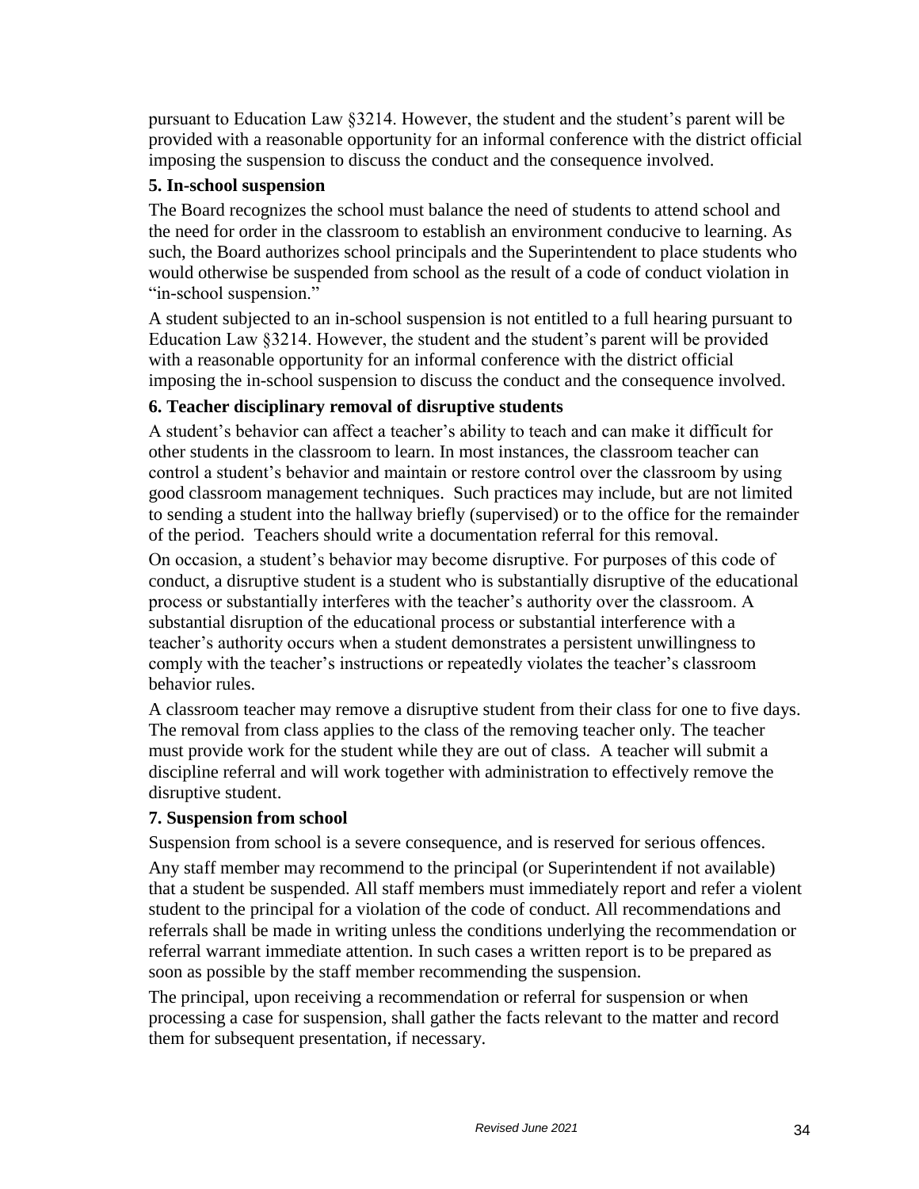pursuant to Education Law §3214. However, the student and the student's parent will be provided with a reasonable opportunity for an informal conference with the district official imposing the suspension to discuss the conduct and the consequence involved.

**5. In-school suspension**

The Board recognizes the school must balance the need of students to attend school and the need for order in the classroom to establish an environment conducive to learning. As such, the Board authorizes school principals and the Superintendent to place students who would otherwise be suspended from school as the result of a code of conduct violation in "in-school suspension."

A student subjected to an in-school suspension is not entitled to a full hearing pursuant to Education Law §3214. However, the student and the student's parent will be provided with a reasonable opportunity for an informal conference with the district official imposing the in-school suspension to discuss the conduct and the consequence involved.

**6. Teacher disciplinary removal of disruptive students**

A student's behavior can affect a teacher's ability to teach and can make it difficult for other students in the classroom to learn. In most instances, the classroom teacher can control a student's behavior and maintain or restore control over the classroom by using good classroom management techniques. Such practices may include, but are not limited to sending a student into the hallway briefly (supervised) or to the office for the remainder of the period. Teachers should write a documentation referral for this removal.

On occasion, a student's behavior may become disruptive. For purposes of this code of conduct, a disruptive student is a student who is substantially disruptive of the educational process or substantially interferes with the teacher's authority over the classroom. A substantial disruption of the educational process or substantial interference with a teacher's authority occurs when a student demonstrates a persistent unwillingness to comply with the teacher's instructions or repeatedly violates the teacher's classroom behavior rules.

A classroom teacher may remove a disruptive student from their class for one to five days. The removal from class applies to the class of the removing teacher only. The teacher must provide work for the student while they are out of class. A teacher will submit a discipline referral and will work together with administration to effectively remove the disruptive student.

**7. Suspension from school**

Suspension from school is a severe consequence, and is reserved for serious offences.

Any staff member may recommend to the principal (or Superintendent if not available) that a student be suspended. All staff members must immediately report and refer a violent student to the principal for a violation of the code of conduct. All recommendations and referrals shall be made in writing unless the conditions underlying the recommendation or referral warrant immediate attention. In such cases a written report is to be prepared as soon as possible by the staff member recommending the suspension.

The principal, upon receiving a recommendation or referral for suspension or when processing a case for suspension, shall gather the facts relevant to the matter and record them for subsequent presentation, if necessary.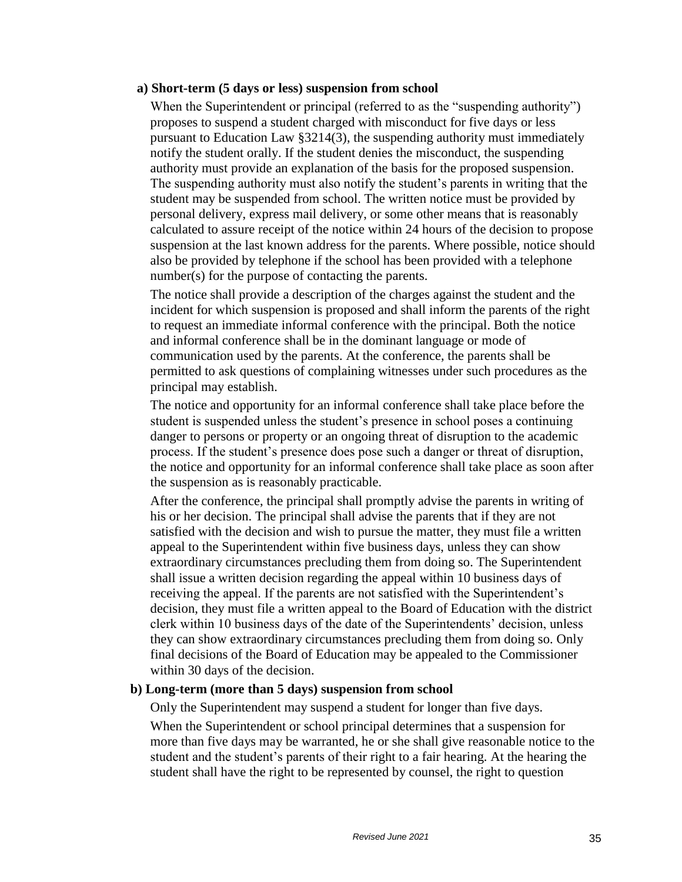**a) Short-term (5 days or less) suspension from school**

When the Superintendent or principal (referred to as the "suspending authority") proposes to suspend a student charged with misconduct for five days or less pursuant to Education Law §3214(3), the suspending authority must immediately notify the student orally. If the student denies the misconduct, the suspending authority must provide an explanation of the basis for the proposed suspension. The suspending authority must also notify the student's parents in writing that the student may be suspended from school. The written notice must be provided by personal delivery, express mail delivery, or some other means that is reasonably calculated to assure receipt of the notice within 24 hours of the decision to propose suspension at the last known address for the parents. Where possible, notice should also be provided by telephone if the school has been provided with a telephone number(s) for the purpose of contacting the parents.

The notice shall provide a description of the charges against the student and the incident for which suspension is proposed and shall inform the parents of the right to request an immediate informal conference with the principal. Both the notice and informal conference shall be in the dominant language or mode of communication used by the parents. At the conference, the parents shall be permitted to ask questions of complaining witnesses under such procedures as the principal may establish.

The notice and opportunity for an informal conference shall take place before the student is suspended unless the student's presence in school poses a continuing danger to persons or property or an ongoing threat of disruption to the academic process. If the student's presence does pose such a danger or threat of disruption, the notice and opportunity for an informal conference shall take place as soon after the suspension as is reasonably practicable.

After the conference, the principal shall promptly advise the parents in writing of his or her decision. The principal shall advise the parents that if they are not satisfied with the decision and wish to pursue the matter, they must file a written appeal to the Superintendent within five business days, unless they can show extraordinary circumstances precluding them from doing so. The Superintendent shall issue a written decision regarding the appeal within 10 business days of receiving the appeal. If the parents are not satisfied with the Superintendent's decision, they must file a written appeal to the Board of Education with the district clerk within 10 business days of the date of the Superintendents' decision, unless they can show extraordinary circumstances precluding them from doing so. Only final decisions of the Board of Education may be appealed to the Commissioner within 30 days of the decision.

**b) Long-term (more than 5 days) suspension from school**

Only the Superintendent may suspend a student for longer than five days.

When the Superintendent or school principal determines that a suspension for more than five days may be warranted, he or she shall give reasonable notice to the student and the student's parents of their right to a fair hearing. At the hearing the student shall have the right to be represented by counsel, the right to question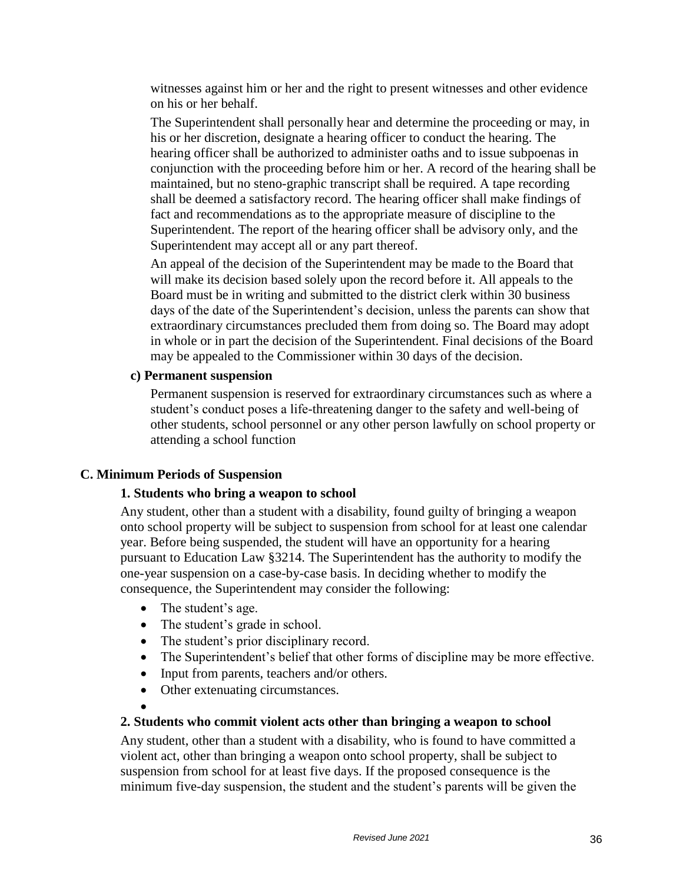witnesses against him or her and the right to present witnesses and other evidence on his or her behalf.

The Superintendent shall personally hear and determine the proceeding or may, in his or her discretion, designate a hearing officer to conduct the hearing. The hearing officer shall be authorized to administer oaths and to issue subpoenas in conjunction with the proceeding before him or her. A record of the hearing shall be maintained, but no steno-graphic transcript shall be required. A tape recording shall be deemed a satisfactory record. The hearing officer shall make findings of fact and recommendations as to the appropriate measure of discipline to the Superintendent. The report of the hearing officer shall be advisory only, and the Superintendent may accept all or any part thereof.

An appeal of the decision of the Superintendent may be made to the Board that will make its decision based solely upon the record before it. All appeals to the Board must be in writing and submitted to the district clerk within 30 business days of the date of the Superintendent's decision, unless the parents can show that extraordinary circumstances precluded them from doing so. The Board may adopt in whole or in part the decision of the Superintendent. Final decisions of the Board may be appealed to the Commissioner within 30 days of the decision.

**c) Permanent suspension**

Permanent suspension is reserved for extraordinary circumstances such as where a student's conduct poses a life-threatening danger to the safety and well-being of other students, school personnel or any other person lawfully on school property or attending a school function

## C. Minimum Periods of Suspension

### 1. Students who bring a weapon to school

Any student, other than a student with a disability, found guilty of bringing a weapon onto school property will be subject to suspension from school for at least one calendar year. Before being suspended, the student will have an opportunity for a hearing pursuant to Education Law §3214. The Superintendent has the authority to modify the one-year suspension on a case-by-case basis. In deciding whether to modify the consequence, the Superintendent may consider the following:

- The student's age.
- The student's grade in school.
- The student's prior disciplinary record.
- The Superintendent's belief that other forms of discipline may be more effective.
- Input from parents, teachers and/or others.
- Other extenuating circumstances.

### 2. Students who commit violent acts other than bringing a weapon to school

Any student, other than a student with a disability, who is found to have committed a violent act, other than bringing a weapon onto school property, shall be subject to suspension from school for at least five days. If the proposed consequence is the minimum five-day suspension, the student and the student's parents will be given the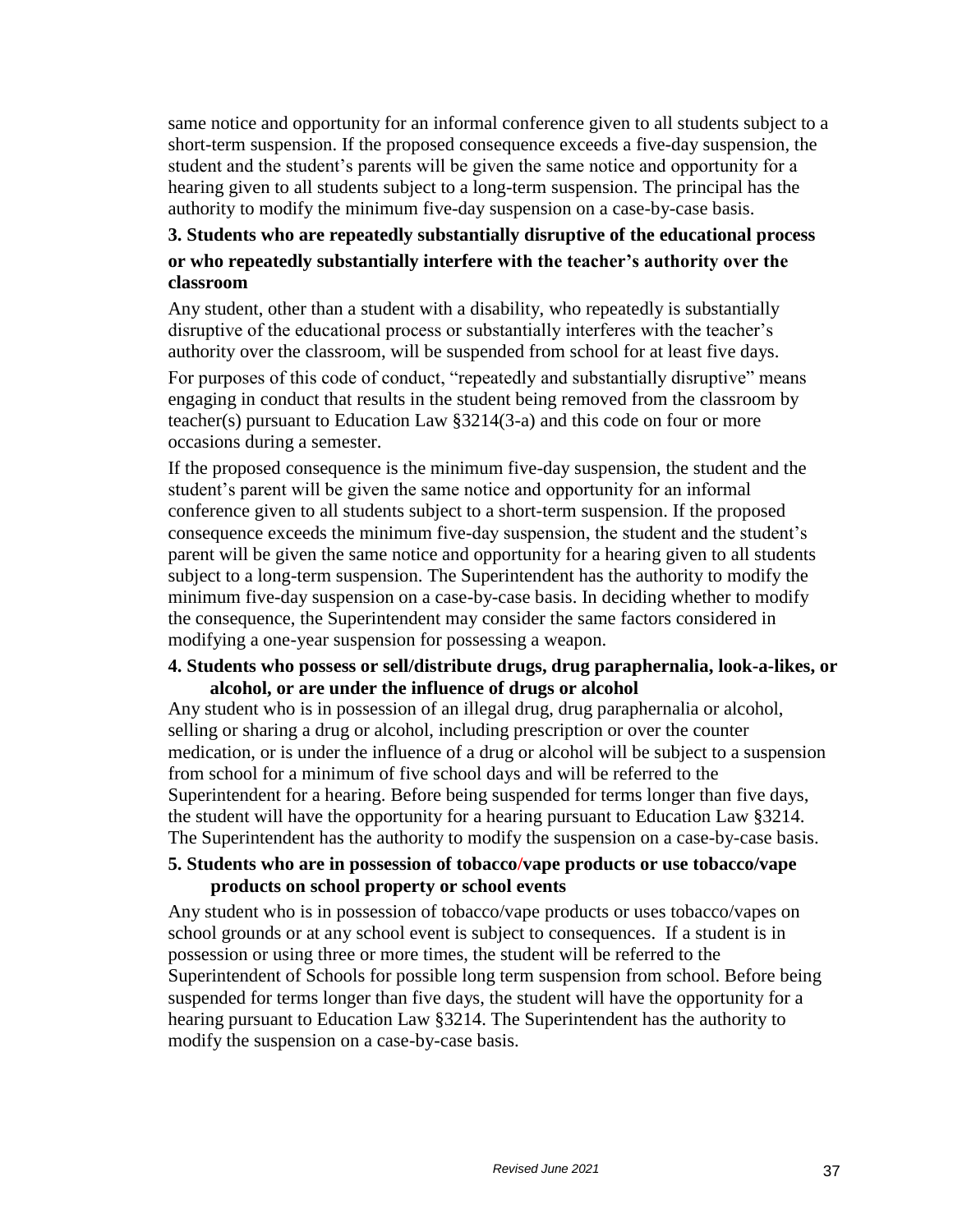same notice and opportunity for an informal conference given to all students subject to a short-term suspension. If the proposed consequence exceeds a five-day suspension, the student and the student's parents will be given the same notice and opportunity for a hearing given to all students subject to a long-term suspension. The principal has the authority to modify the minimum five-day suspension on a case-by-case basis.

**3. Students who are repeatedly substantially disruptive of the educational process or who repeatedly substantially interfere with the teacher's authority over the classroom**

Any student, other than a student with a disability, who repeatedly is substantially disruptive of the educational process or substantially interferes with the teacher's authority over the classroom, will be suspended from school for at least five days.

For purposes of this code of conduct, "repeatedly and substantially disruptive" means engaging in conduct that results in the student being removed from the classroom by teacher(s) pursuant to Education Law §3214(3-a) and this code on four or more occasions during a semester.

If the proposed consequence is the minimum five-day suspension, the student and the student's parent will be given the same notice and opportunity for an informal conference given to all students subject to a short-term suspension. If the proposed consequence exceeds the minimum five-day suspension, the student and the student's parent will be given the same notice and opportunity for a hearing given to all students subject to a long-term suspension. The Superintendent has the authority to modify the minimum five-day suspension on a case-by-case basis. In deciding whether to modify the consequence, the Superintendent may consider the same factors considered in modifying a one-year suspension for possessing a weapon.

**4. Students who possess or sell/distribute drugs, drug paraphernalia, look-a-likes, or alcohol, or are under the influence of drugs or alcohol**

Any student who is in possession of an illegal drug, drug paraphernalia or alcohol, selling or sharing a drug or alcohol, including prescription or over the counter medication, or is under the influence of a drug or alcohol will be subject to a suspension from school for a minimum of five school days and will be referred to the Superintendent for a hearing. Before being suspended for terms longer than five days, the student will have the opportunity for a hearing pursuant to Education Law §3214. The Superintendent has the authority to modify the suspension on a case-by-case basis.

**5. Students who are in possession of tobacco/vape products or use tobacco/vape products on school property or school events**

Any student who is in possession of tobacco/vape products or uses tobacco/vapes on school grounds or at any school event is subject to consequences. If a student is in possession or using three or more times, the student will be referred to the Superintendent of Schools for possible long term suspension from school. Before being suspended for terms longer than five days, the student will have the opportunity for a hearing pursuant to Education Law §3214. The Superintendent has the authority to modify the suspension on a case-by-case basis.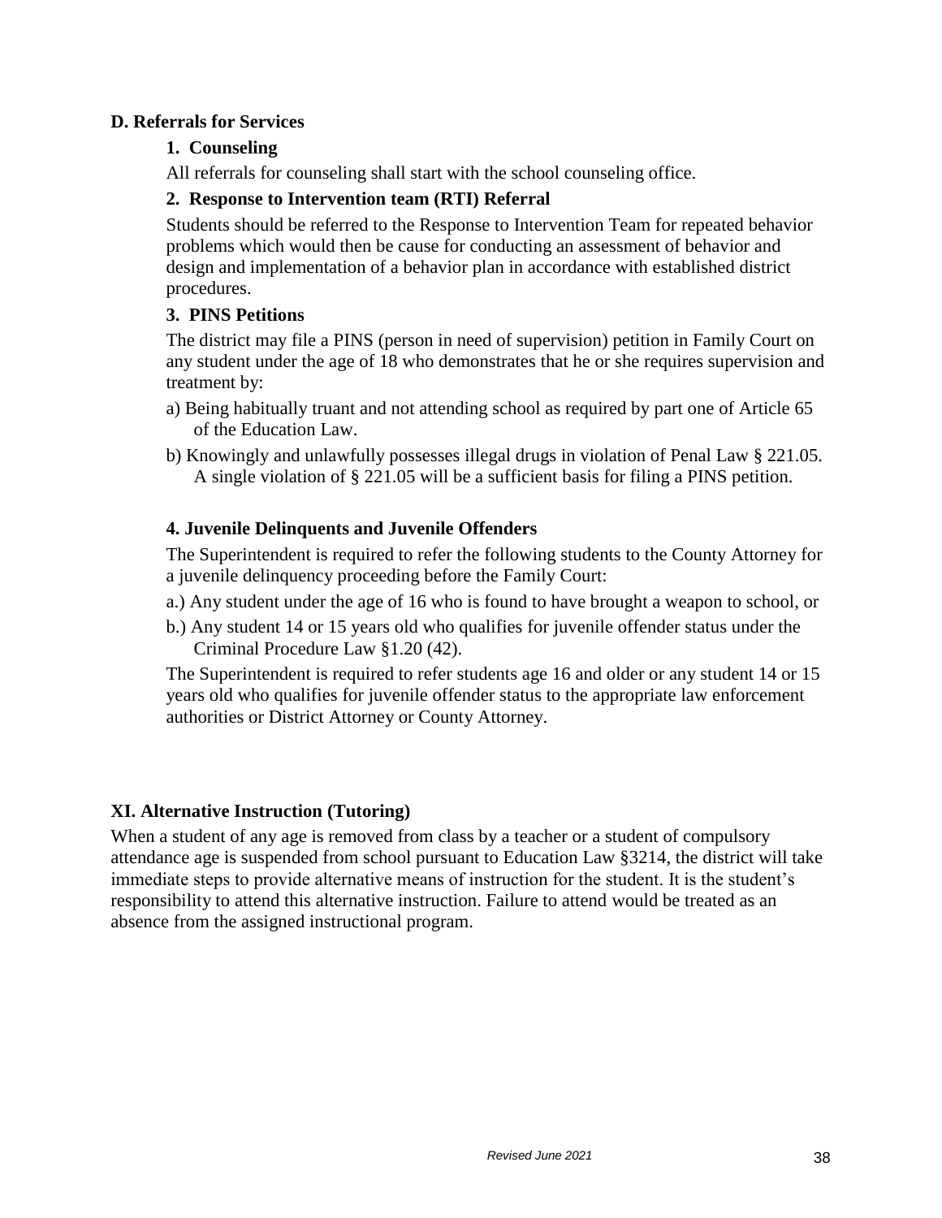### D. Referrals for Services

#### 1. Counseling

All referrals for counseling shall start with the school counseling office.

#### 2. Response to Intervention team (RTI) Referral

Students should be referred to the Response to Intervention Team for repeated behavior problems which would then be cause for conducting an assessment of behavior and design and implementation of a behavior plan in accordance with established district procedures.

#### 3. PINS Petitions

The district may file a PINS (person in need of supervision) petition in Family Court on any student under the age of 18 who demonstrates that he or she requires supervision and treatment by:

a) Being habitually truant and not attending school as required by part one of Article 65 of the Education Law.

b) Knowingly and unlawfully possesses illegal drugs in violation of Penal Law § 221.05. A single violation of § 221.05 will be a sufficient basis for filing a PINS petition.

#### 4. Juvenile Delinquents and Juvenile Offenders

The Superintendent is required to refer the following students to the County Attorney for a juvenile delinquency proceeding before the Family Court:

a.) Any student under the age of 16 who is found to have brought a weapon to school, or

b.) Any student 14 or 15 years old who qualifies for juvenile offender status under the Criminal Procedure Law §1.20 (42).

The Superintendent is required to refer students age 16 and older or any student 14 or 15 years old who qualifies for juvenile offender status to the appropriate law enforcement authorities or District Attorney or County Attorney.

## XI. Alternative Instruction (Tutoring)

When a student of any age is removed from class by a teacher or a student of compulsory attendance age is suspended from school pursuant to Education Law §3214, the district will take immediate steps to provide alternative means of instruction for the student. It is the student's responsibility to attend this alternative instruction. Failure to attend would be treated as an absence from the assigned instructional program.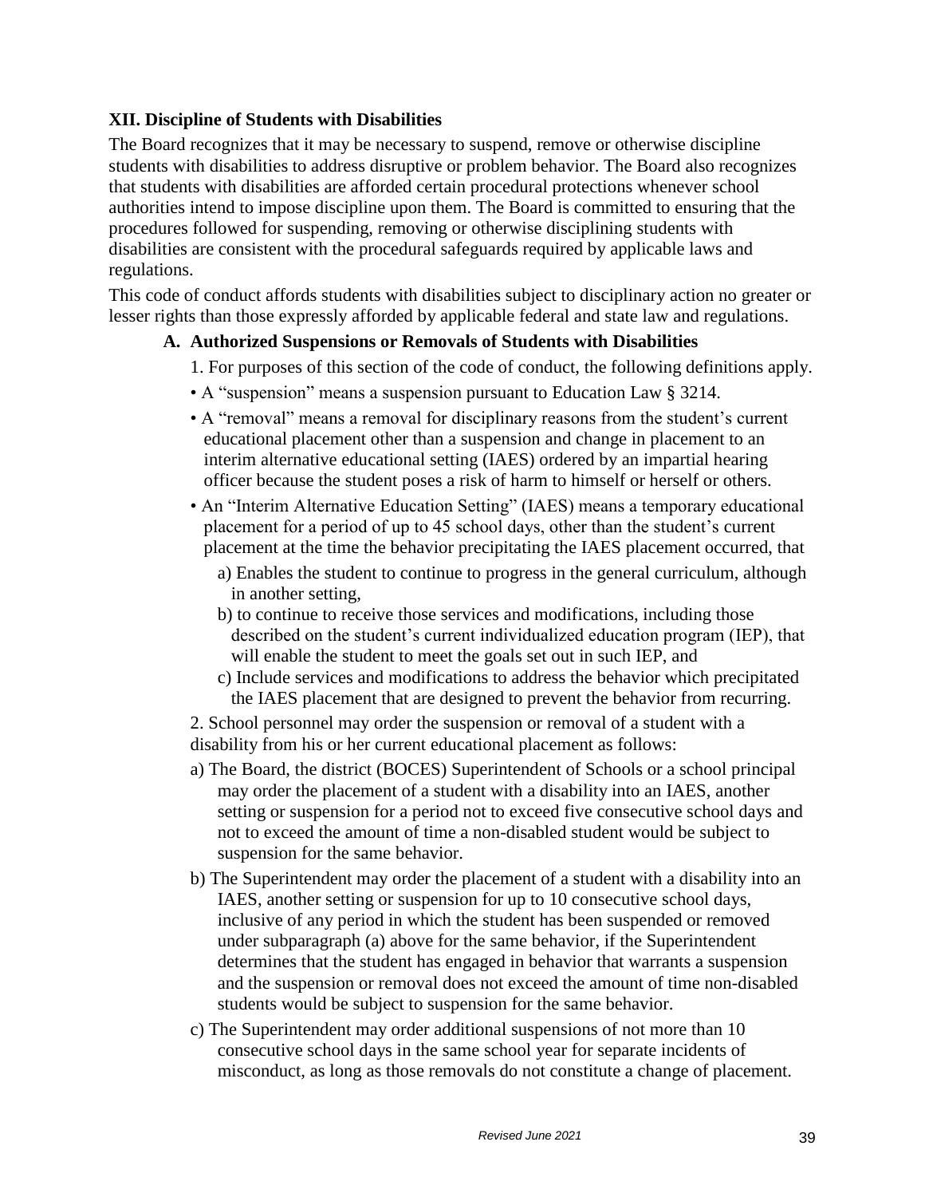### XII. Discipline of Students with Disabilities

The Board recognizes that it may be necessary to suspend, remove or otherwise discipline students with disabilities to address disruptive or problem behavior. The Board also recognizes that students with disabilities are afforded certain procedural protections whenever school authorities intend to impose discipline upon them. The Board is committed to ensuring that the procedures followed for suspending, removing or otherwise disciplining students with disabilities are consistent with the procedural safeguards required by applicable laws and regulations.

This code of conduct affords students with disabilities subject to disciplinary action no greater or lesser rights than those expressly afforded by applicable federal and state law and regulations.

#### A. Authorized Suspensions or Removals of Students with Disabilities

1. For purposes of this section of the code of conduct, the following definitions apply.

- A "suspension" means a suspension pursuant to Education Law § 3214.
- A "removal" means a removal for disciplinary reasons from the student's current educational placement other than a suspension and change in placement to an interim alternative educational setting (IAES) ordered by an impartial hearing officer because the student poses a risk of harm to himself or herself or others.
- An "Interim Alternative Education Setting" (IAES) means a temporary educational placement for a period of up to 45 school days, other than the student's current placement at the time the behavior precipitating the IAES placement occurred, that
  - a) Enables the student to continue to progress in the general curriculum, although in another setting,
  - b) to continue to receive those services and modifications, including those described on the student's current individualized education program (IEP), that will enable the student to meet the goals set out in such IEP, and
  - c) Include services and modifications to address the behavior which precipitated the IAES placement that are designed to prevent the behavior from recurring.

2. School personnel may order the suspension or removal of a student with a disability from his or her current educational placement as follows:

a) The Board, the district (BOCES) Superintendent of Schools or a school principal may order the placement of a student with a disability into an IAES, another setting or suspension for a period not to exceed five consecutive school days and not to exceed the amount of time a non-disabled student would be subject to suspension for the same behavior.

b) The Superintendent may order the placement of a student with a disability into an IAES, another setting or suspension for up to 10 consecutive school days, inclusive of any period in which the student has been suspended or removed under subparagraph (a) above for the same behavior, if the Superintendent determines that the student has engaged in behavior that warrants a suspension and the suspension or removal does not exceed the amount of time non-disabled students would be subject to suspension for the same behavior.

c) The Superintendent may order additional suspensions of not more than 10 consecutive school days in the same school year for separate incidents of misconduct, as long as those removals do not constitute a change of placement.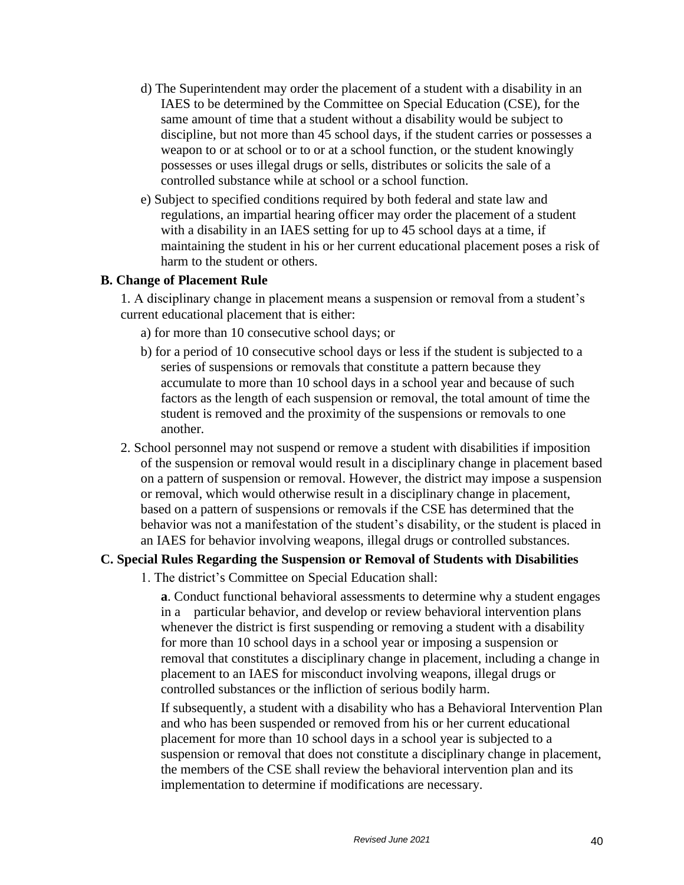d) The Superintendent may order the placement of a student with a disability in an IAES to be determined by the Committee on Special Education (CSE), for the same amount of time that a student without a disability would be subject to discipline, but not more than 45 school days, if the student carries or possesses a weapon to or at school or to or at a school function, or the student knowingly possesses or uses illegal drugs or sells, distributes or solicits the sale of a controlled substance while at school or a school function.

e) Subject to specified conditions required by both federal and state law and regulations, an impartial hearing officer may order the placement of a student with a disability in an IAES setting for up to 45 school days at a time, if maintaining the student in his or her current educational placement poses a risk of harm to the student or others.

**B. Change of Placement Rule**

1. A disciplinary change in placement means a suspension or removal from a student's current educational placement that is either:

   a) for more than 10 consecutive school days; or

   b) for a period of 10 consecutive school days or less if the student is subjected to a series of suspensions or removals that constitute a pattern because they accumulate to more than 10 school days in a school year and because of such factors as the length of each suspension or removal, the total amount of time the student is removed and the proximity of the suspensions or removals to one another.

2. School personnel may not suspend or remove a student with disabilities if imposition of the suspension or removal would result in a disciplinary change in placement based on a pattern of suspension or removal. However, the district may impose a suspension or removal, which would otherwise result in a disciplinary change in placement, based on a pattern of suspensions or removals if the CSE has determined that the behavior was not a manifestation of the student's disability, or the student is placed in an IAES for behavior involving weapons, illegal drugs or controlled substances.

**C. Special Rules Regarding the Suspension or Removal of Students with Disabilities**

1. The district's Committee on Special Education shall:

   **a**. Conduct functional behavioral assessments to determine why a student engages in a particular behavior, and develop or review behavioral intervention plans whenever the district is first suspending or removing a student with a disability for more than 10 school days in a school year or imposing a suspension or removal that constitutes a disciplinary change in placement, including a change in placement to an IAES for misconduct involving weapons, illegal drugs or controlled substances or the infliction of serious bodily harm.

   If subsequently, a student with a disability who has a Behavioral Intervention Plan and who has been suspended or removed from his or her current educational placement for more than 10 school days in a school year is subjected to a suspension or removal that does not constitute a disciplinary change in placement, the members of the CSE shall review the behavioral intervention plan and its implementation to determine if modifications are necessary.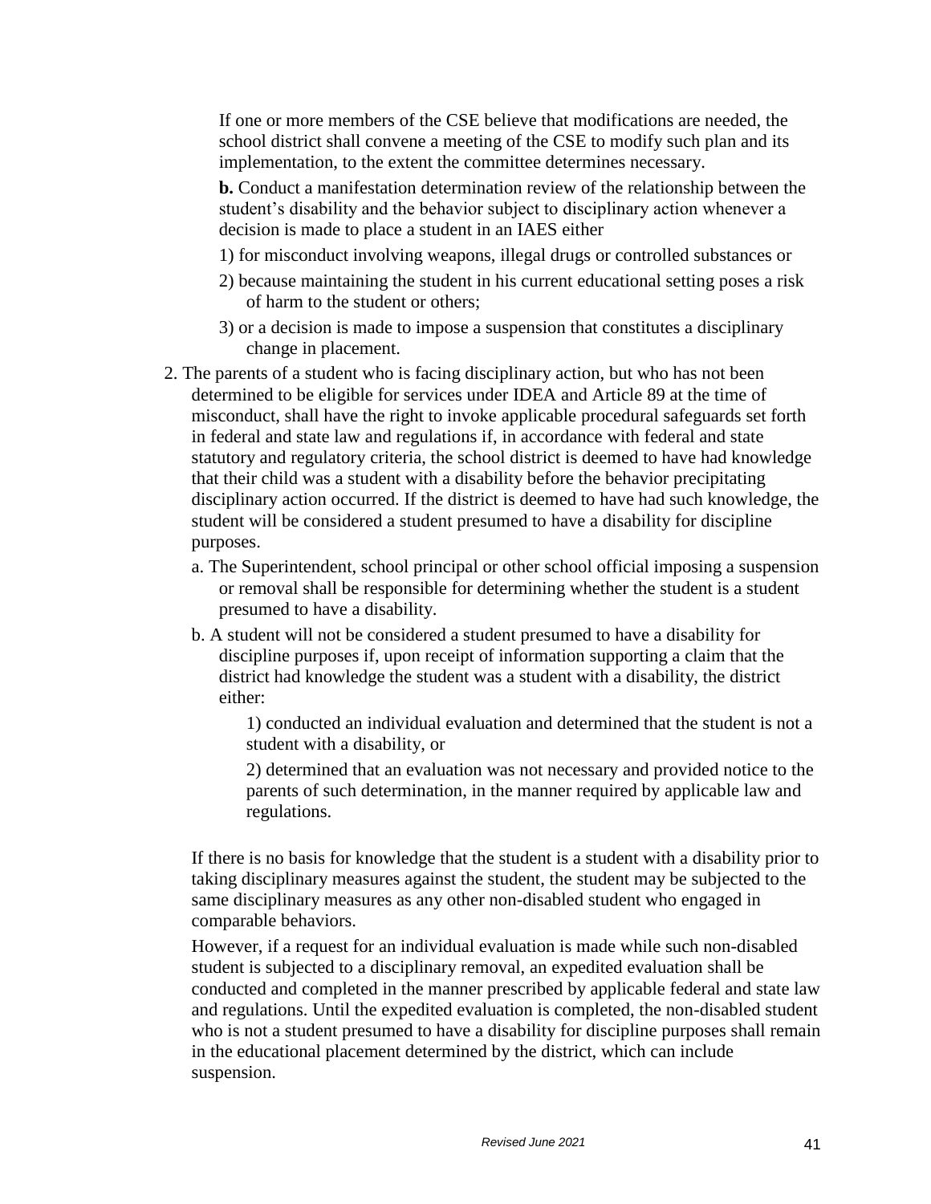If one or more members of the CSE believe that modifications are needed, the school district shall convene a meeting of the CSE to modify such plan and its implementation, to the extent the committee determines necessary.

**b.** Conduct a manifestation determination review of the relationship between the student's disability and the behavior subject to disciplinary action whenever a decision is made to place a student in an IAES either

1) for misconduct involving weapons, illegal drugs or controlled substances or

2) because maintaining the student in his current educational setting poses a risk of harm to the student or others;

3) or a decision is made to impose a suspension that constitutes a disciplinary change in placement.

2. The parents of a student who is facing disciplinary action, but who has not been determined to be eligible for services under IDEA and Article 89 at the time of misconduct, shall have the right to invoke applicable procedural safeguards set forth in federal and state law and regulations if, in accordance with federal and state statutory and regulatory criteria, the school district is deemed to have had knowledge that their child was a student with a disability before the behavior precipitating disciplinary action occurred. If the district is deemed to have had such knowledge, the student will be considered a student presumed to have a disability for discipline purposes.

   a. The Superintendent, school principal or other school official imposing a suspension or removal shall be responsible for determining whether the student is a student presumed to have a disability.

   b. A student will not be considered a student presumed to have a disability for discipline purposes if, upon receipt of information supporting a claim that the district had knowledge the student was a student with a disability, the district either:

      1) conducted an individual evaluation and determined that the student is not a student with a disability, or

      2) determined that an evaluation was not necessary and provided notice to the parents of such determination, in the manner required by applicable law and regulations.

If there is no basis for knowledge that the student is a student with a disability prior to taking disciplinary measures against the student, the student may be subjected to the same disciplinary measures as any other non-disabled student who engaged in comparable behaviors.

However, if a request for an individual evaluation is made while such non-disabled student is subjected to a disciplinary removal, an expedited evaluation shall be conducted and completed in the manner prescribed by applicable federal and state law and regulations. Until the expedited evaluation is completed, the non-disabled student who is not a student presumed to have a disability for discipline purposes shall remain in the educational placement determined by the district, which can include suspension.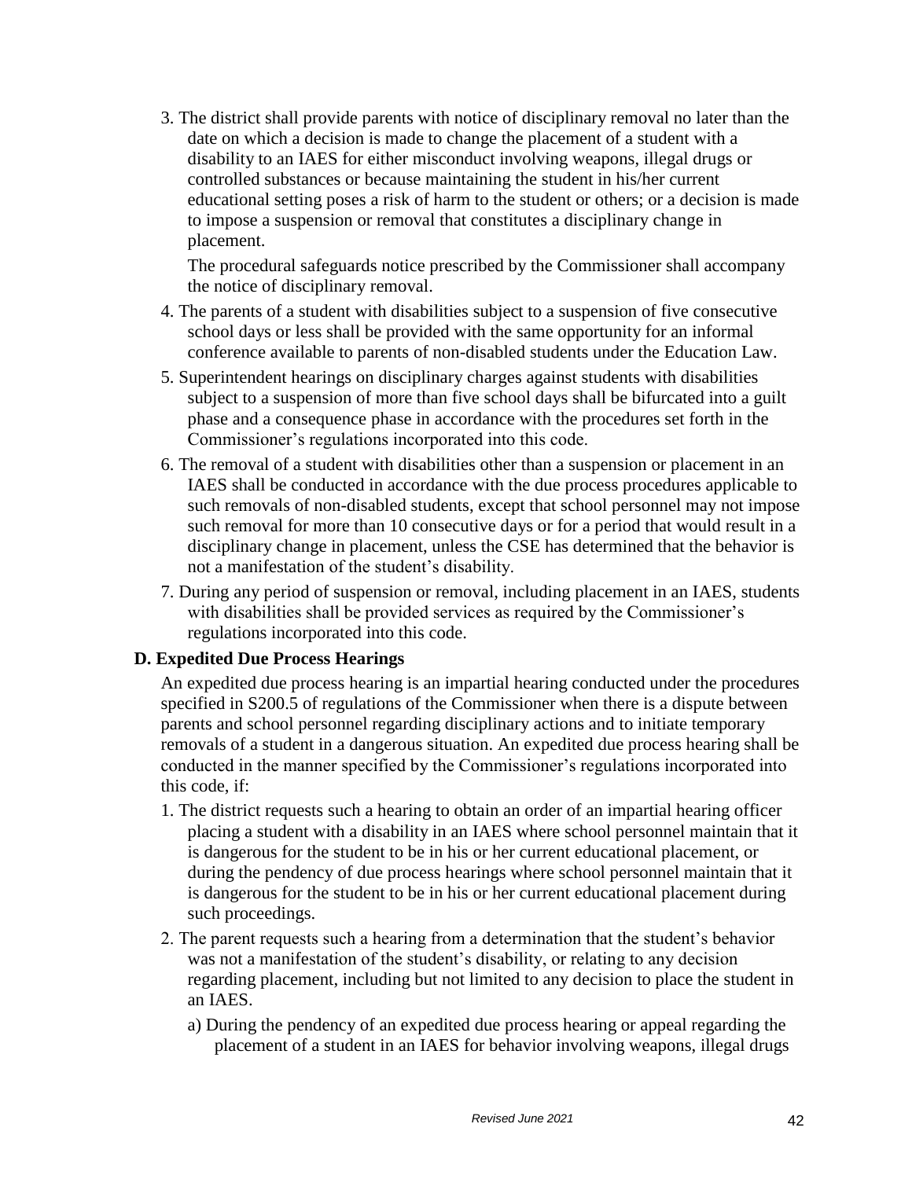3. The district shall provide parents with notice of disciplinary removal no later than the date on which a decision is made to change the placement of a student with a disability to an IAES for either misconduct involving weapons, illegal drugs or controlled substances or because maintaining the student in his/her current educational setting poses a risk of harm to the student or others; or a decision is made to impose a suspension or removal that constitutes a disciplinary change in placement.

   The procedural safeguards notice prescribed by the Commissioner shall accompany the notice of disciplinary removal.

4. The parents of a student with disabilities subject to a suspension of five consecutive school days or less shall be provided with the same opportunity for an informal conference available to parents of non-disabled students under the Education Law.

5. Superintendent hearings on disciplinary charges against students with disabilities subject to a suspension of more than five school days shall be bifurcated into a guilt phase and a consequence phase in accordance with the procedures set forth in the Commissioner's regulations incorporated into this code.

6. The removal of a student with disabilities other than a suspension or placement in an IAES shall be conducted in accordance with the due process procedures applicable to such removals of non-disabled students, except that school personnel may not impose such removal for more than 10 consecutive days or for a period that would result in a disciplinary change in placement, unless the CSE has determined that the behavior is not a manifestation of the student's disability.

7. During any period of suspension or removal, including placement in an IAES, students with disabilities shall be provided services as required by the Commissioner's regulations incorporated into this code.

**D. Expedited Due Process Hearings**

An expedited due process hearing is an impartial hearing conducted under the procedures specified in S200.5 of regulations of the Commissioner when there is a dispute between parents and school personnel regarding disciplinary actions and to initiate temporary removals of a student in a dangerous situation. An expedited due process hearing shall be conducted in the manner specified by the Commissioner's regulations incorporated into this code, if:

1. The district requests such a hearing to obtain an order of an impartial hearing officer placing a student with a disability in an IAES where school personnel maintain that it is dangerous for the student to be in his or her current educational placement, or during the pendency of due process hearings where school personnel maintain that it is dangerous for the student to be in his or her current educational placement during such proceedings.

2. The parent requests such a hearing from a determination that the student's behavior was not a manifestation of the student's disability, or relating to any decision regarding placement, including but not limited to any decision to place the student in an IAES.

   a) During the pendency of an expedited due process hearing or appeal regarding the placement of a student in an IAES for behavior involving weapons, illegal drugs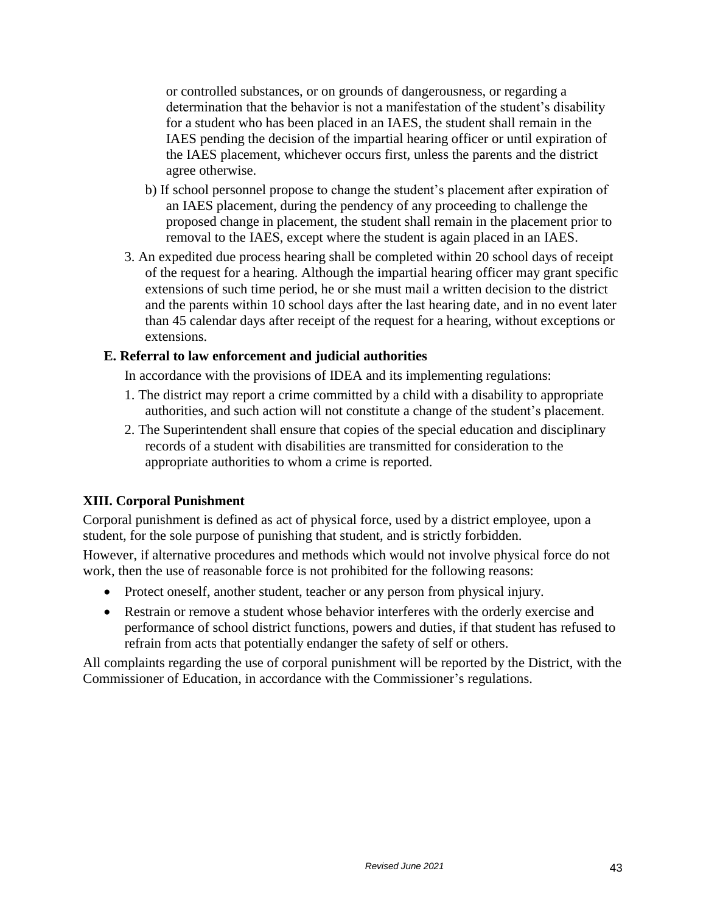or controlled substances, or on grounds of dangerousness, or regarding a determination that the behavior is not a manifestation of the student's disability for a student who has been placed in an IAES, the student shall remain in the IAES pending the decision of the impartial hearing officer or until expiration of the IAES placement, whichever occurs first, unless the parents and the district agree otherwise.

b) If school personnel propose to change the student's placement after expiration of an IAES placement, during the pendency of any proceeding to challenge the proposed change in placement, the student shall remain in the placement prior to removal to the IAES, except where the student is again placed in an IAES.

3. An expedited due process hearing shall be completed within 20 school days of receipt of the request for a hearing. Although the impartial hearing officer may grant specific extensions of such time period, he or she must mail a written decision to the district and the parents within 10 school days after the last hearing date, and in no event later than 45 calendar days after receipt of the request for a hearing, without exceptions or extensions.

**E. Referral to law enforcement and judicial authorities**

In accordance with the provisions of IDEA and its implementing regulations:

1. The district may report a crime committed by a child with a disability to appropriate authorities, and such action will not constitute a change of the student's placement.
2. The Superintendent shall ensure that copies of the special education and disciplinary records of a student with disabilities are transmitted for consideration to the appropriate authorities to whom a crime is reported.

## XIII. Corporal Punishment

Corporal punishment is defined as act of physical force, used by a district employee, upon a student, for the sole purpose of punishing that student, and is strictly forbidden.

However, if alternative procedures and methods which would not involve physical force do not work, then the use of reasonable force is not prohibited for the following reasons:

- Protect oneself, another student, teacher or any person from physical injury.
- Restrain or remove a student whose behavior interferes with the orderly exercise and performance of school district functions, powers and duties, if that student has refused to refrain from acts that potentially endanger the safety of self or others.

All complaints regarding the use of corporal punishment will be reported by the District, with the Commissioner of Education, in accordance with the Commissioner's regulations.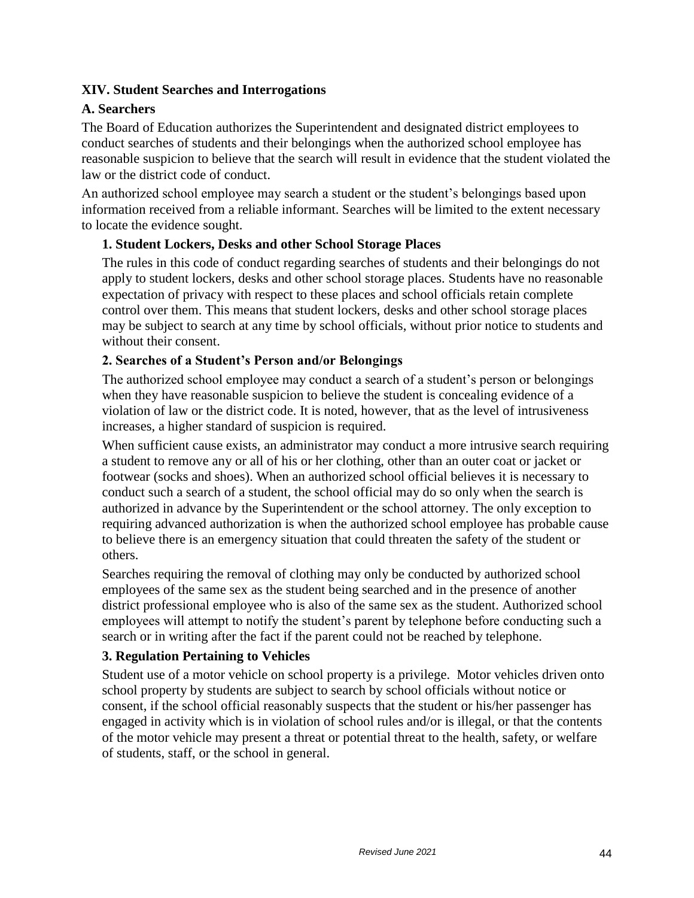## XIV. Student Searches and Interrogations

### A. Searchers

The Board of Education authorizes the Superintendent and designated district employees to conduct searches of students and their belongings when the authorized school employee has reasonable suspicion to believe that the search will result in evidence that the student violated the law or the district code of conduct.

An authorized school employee may search a student or the student's belongings based upon information received from a reliable informant. Searches will be limited to the extent necessary to locate the evidence sought.

#### 1. Student Lockers, Desks and other School Storage Places

The rules in this code of conduct regarding searches of students and their belongings do not apply to student lockers, desks and other school storage places. Students have no reasonable expectation of privacy with respect to these places and school officials retain complete control over them. This means that student lockers, desks and other school storage places may be subject to search at any time by school officials, without prior notice to students and without their consent.

#### 2. Searches of a Student's Person and/or Belongings

The authorized school employee may conduct a search of a student's person or belongings when they have reasonable suspicion to believe the student is concealing evidence of a violation of law or the district code. It is noted, however, that as the level of intrusiveness increases, a higher standard of suspicion is required.

When sufficient cause exists, an administrator may conduct a more intrusive search requiring a student to remove any or all of his or her clothing, other than an outer coat or jacket or footwear (socks and shoes). When an authorized school official believes it is necessary to conduct such a search of a student, the school official may do so only when the search is authorized in advance by the Superintendent or the school attorney. The only exception to requiring advanced authorization is when the authorized school employee has probable cause to believe there is an emergency situation that could threaten the safety of the student or others.

Searches requiring the removal of clothing may only be conducted by authorized school employees of the same sex as the student being searched and in the presence of another district professional employee who is also of the same sex as the student. Authorized school employees will attempt to notify the student's parent by telephone before conducting such a search or in writing after the fact if the parent could not be reached by telephone.

#### 3. Regulation Pertaining to Vehicles

Student use of a motor vehicle on school property is a privilege. Motor vehicles driven onto school property by students are subject to search by school officials without notice or consent, if the school official reasonably suspects that the student or his/her passenger has engaged in activity which is in violation of school rules and/or is illegal, or that the contents of the motor vehicle may present a threat or potential threat to the health, safety, or welfare of students, staff, or the school in general.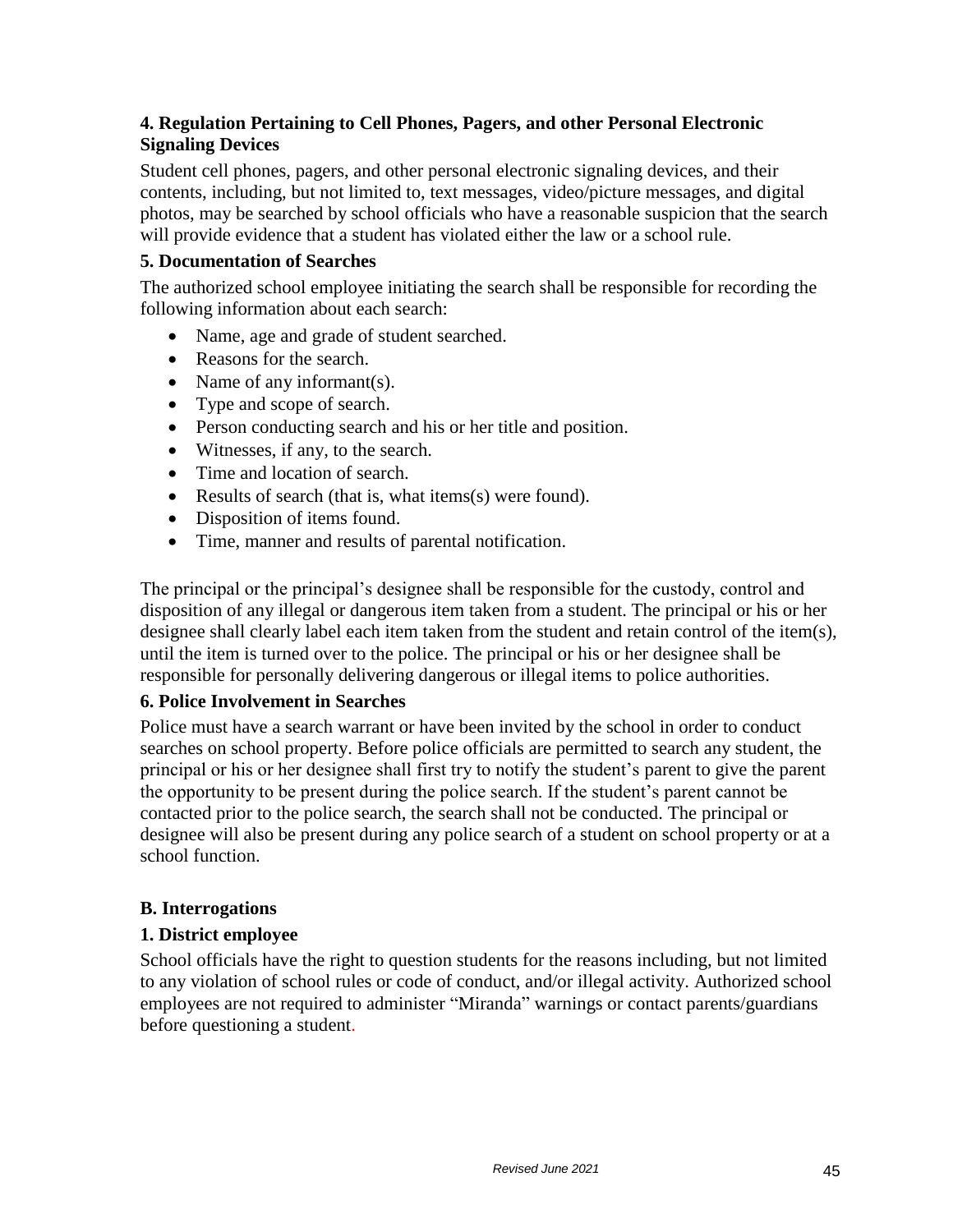### 4. Regulation Pertaining to Cell Phones, Pagers, and other Personal Electronic Signaling Devices

Student cell phones, pagers, and other personal electronic signaling devices, and their contents, including, but not limited to, text messages, video/picture messages, and digital photos, may be searched by school officials who have a reasonable suspicion that the search will provide evidence that a student has violated either the law or a school rule.

### 5. Documentation of Searches

The authorized school employee initiating the search shall be responsible for recording the following information about each search:

- Name, age and grade of student searched.
- Reasons for the search.
- Name of any informant(s).
- Type and scope of search.
- Person conducting search and his or her title and position.
- Witnesses, if any, to the search.
- Time and location of search.
- Results of search (that is, what items(s) were found).
- Disposition of items found.
- Time, manner and results of parental notification.

The principal or the principal's designee shall be responsible for the custody, control and disposition of any illegal or dangerous item taken from a student. The principal or his or her designee shall clearly label each item taken from the student and retain control of the item(s), until the item is turned over to the police. The principal or his or her designee shall be responsible for personally delivering dangerous or illegal items to police authorities.

### 6. Police Involvement in Searches

Police must have a search warrant or have been invited by the school in order to conduct searches on school property. Before police officials are permitted to search any student, the principal or his or her designee shall first try to notify the student's parent to give the parent the opportunity to be present during the police search. If the student's parent cannot be contacted prior to the police search, the search shall not be conducted. The principal or designee will also be present during any police search of a student on school property or at a school function.

## B. Interrogations

### 1. District employee

School officials have the right to question students for the reasons including, but not limited to any violation of school rules or code of conduct, and/or illegal activity. Authorized school employees are not required to administer "Miranda" warnings or contact parents/guardians before questioning a student.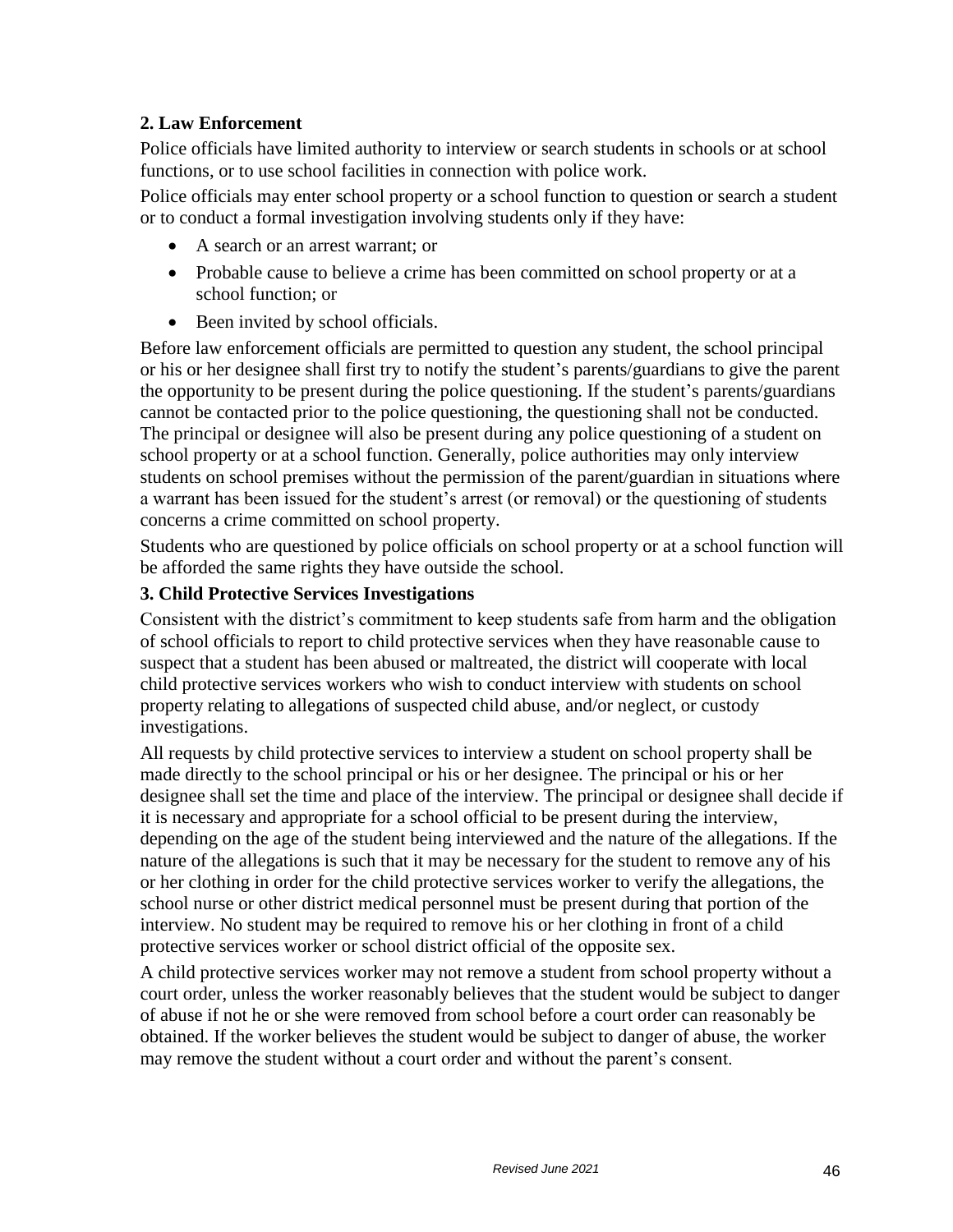### 2. Law Enforcement

Police officials have limited authority to interview or search students in schools or at school functions, or to use school facilities in connection with police work.

Police officials may enter school property or a school function to question or search a student or to conduct a formal investigation involving students only if they have:

- A search or an arrest warrant; or
- Probable cause to believe a crime has been committed on school property or at a school function; or
- Been invited by school officials.

Before law enforcement officials are permitted to question any student, the school principal or his or her designee shall first try to notify the student's parents/guardians to give the parent the opportunity to be present during the police questioning. If the student's parents/guardians cannot be contacted prior to the police questioning, the questioning shall not be conducted. The principal or designee will also be present during any police questioning of a student on school property or at a school function. Generally, police authorities may only interview students on school premises without the permission of the parent/guardian in situations where a warrant has been issued for the student's arrest (or removal) or the questioning of students concerns a crime committed on school property.

Students who are questioned by police officials on school property or at a school function will be afforded the same rights they have outside the school.

### 3. Child Protective Services Investigations

Consistent with the district's commitment to keep students safe from harm and the obligation of school officials to report to child protective services when they have reasonable cause to suspect that a student has been abused or maltreated, the district will cooperate with local child protective services workers who wish to conduct interview with students on school property relating to allegations of suspected child abuse, and/or neglect, or custody investigations.

All requests by child protective services to interview a student on school property shall be made directly to the school principal or his or her designee. The principal or his or her designee shall set the time and place of the interview. The principal or designee shall decide if it is necessary and appropriate for a school official to be present during the interview, depending on the age of the student being interviewed and the nature of the allegations. If the nature of the allegations is such that it may be necessary for the student to remove any of his or her clothing in order for the child protective services worker to verify the allegations, the school nurse or other district medical personnel must be present during that portion of the interview. No student may be required to remove his or her clothing in front of a child protective services worker or school district official of the opposite sex.

A child protective services worker may not remove a student from school property without a court order, unless the worker reasonably believes that the student would be subject to danger of abuse if not he or she were removed from school before a court order can reasonably be obtained. If the worker believes the student would be subject to danger of abuse, the worker may remove the student without a court order and without the parent's consent.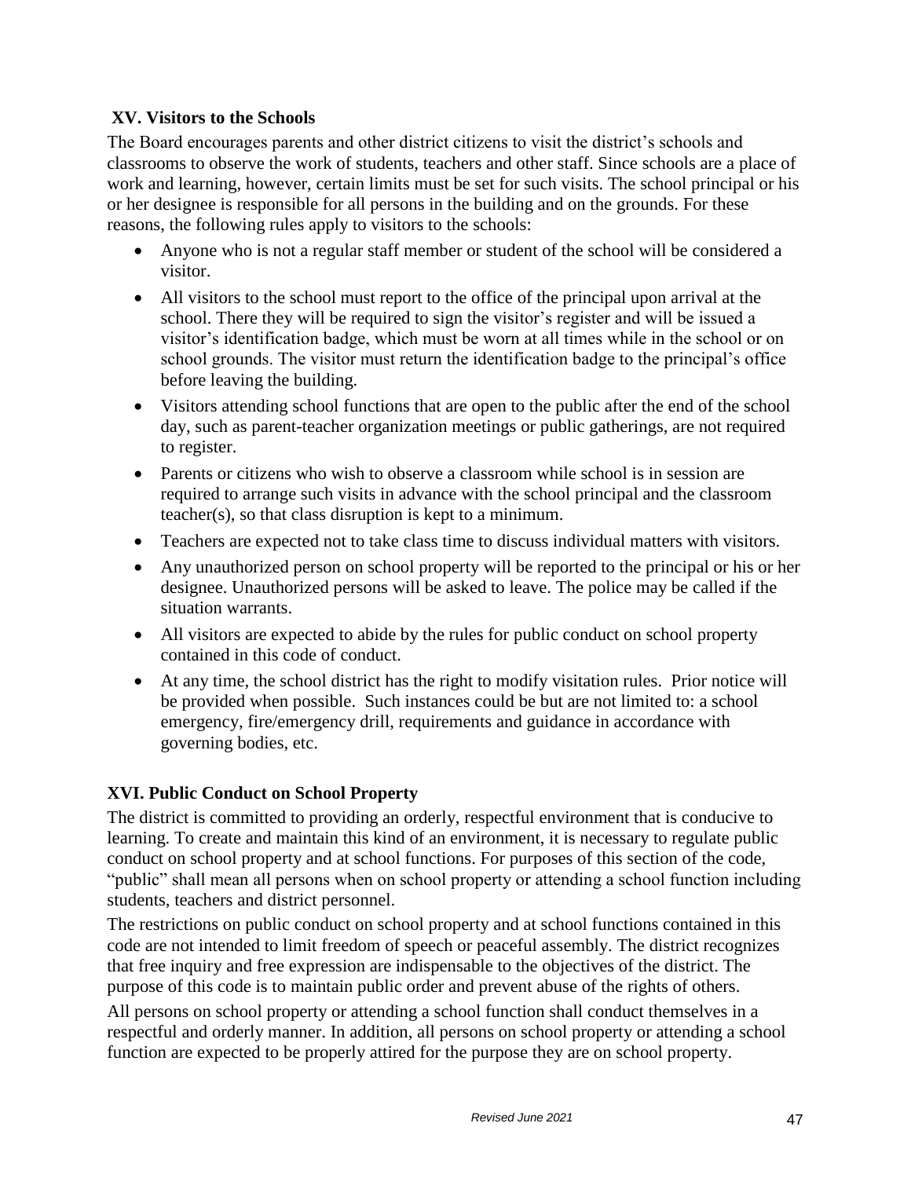## XV. Visitors to the Schools

The Board encourages parents and other district citizens to visit the district's schools and classrooms to observe the work of students, teachers and other staff. Since schools are a place of work and learning, however, certain limits must be set for such visits. The school principal or his or her designee is responsible for all persons in the building and on the grounds. For these reasons, the following rules apply to visitors to the schools:

- Anyone who is not a regular staff member or student of the school will be considered a visitor.
- All visitors to the school must report to the office of the principal upon arrival at the school. There they will be required to sign the visitor's register and will be issued a visitor's identification badge, which must be worn at all times while in the school or on school grounds. The visitor must return the identification badge to the principal's office before leaving the building.
- Visitors attending school functions that are open to the public after the end of the school day, such as parent-teacher organization meetings or public gatherings, are not required to register.
- Parents or citizens who wish to observe a classroom while school is in session are required to arrange such visits in advance with the school principal and the classroom teacher(s), so that class disruption is kept to a minimum.
- Teachers are expected not to take class time to discuss individual matters with visitors.
- Any unauthorized person on school property will be reported to the principal or his or her designee. Unauthorized persons will be asked to leave. The police may be called if the situation warrants.
- All visitors are expected to abide by the rules for public conduct on school property contained in this code of conduct.
- At any time, the school district has the right to modify visitation rules. Prior notice will be provided when possible. Such instances could be but are not limited to: a school emergency, fire/emergency drill, requirements and guidance in accordance with governing bodies, etc.

## XVI. Public Conduct on School Property

The district is committed to providing an orderly, respectful environment that is conducive to learning. To create and maintain this kind of an environment, it is necessary to regulate public conduct on school property and at school functions. For purposes of this section of the code, "public" shall mean all persons when on school property or attending a school function including students, teachers and district personnel.

The restrictions on public conduct on school property and at school functions contained in this code are not intended to limit freedom of speech or peaceful assembly. The district recognizes that free inquiry and free expression are indispensable to the objectives of the district. The purpose of this code is to maintain public order and prevent abuse of the rights of others.

All persons on school property or attending a school function shall conduct themselves in a respectful and orderly manner. In addition, all persons on school property or attending a school function are expected to be properly attired for the purpose they are on school property.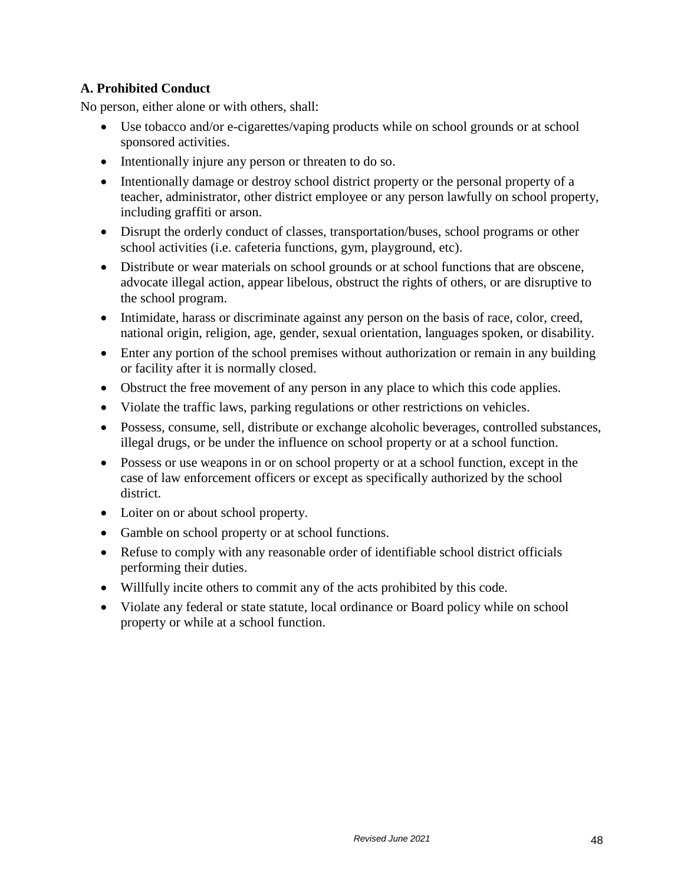**A. Prohibited Conduct**

No person, either alone or with others, shall:

- Use tobacco and/or e-cigarettes/vaping products while on school grounds or at school sponsored activities.
- Intentionally injure any person or threaten to do so.
- Intentionally damage or destroy school district property or the personal property of a teacher, administrator, other district employee or any person lawfully on school property, including graffiti or arson.
- Disrupt the orderly conduct of classes, transportation/buses, school programs or other school activities (i.e. cafeteria functions, gym, playground, etc).
- Distribute or wear materials on school grounds or at school functions that are obscene, advocate illegal action, appear libelous, obstruct the rights of others, or are disruptive to the school program.
- Intimidate, harass or discriminate against any person on the basis of race, color, creed, national origin, religion, age, gender, sexual orientation, languages spoken, or disability.
- Enter any portion of the school premises without authorization or remain in any building or facility after it is normally closed.
- Obstruct the free movement of any person in any place to which this code applies.
- Violate the traffic laws, parking regulations or other restrictions on vehicles.
- Possess, consume, sell, distribute or exchange alcoholic beverages, controlled substances, illegal drugs, or be under the influence on school property or at a school function.
- Possess or use weapons in or on school property or at a school function, except in the case of law enforcement officers or except as specifically authorized by the school district.
- Loiter on or about school property.
- Gamble on school property or at school functions.
- Refuse to comply with any reasonable order of identifiable school district officials performing their duties.
- Willfully incite others to commit any of the acts prohibited by this code.
- Violate any federal or state statute, local ordinance or Board policy while on school property or while at a school function.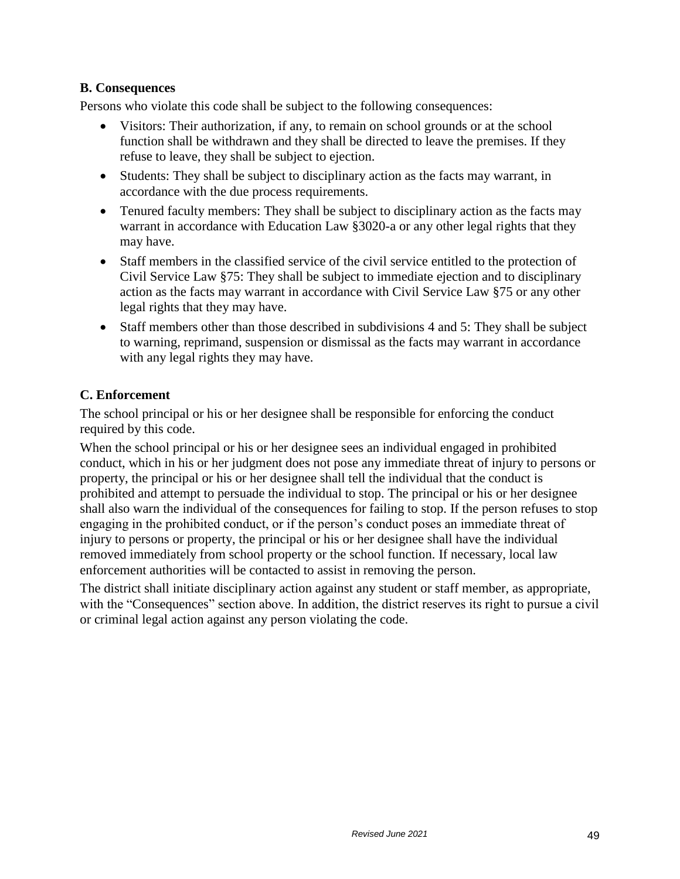### B. Consequences

Persons who violate this code shall be subject to the following consequences:

- Visitors: Their authorization, if any, to remain on school grounds or at the school function shall be withdrawn and they shall be directed to leave the premises. If they refuse to leave, they shall be subject to ejection.
- Students: They shall be subject to disciplinary action as the facts may warrant, in accordance with the due process requirements.
- Tenured faculty members: They shall be subject to disciplinary action as the facts may warrant in accordance with Education Law §3020-a or any other legal rights that they may have.
- Staff members in the classified service of the civil service entitled to the protection of Civil Service Law §75: They shall be subject to immediate ejection and to disciplinary action as the facts may warrant in accordance with Civil Service Law §75 or any other legal rights that they may have.
- Staff members other than those described in subdivisions 4 and 5: They shall be subject to warning, reprimand, suspension or dismissal as the facts may warrant in accordance with any legal rights they may have.

### C. Enforcement

The school principal or his or her designee shall be responsible for enforcing the conduct required by this code.

When the school principal or his or her designee sees an individual engaged in prohibited conduct, which in his or her judgment does not pose any immediate threat of injury to persons or property, the principal or his or her designee shall tell the individual that the conduct is prohibited and attempt to persuade the individual to stop. The principal or his or her designee shall also warn the individual of the consequences for failing to stop. If the person refuses to stop engaging in the prohibited conduct, or if the person's conduct poses an immediate threat of injury to persons or property, the principal or his or her designee shall have the individual removed immediately from school property or the school function. If necessary, local law enforcement authorities will be contacted to assist in removing the person.

The district shall initiate disciplinary action against any student or staff member, as appropriate, with the "Consequences" section above. In addition, the district reserves its right to pursue a civil or criminal legal action against any person violating the code.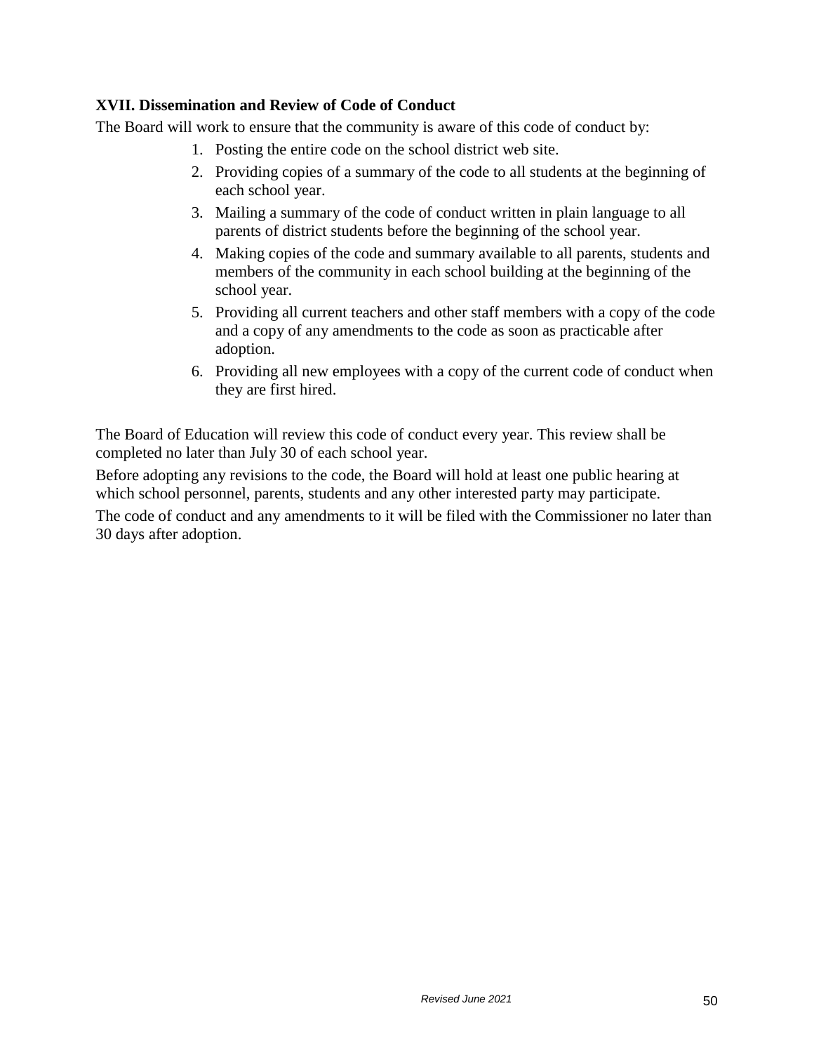## XVII. Dissemination and Review of Code of Conduct

The Board will work to ensure that the community is aware of this code of conduct by:

1. Posting the entire code on the school district web site.
2. Providing copies of a summary of the code to all students at the beginning of each school year.
3. Mailing a summary of the code of conduct written in plain language to all parents of district students before the beginning of the school year.
4. Making copies of the code and summary available to all parents, students and members of the community in each school building at the beginning of the school year.
5. Providing all current teachers and other staff members with a copy of the code and a copy of any amendments to the code as soon as practicable after adoption.
6. Providing all new employees with a copy of the current code of conduct when they are first hired.

The Board of Education will review this code of conduct every year. This review shall be completed no later than July 30 of each school year.

Before adopting any revisions to the code, the Board will hold at least one public hearing at which school personnel, parents, students and any other interested party may participate.

The code of conduct and any amendments to it will be filed with the Commissioner no later than 30 days after adoption.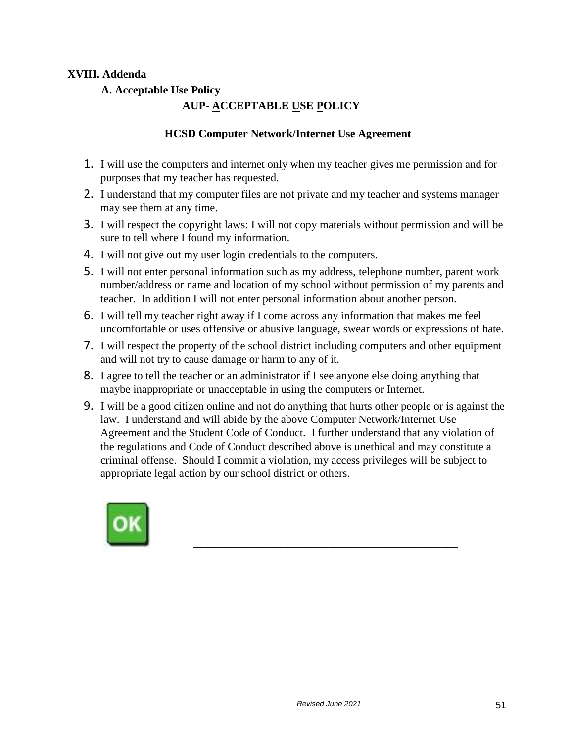## XVIII. Addenda

### A. Acceptable Use Policy

**AUP- <u>A</u>CCEPTABLE <u>U</u>SE <u>P</u>OLICY**

**HCSD Computer Network/Internet Use Agreement**

1. I will use the computers and internet only when my teacher gives me permission and for purposes that my teacher has requested.
2. I understand that my computer files are not private and my teacher and systems manager may see them at any time.
3. I will respect the copyright laws: I will not copy materials without permission and will be sure to tell where I found my information.
4. I will not give out my user login credentials to the computers.
5. I will not enter personal information such as my address, telephone number, parent work number/address or name and location of my school without permission of my parents and teacher. In addition I will not enter personal information about another person.
6. I will tell my teacher right away if I come across any information that makes me feel uncomfortable or uses offensive or abusive language, swear words or expressions of hate.
7. I will respect the property of the school district including computers and other equipment and will not try to cause damage or harm to any of it.
8. I agree to tell the teacher or an administrator if I see anyone else doing anything that maybe inappropriate or unacceptable in using the computers or Internet.
9. I will be a good citizen online and not do anything that hurts other people or is against the law. I understand and will abide by the above Computer Network/Internet Use Agreement and the Student Code of Conduct. I further understand that any violation of the regulations and Code of Conduct described above is unethical and may constitute a criminal offense. Should I commit a violation, my access privileges will be subject to appropriate legal action by our school district or others.

OK

_______________________________________________

*Revised June 2021*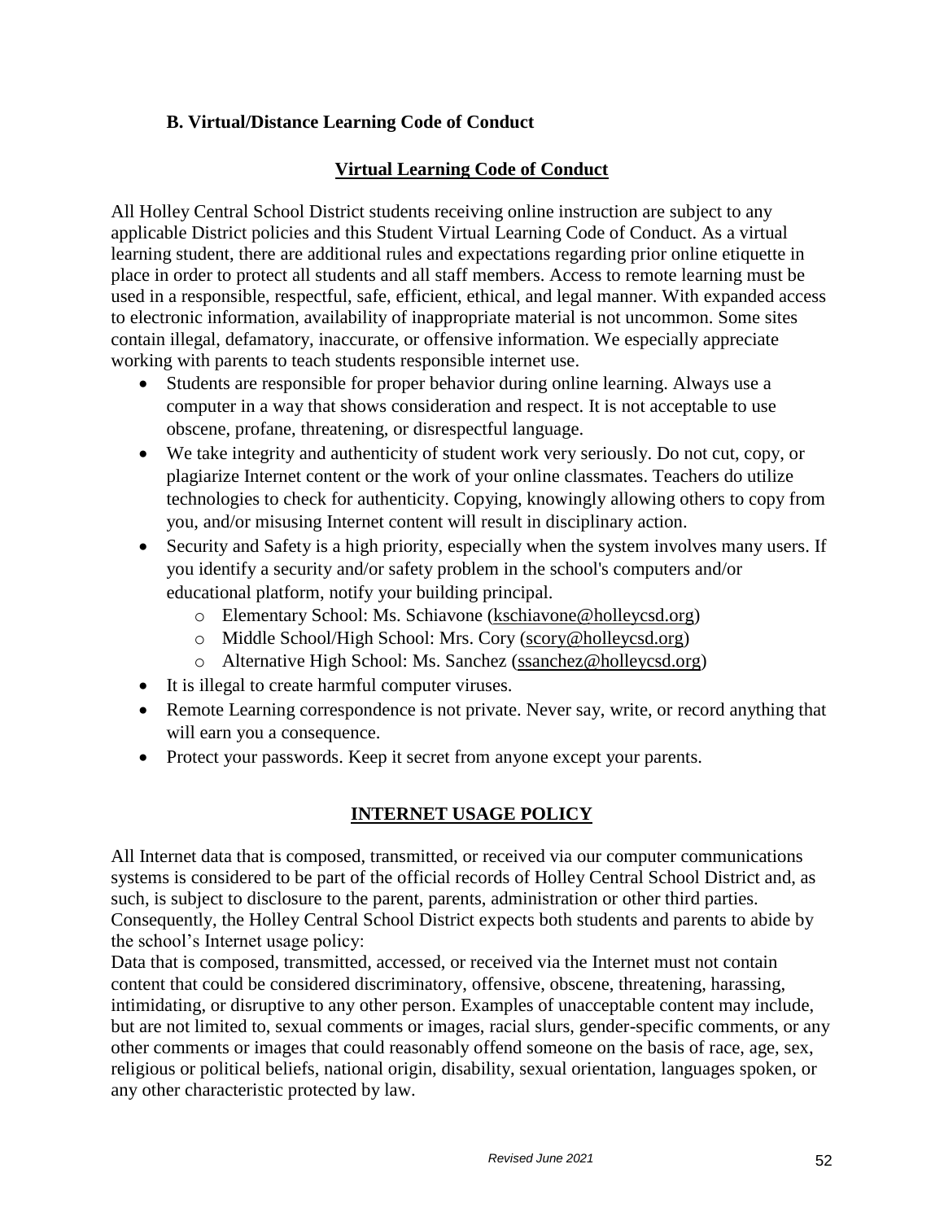### B. Virtual/Distance Learning Code of Conduct

## Virtual Learning Code of Conduct

All Holley Central School District students receiving online instruction are subject to any applicable District policies and this Student Virtual Learning Code of Conduct. As a virtual learning student, there are additional rules and expectations regarding prior online etiquette in place in order to protect all students and all staff members. Access to remote learning must be used in a responsible, respectful, safe, efficient, ethical, and legal manner. With expanded access to electronic information, availability of inappropriate material is not uncommon. Some sites contain illegal, defamatory, inaccurate, or offensive information. We especially appreciate working with parents to teach students responsible internet use.

- Students are responsible for proper behavior during online learning. Always use a computer in a way that shows consideration and respect. It is not acceptable to use obscene, profane, threatening, or disrespectful language.
- We take integrity and authenticity of student work very seriously. Do not cut, copy, or plagiarize Internet content or the work of your online classmates. Teachers do utilize technologies to check for authenticity. Copying, knowingly allowing others to copy from you, and/or misusing Internet content will result in disciplinary action.
- Security and Safety is a high priority, especially when the system involves many users. If you identify a security and/or safety problem in the school's computers and/or educational platform, notify your building principal.
  - Elementary School: Ms. Schiavone (kschiavone@holleycsd.org)
  - Middle School/High School: Mrs. Cory (scory@holleycsd.org)
  - Alternative High School: Ms. Sanchez (ssanchez@holleycsd.org)
- It is illegal to create harmful computer viruses.
- Remote Learning correspondence is not private. Never say, write, or record anything that will earn you a consequence.
- Protect your passwords. Keep it secret from anyone except your parents.

## INTERNET USAGE POLICY

All Internet data that is composed, transmitted, or received via our computer communications systems is considered to be part of the official records of Holley Central School District and, as such, is subject to disclosure to the parent, parents, administration or other third parties. Consequently, the Holley Central School District expects both students and parents to abide by the school's Internet usage policy:

Data that is composed, transmitted, accessed, or received via the Internet must not contain content that could be considered discriminatory, offensive, obscene, threatening, harassing, intimidating, or disruptive to any other person. Examples of unacceptable content may include, but are not limited to, sexual comments or images, racial slurs, gender-specific comments, or any other comments or images that could reasonably offend someone on the basis of race, age, sex, religious or political beliefs, national origin, disability, sexual orientation, languages spoken, or any other characteristic protected by law.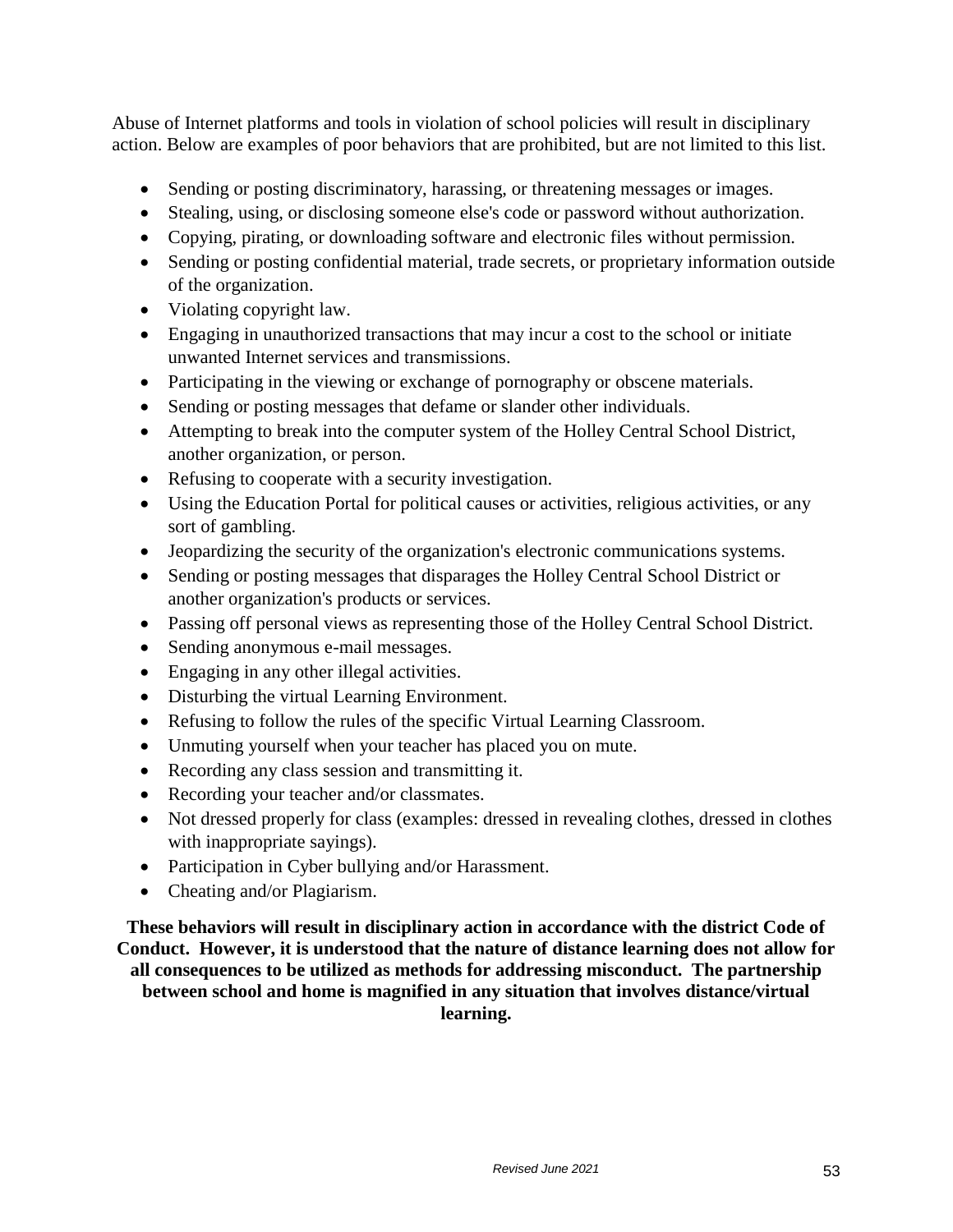Abuse of Internet platforms and tools in violation of school policies will result in disciplinary action. Below are examples of poor behaviors that are prohibited, but are not limited to this list.

- Sending or posting discriminatory, harassing, or threatening messages or images.
- Stealing, using, or disclosing someone else's code or password without authorization.
- Copying, pirating, or downloading software and electronic files without permission.
- Sending or posting confidential material, trade secrets, or proprietary information outside of the organization.
- Violating copyright law.
- Engaging in unauthorized transactions that may incur a cost to the school or initiate unwanted Internet services and transmissions.
- Participating in the viewing or exchange of pornography or obscene materials.
- Sending or posting messages that defame or slander other individuals.
- Attempting to break into the computer system of the Holley Central School District, another organization, or person.
- Refusing to cooperate with a security investigation.
- Using the Education Portal for political causes or activities, religious activities, or any sort of gambling.
- Jeopardizing the security of the organization's electronic communications systems.
- Sending or posting messages that disparages the Holley Central School District or another organization's products or services.
- Passing off personal views as representing those of the Holley Central School District.
- Sending anonymous e-mail messages.
- Engaging in any other illegal activities.
- Disturbing the virtual Learning Environment.
- Refusing to follow the rules of the specific Virtual Learning Classroom.
- Unmuting yourself when your teacher has placed you on mute.
- Recording any class session and transmitting it.
- Recording your teacher and/or classmates.
- Not dressed properly for class (examples: dressed in revealing clothes, dressed in clothes with inappropriate sayings).
- Participation in Cyber bullying and/or Harassment.
- Cheating and/or Plagiarism.

**These behaviors will result in disciplinary action in accordance with the district Code of Conduct. However, it is understood that the nature of distance learning does not allow for all consequences to be utilized as methods for addressing misconduct. The partnership between school and home is magnified in any situation that involves distance/virtual learning.**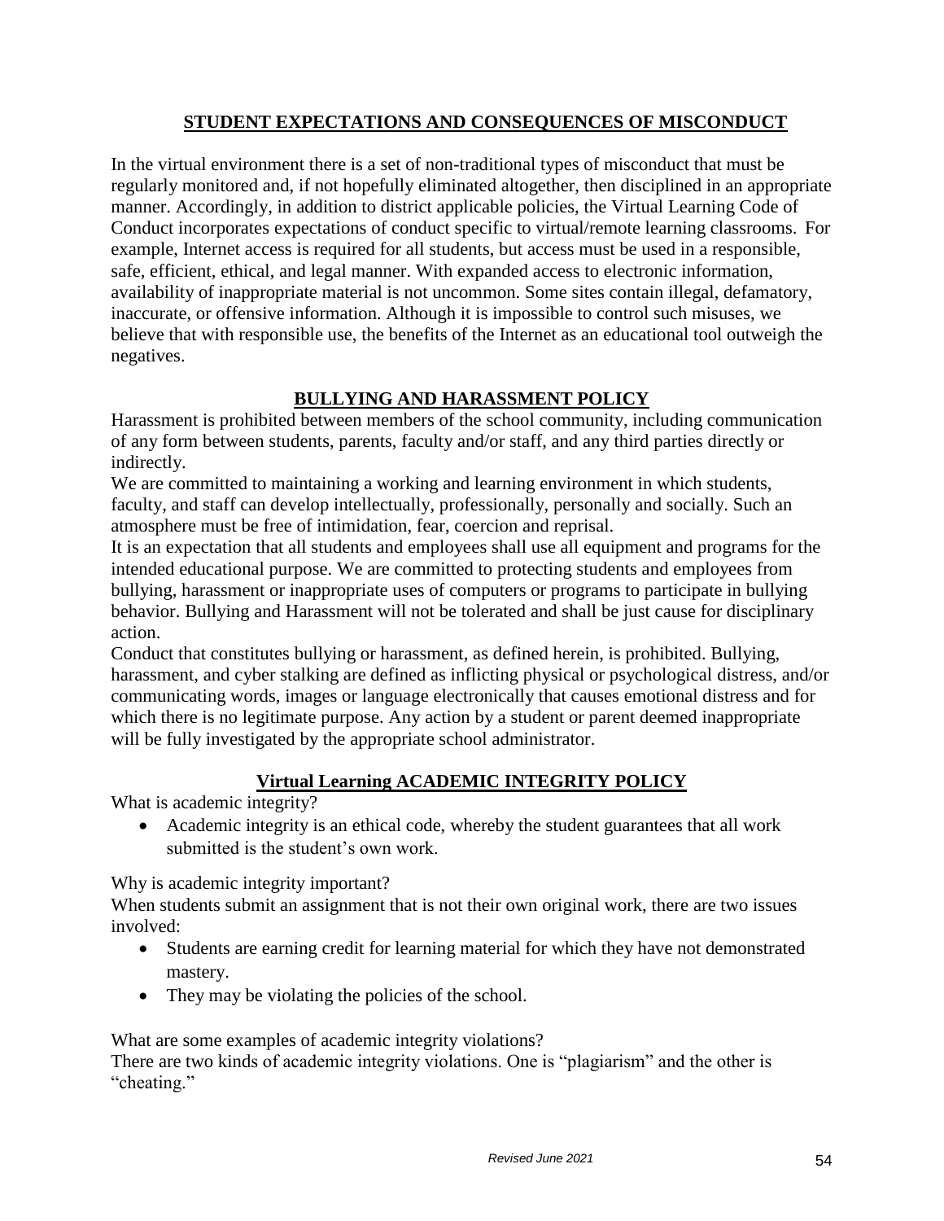## STUDENT EXPECTATIONS AND CONSEQUENCES OF MISCONDUCT

In the virtual environment there is a set of non-traditional types of misconduct that must be regularly monitored and, if not hopefully eliminated altogether, then disciplined in an appropriate manner. Accordingly, in addition to district applicable policies, the Virtual Learning Code of Conduct incorporates expectations of conduct specific to virtual/remote learning classrooms. For example, Internet access is required for all students, but access must be used in a responsible, safe, efficient, ethical, and legal manner. With expanded access to electronic information, availability of inappropriate material is not uncommon. Some sites contain illegal, defamatory, inaccurate, or offensive information. Although it is impossible to control such misuses, we believe that with responsible use, the benefits of the Internet as an educational tool outweigh the negatives.

## BULLYING AND HARASSMENT POLICY

Harassment is prohibited between members of the school community, including communication of any form between students, parents, faculty and/or staff, and any third parties directly or indirectly.

We are committed to maintaining a working and learning environment in which students, faculty, and staff can develop intellectually, professionally, personally and socially. Such an atmosphere must be free of intimidation, fear, coercion and reprisal.

It is an expectation that all students and employees shall use all equipment and programs for the intended educational purpose. We are committed to protecting students and employees from bullying, harassment or inappropriate uses of computers or programs to participate in bullying behavior. Bullying and Harassment will not be tolerated and shall be just cause for disciplinary action.

Conduct that constitutes bullying or harassment, as defined herein, is prohibited. Bullying, harassment, and cyber stalking are defined as inflicting physical or psychological distress, and/or communicating words, images or language electronically that causes emotional distress and for which there is no legitimate purpose. Any action by a student or parent deemed inappropriate will be fully investigated by the appropriate school administrator.

## Virtual Learning ACADEMIC INTEGRITY POLICY

What is academic integrity?

- Academic integrity is an ethical code, whereby the student guarantees that all work submitted is the student's own work.

Why is academic integrity important?

When students submit an assignment that is not their own original work, there are two issues involved:

- Students are earning credit for learning material for which they have not demonstrated mastery.
- They may be violating the policies of the school.

What are some examples of academic integrity violations?

There are two kinds of academic integrity violations. One is "plagiarism" and the other is "cheating."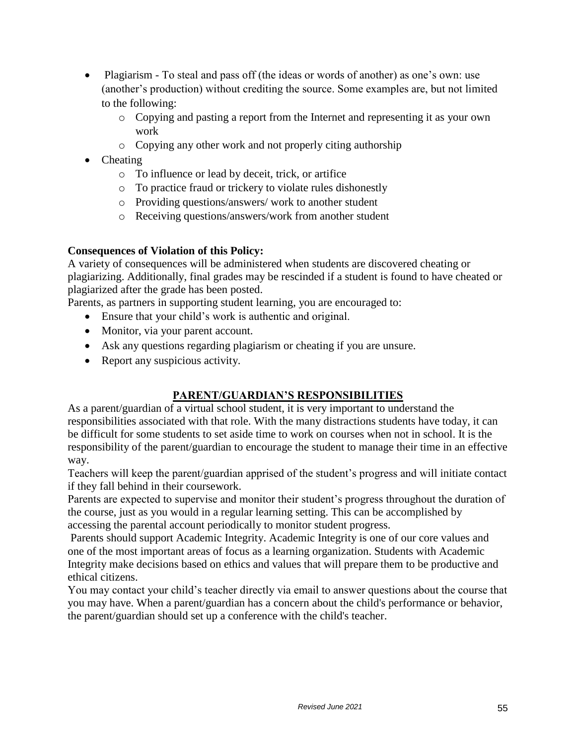- Plagiarism - To steal and pass off (the ideas or words of another) as one's own: use (another's production) without crediting the source. Some examples are, but not limited to the following:
  - Copying and pasting a report from the Internet and representing it as your own work
  - Copying any other work and not properly citing authorship
- Cheating
  - To influence or lead by deceit, trick, or artifice
  - To practice fraud or trickery to violate rules dishonestly
  - Providing questions/answers/ work to another student
  - Receiving questions/answers/work from another student

**Consequences of Violation of this Policy:**
A variety of consequences will be administered when students are discovered cheating or plagiarizing. Additionally, final grades may be rescinded if a student is found to have cheated or plagiarized after the grade has been posted.

Parents, as partners in supporting student learning, you are encouraged to:

- Ensure that your child's work is authentic and original.
- Monitor, via your parent account.
- Ask any questions regarding plagiarism or cheating if you are unsure.
- Report any suspicious activity.

## PARENT/GUARDIAN'S RESPONSIBILITIES

As a parent/guardian of a virtual school student, it is very important to understand the responsibilities associated with that role. With the many distractions students have today, it can be difficult for some students to set aside time to work on courses when not in school. It is the responsibility of the parent/guardian to encourage the student to manage their time in an effective way.

Teachers will keep the parent/guardian apprised of the student's progress and will initiate contact if they fall behind in their coursework.

Parents are expected to supervise and monitor their student's progress throughout the duration of the course, just as you would in a regular learning setting. This can be accomplished by accessing the parental account periodically to monitor student progress.

Parents should support Academic Integrity. Academic Integrity is one of our core values and one of the most important areas of focus as a learning organization. Students with Academic Integrity make decisions based on ethics and values that will prepare them to be productive and ethical citizens.

You may contact your child's teacher directly via email to answer questions about the course that you may have. When a parent/guardian has a concern about the child's performance or behavior, the parent/guardian should set up a conference with the child's teacher.